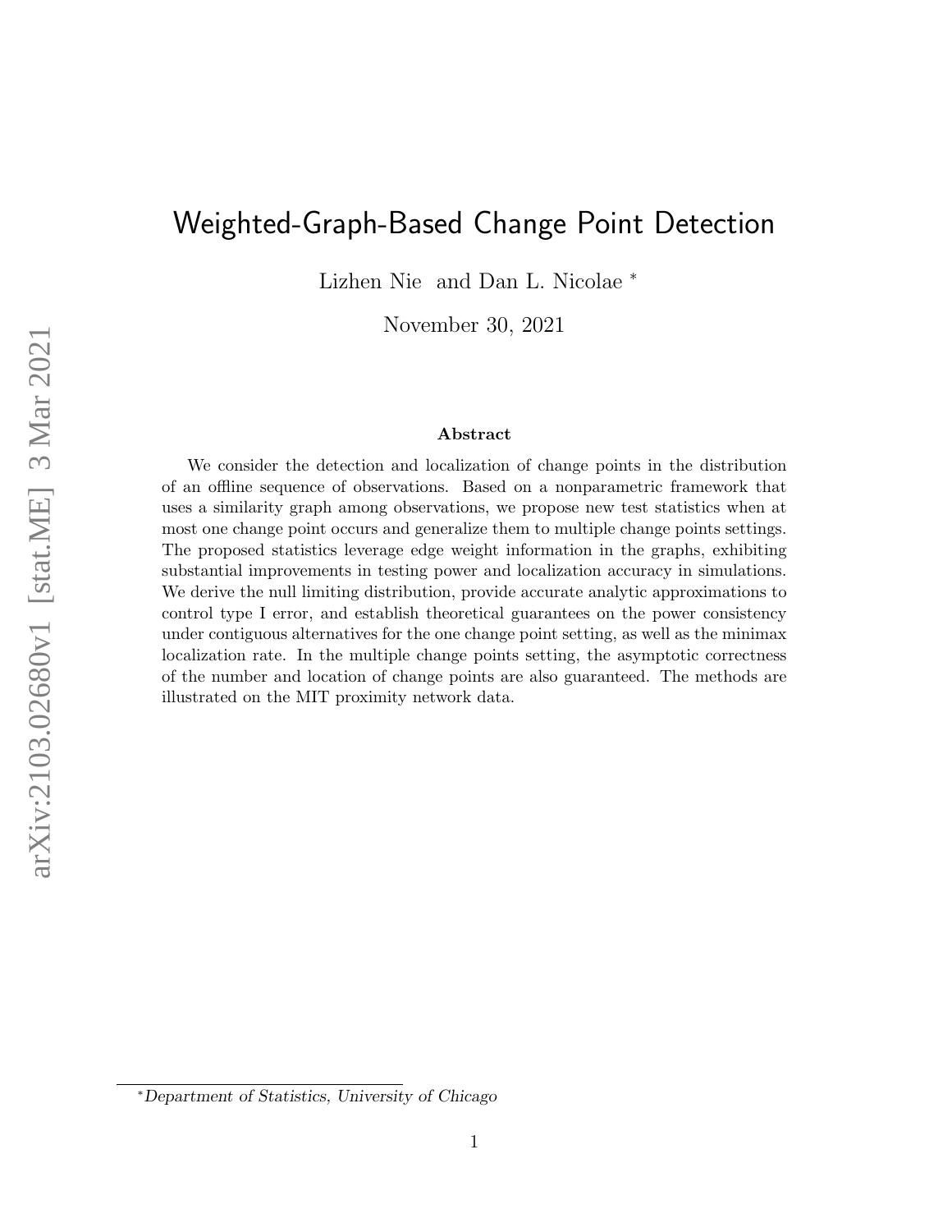# Weighted-Graph-Based Change Point Detection

Lizhen Nie and Dan L. Nicolae *

November 30, 2021

### Abstract

We consider the detection and localization of change points in the distribution of an offline sequence of observations. Based on a nonparametric framework that uses a similarity graph among observations, we propose new test statistics when at most one change point occurs and generalize them to multiple change points settings. The proposed statistics leverage edge weight information in the graphs, exhibiting substantial improvements in testing power and localization accuracy in simulations. We derive the null limiting distribution, provide accurate analytic approximations to control type I error, and establish theoretical guarantees on the power consistency under contiguous alternatives for the one change point setting, as well as the minimax localization rate. In the multiple change points setting, the asymptotic correctness of the number and location of change points are also guaranteed. The methods are illustrated on the MIT proximity network data.

*Department of Statistics, University of Chicago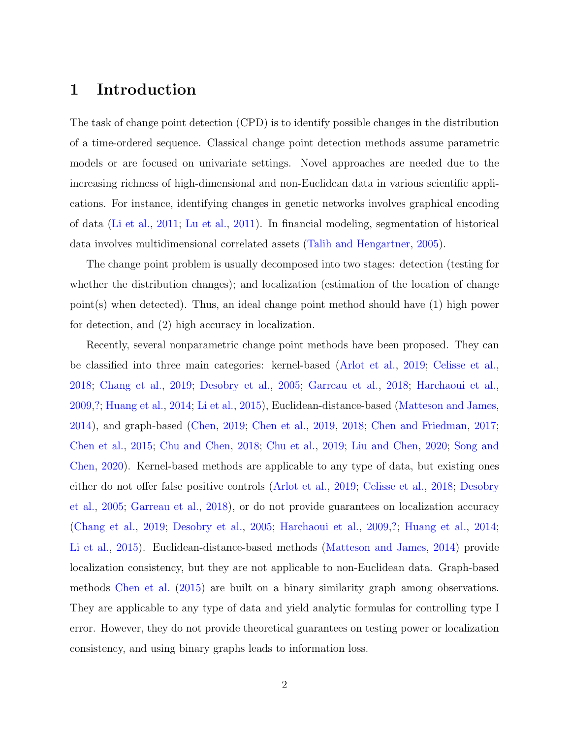# 1 Introduction

The task of change point detection (CPD) is to identify possible changes in the distribution of a time-ordered sequence. Classical change point detection methods assume parametric models or are focused on univariate settings. Novel approaches are needed due to the increasing richness of high-dimensional and non-Euclidean data in various scientific applications. For instance, identifying changes in genetic networks involves graphical encoding of data (Li et al., 2011; Lu et al., 2011). In financial modeling, segmentation of historical data involves multidimensional correlated assets (Talih and Hengartner, 2005).

The change point problem is usually decomposed into two stages: detection (testing for whether the distribution changes); and localization (estimation of the location of change point(s) when detected). Thus, an ideal change point method should have (1) high power for detection, and (2) high accuracy in localization.

Recently, several nonparametric change point methods have been proposed. They can be classified into three main categories: kernel-based (Arlot et al., 2019; Celisse et al., 2018; Chang et al., 2019; Desobry et al., 2005; Garreau et al., 2018; Harchaoui et al., 2009,?; Huang et al., 2014; Li et al., 2015), Euclidean-distance-based (Matteson and James, 2014), and graph-based (Chen, 2019; Chen et al., 2019, 2018; Chen and Friedman, 2017; Chen et al., 2015; Chu and Chen, 2018; Chu et al., 2019; Liu and Chen, 2020; Song and Chen, 2020). Kernel-based methods are applicable to any type of data, but existing ones either do not offer false positive controls (Arlot et al., 2019; Celisse et al., 2018; Desobry et al., 2005; Garreau et al., 2018), or do not provide guarantees on localization accuracy (Chang et al., 2019; Desobry et al., 2005; Harchaoui et al., 2009,?; Huang et al., 2014; Li et al., 2015). Euclidean-distance-based methods (Matteson and James, 2014) provide localization consistency, but they are not applicable to non-Euclidean data. Graph-based methods Chen et al. (2015) are built on a binary similarity graph among observations. They are applicable to any type of data and yield analytic formulas for controlling type I error. However, they do not provide theoretical guarantees on testing power or localization consistency, and using binary graphs leads to information loss.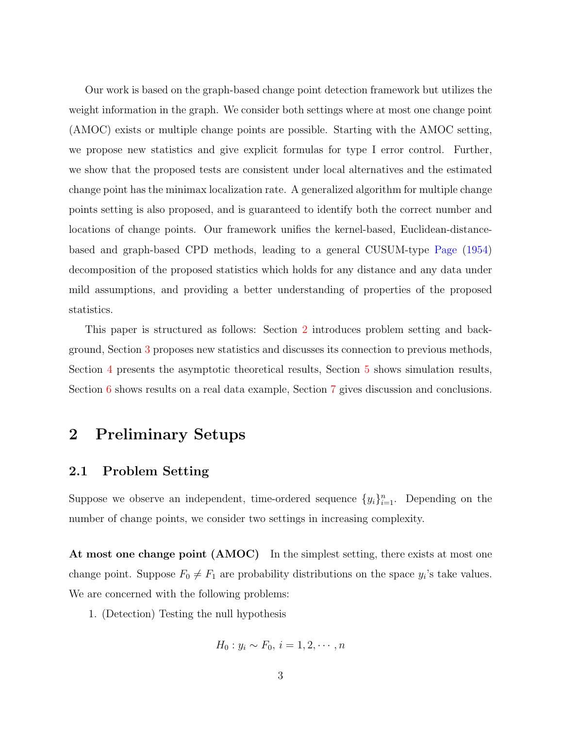Our work is based on the graph-based change point detection framework but utilizes the weight information in the graph. We consider both settings where at most one change point (AMOC) exists or multiple change points are possible. Starting with the AMOC setting, we propose new statistics and give explicit formulas for type I error control. Further, we show that the proposed tests are consistent under local alternatives and the estimated change point has the minimax localization rate. A generalized algorithm for multiple change points setting is also proposed, and is guaranteed to identify both the correct number and locations of change points. Our framework unifies the kernel-based, Euclidean-distance-based and graph-based CPD methods, leading to a general CUSUM-type Page (1954) decomposition of the proposed statistics which holds for any distance and any data under mild assumptions, and providing a better understanding of properties of the proposed statistics.

This paper is structured as follows: Section 2 introduces problem setting and background, Section 3 proposes new statistics and discusses its connection to previous methods, Section 4 presents the asymptotic theoretical results, Section 5 shows simulation results, Section 6 shows results on a real data example, Section 7 gives discussion and conclusions.

# 2 Preliminary Setups

## 2.1 Problem Setting

Suppose we observe an independent, time-ordered sequence $\{y_i\}_{i=1}^n$. Depending on the number of change points, we consider two settings in increasing complexity.

**At most one change point (AMOC)** In the simplest setting, there exists at most one change point. Suppose $F_0 \neq F_1$ are probability distributions on the space $y_i$'s take values. We are concerned with the following problems:

1. (Detection) Testing the null hypothesis

$$H_0 : y_i \sim F_0,\ i = 1, 2, \cdots, n$$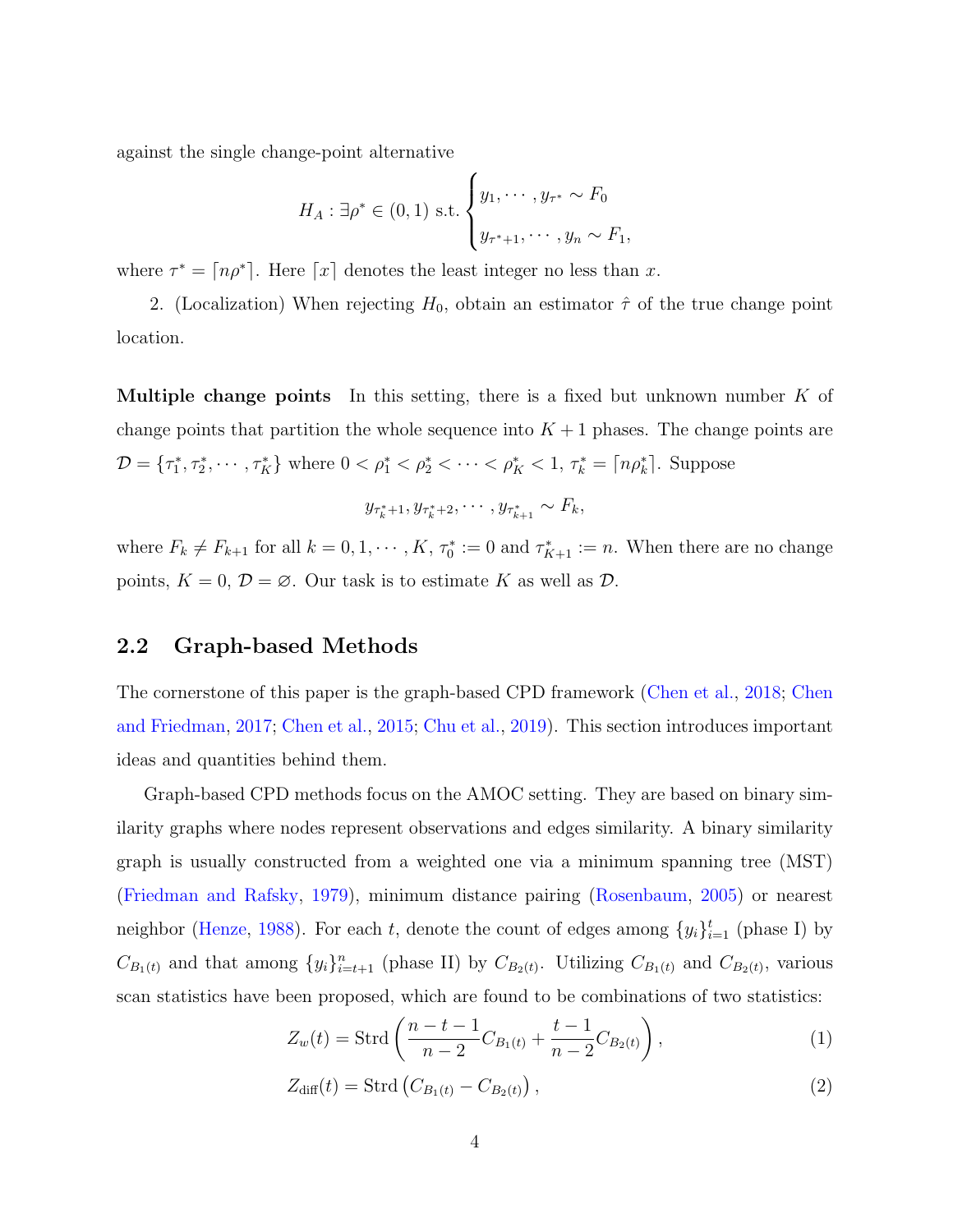against the single change-point alternative

$$H_A : \exists \rho^* \in (0,1) \text{ s.t. } \begin{cases} y_1, \cdots, y_{\tau^*} \sim F_0 \\ y_{\tau^*+1}, \cdots, y_n \sim F_1, \end{cases}$$

where $\tau^* = \lceil n\rho^* \rceil$. Here $\lceil x \rceil$ denotes the least integer no less than $x$.

2. (Localization) When rejecting $H_0$, obtain an estimator $\hat{\tau}$ of the true change point location.

**Multiple change points** In this setting, there is a fixed but unknown number $K$ of change points that partition the whole sequence into $K+1$ phases. The change points are $\mathcal{D} = \{\tau_1^*, \tau_2^*, \cdots, \tau_K^*\}$ where $0 < \rho_1^* < \rho_2^* < \cdots < \rho_K^* < 1$, $\tau_k^* = \lceil n\rho_k^* \rceil$. Suppose

$$y_{\tau_k^*+1}, y_{\tau_k^*+2}, \cdots, y_{\tau_{k+1}^*} \sim F_k,$$

where $F_k \neq F_{k+1}$ for all $k = 0, 1, \cdots, K$, $\tau_0^* := 0$ and $\tau_{K+1}^* := n$. When there are no change points, $K = 0$, $\mathcal{D} = \varnothing$. Our task is to estimate $K$ as well as $\mathcal{D}$.

## 2.2 Graph-based Methods

The cornerstone of this paper is the graph-based CPD framework (Chen et al., 2018; Chen and Friedman, 2017; Chen et al., 2015; Chu et al., 2019). This section introduces important ideas and quantities behind them.

Graph-based CPD methods focus on the AMOC setting. They are based on binary similarity graphs where nodes represent observations and edges similarity. A binary similarity graph is usually constructed from a weighted one via a minimum spanning tree (MST) (Friedman and Rafsky, 1979), minimum distance pairing (Rosenbaum, 2005) or nearest neighbor (Henze, 1988). For each $t$, denote the count of edges among $\{y_i\}_{i=1}^t$ (phase I) by $C_{B_1(t)}$ and that among $\{y_i\}_{i=t+1}^n$ (phase II) by $C_{B_2(t)}$. Utilizing $C_{B_1(t)}$ and $C_{B_2(t)}$, various scan statistics have been proposed, which are found to be combinations of two statistics:

$$Z_w(t) = \text{Strd}\left(\frac{n-t-1}{n-2} C_{B_1(t)} + \frac{t-1}{n-2} C_{B_2(t)}\right), \tag{1}$$

$$Z_{\text{diff}}(t) = \text{Strd}\left(C_{B_1(t)} - C_{B_2(t)}\right), \tag{2}$$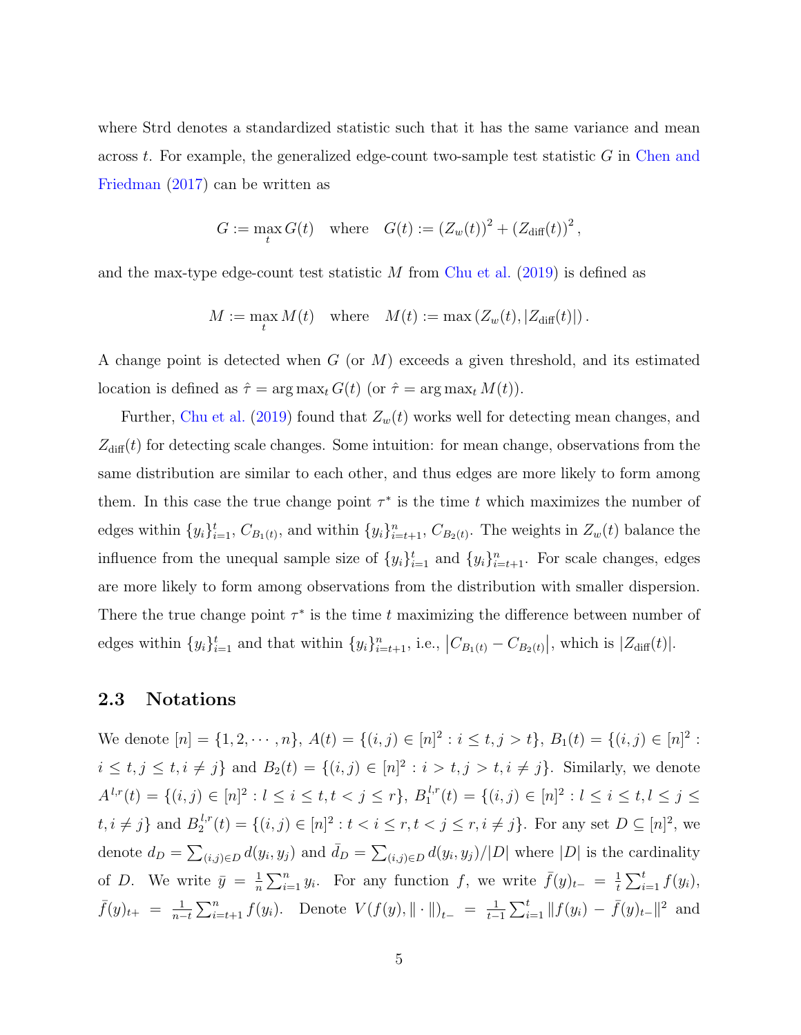where Strd denotes a standardized statistic such that it has the same variance and mean across $t$. For example, the generalized edge-count two-sample test statistic $G$ in Chen and Friedman (2017) can be written as

$$G := \max_t G(t) \quad \text{where} \quad G(t) := (Z_w(t))^2 + (Z_{\text{diff}}(t))^2,$$

and the max-type edge-count test statistic $M$ from Chu et al. (2019) is defined as

$$M := \max_t M(t) \quad \text{where} \quad M(t) := \max(Z_w(t), |Z_{\text{diff}}(t)|).$$

A change point is detected when $G$ (or $M$) exceeds a given threshold, and its estimated location is defined as $\hat{\tau} = \arg\max_t G(t)$ (or $\hat{\tau} = \arg\max_t M(t)$).

Further, Chu et al. (2019) found that $Z_w(t)$ works well for detecting mean changes, and $Z_{\text{diff}}(t)$ for detecting scale changes. Some intuition: for mean change, observations from the same distribution are similar to each other, and thus edges are more likely to form among them. In this case the true change point $\tau^*$ is the time $t$ which maximizes the number of edges within $\{y_i\}_{i=1}^t$, $C_{B_1(t)}$, and within $\{y_i\}_{i=t+1}^n$, $C_{B_2(t)}$. The weights in $Z_w(t)$ balance the influence from the unequal sample size of $\{y_i\}_{i=1}^t$ and $\{y_i\}_{i=t+1}^n$. For scale changes, edges are more likely to form among observations from the distribution with smaller dispersion. There the true change point $\tau^*$ is the time $t$ maximizing the difference between number of edges within $\{y_i\}_{i=1}^t$ and that within $\{y_i\}_{i=t+1}^n$, i.e., $\left|C_{B_1(t)} - C_{B_2(t)}\right|$, which is $|Z_{\text{diff}}(t)|$.

## 2.3 Notations

We denote $[n] = \{1, 2, \cdots, n\}$, $A(t) = \{(i,j) \in [n]^2 : i \leq t, j > t\}$, $B_1(t) = \{(i,j) \in [n]^2 : i \leq t, j \leq t, i \neq j\}$ and $B_2(t) = \{(i,j) \in [n]^2 : i > t, j > t, i \neq j\}$. Similarly, we denote $A^{l,r}(t) = \{(i,j) \in [n]^2 : l \leq i \leq t, t < j \leq r\}$, $B_1^{l,r}(t) = \{(i,j) \in [n]^2 : l \leq i \leq t, l \leq j \leq t, i \neq j\}$ and $B_2^{l,r}(t) = \{(i,j) \in [n]^2 : t < i \leq r, t < j \leq r, i \neq j\}$. For any set $D \subseteq [n]^2$, we denote $d_D = \sum_{(i,j)\in D} d(y_i, y_j)$ and $\bar{d}_D = \sum_{(i,j)\in D} d(y_i, y_j)/|D|$ where $|D|$ is the cardinality of $D$. We write $\bar{y} = \frac{1}{n}\sum_{i=1}^n y_i$. For any function $f$, we write $\bar{f}(y)_{t-} = \frac{1}{t}\sum_{i=1}^t f(y_i)$, $\bar{f}(y)_{t+} = \frac{1}{n-t}\sum_{i=t+1}^n f(y_i)$. Denote $V(f(y), \|\cdot\|)_{t-} = \frac{1}{t-1}\sum_{i=1}^t \|f(y_i) - \bar{f}(y)_{t-}\|^2$ and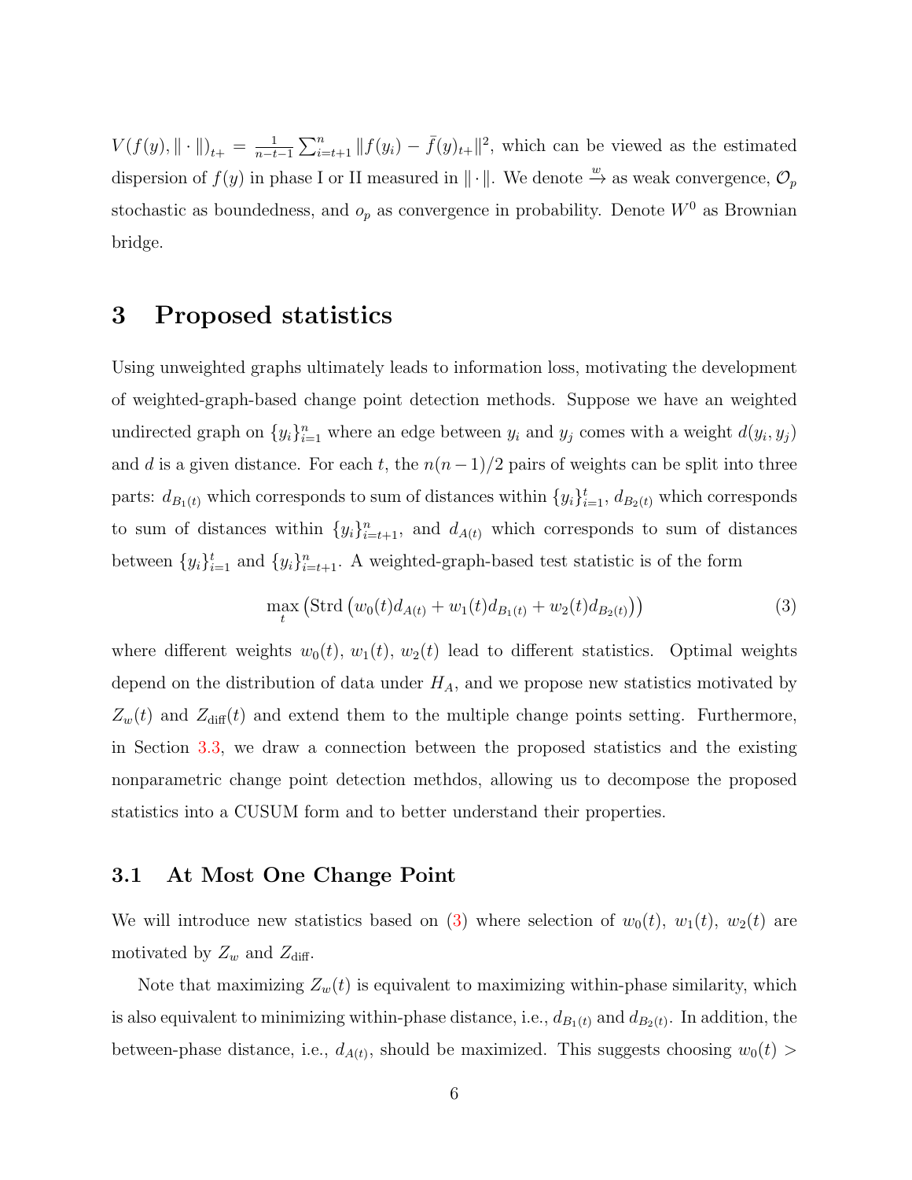$V(f(y), \|\cdot\|)_{t+} = \frac{1}{n-t-1}\sum_{i=t+1}^{n} \|f(y_i) - \bar{f}(y)_{t+}\|^2$, which can be viewed as the estimated dispersion of $f(y)$ in phase I or II measured in $\|\cdot\|$. We denote $\xrightarrow{w}$ as weak convergence, $\mathcal{O}_p$ stochastic as boundedness, and $o_p$ as convergence in probability. Denote $W^0$ as Brownian bridge.

# 3 Proposed statistics

Using unweighted graphs ultimately leads to information loss, motivating the development of weighted-graph-based change point detection methods. Suppose we have an weighted undirected graph on $\{y_i\}_{i=1}^n$ where an edge between $y_i$ and $y_j$ comes with a weight $d(y_i, y_j)$ and $d$ is a given distance. For each $t$, the $n(n-1)/2$ pairs of weights can be split into three parts: $d_{B_1(t)}$ which corresponds to sum of distances within $\{y_i\}_{i=1}^t$, $d_{B_2(t)}$ which corresponds to sum of distances within $\{y_i\}_{i=t+1}^n$, and $d_{A(t)}$ which corresponds to sum of distances between $\{y_i\}_{i=1}^t$ and $\{y_i\}_{i=t+1}^n$. A weighted-graph-based test statistic is of the form

$$\max_t \left( \text{Strd}\left( w_0(t) d_{A(t)} + w_1(t) d_{B_1(t)} + w_2(t) d_{B_2(t)} \right) \right) \tag{3}$$

where different weights $w_0(t)$, $w_1(t)$, $w_2(t)$ lead to different statistics. Optimal weights depend on the distribution of data under $H_A$, and we propose new statistics motivated by $Z_w(t)$ and $Z_{\text{diff}}(t)$ and extend them to the multiple change points setting. Furthermore, in Section 3.3, we draw a connection between the proposed statistics and the existing nonparametric change point detection methdos, allowing us to decompose the proposed statistics into a CUSUM form and to better understand their properties.

## 3.1 At Most One Change Point

We will introduce new statistics based on (3) where selection of $w_0(t)$, $w_1(t)$, $w_2(t)$ are motivated by $Z_w$ and $Z_{\text{diff}}$.

Note that maximizing $Z_w(t)$ is equivalent to maximizing within-phase similarity, which is also equivalent to minimizing within-phase distance, i.e., $d_{B_1(t)}$ and $d_{B_2(t)}$. In addition, the between-phase distance, i.e., $d_{A(t)}$, should be maximized. This suggests choosing $w_0(t) >$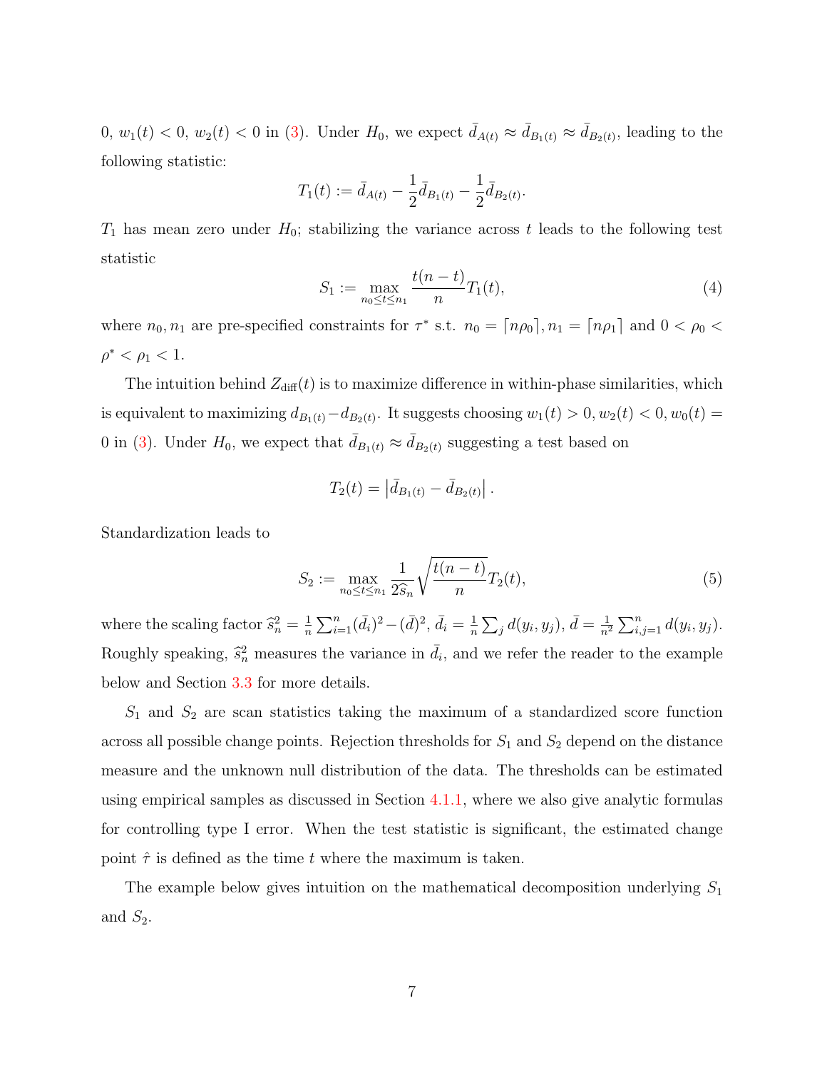0, $w_1(t) < 0$, $w_2(t) < 0$ in (3). Under $H_0$, we expect $\bar{d}_{A(t)} \approx \bar{d}_{B_1(t)} \approx \bar{d}_{B_2(t)}$, leading to the following statistic:

$$T_1(t) := \bar{d}_{A(t)} - \frac{1}{2}\bar{d}_{B_1(t)} - \frac{1}{2}\bar{d}_{B_2(t)}.$$

$T_1$ has mean zero under $H_0$; stabilizing the variance across $t$ leads to the following test statistic

$$S_1 := \max_{n_0 \leq t \leq n_1} \frac{t(n-t)}{n} T_1(t), \tag{4}$$

where $n_0, n_1$ are pre-specified constraints for $\tau^*$ s.t. $n_0 = \lceil n\rho_0 \rceil, n_1 = \lceil n\rho_1 \rceil$ and $0 < \rho_0 < \rho^* < \rho_1 < 1$.

The intuition behind $Z_{\text{diff}}(t)$ is to maximize difference in within-phase similarities, which is equivalent to maximizing $d_{B_1(t)} - d_{B_2(t)}$. It suggests choosing $w_1(t) > 0, w_2(t) < 0, w_0(t) = 0$ in (3). Under $H_0$, we expect that $\bar{d}_{B_1(t)} \approx \bar{d}_{B_2(t)}$ suggesting a test based on

$$T_2(t) = \left| \bar{d}_{B_1(t)} - \bar{d}_{B_2(t)} \right|.$$

Standardization leads to

$$S_2 := \max_{n_0 \leq t \leq n_1} \frac{1}{2\widehat{s}_n} \sqrt{\frac{t(n-t)}{n}} T_2(t), \tag{5}$$

where the scaling factor $\widehat{s}_n^2 = \frac{1}{n}\sum_{i=1}^{n}(\bar{d}_i)^2 - (\bar{d})^2$, $\bar{d}_i = \frac{1}{n}\sum_j d(y_i, y_j)$, $\bar{d} = \frac{1}{n^2}\sum_{i,j=1}^{n} d(y_i, y_j)$. Roughly speaking, $\widehat{s}_n^2$ measures the variance in $\bar{d}_i$, and we refer the reader to the example below and Section 3.3 for more details.

$S_1$ and $S_2$ are scan statistics taking the maximum of a standardized score function across all possible change points. Rejection thresholds for $S_1$ and $S_2$ depend on the distance measure and the unknown null distribution of the data. The thresholds can be estimated using empirical samples as discussed in Section 4.1.1, where we also give analytic formulas for controlling type I error. When the test statistic is significant, the estimated change point $\hat{\tau}$ is defined as the time $t$ where the maximum is taken.

The example below gives intuition on the mathematical decomposition underlying $S_1$ and $S_2$.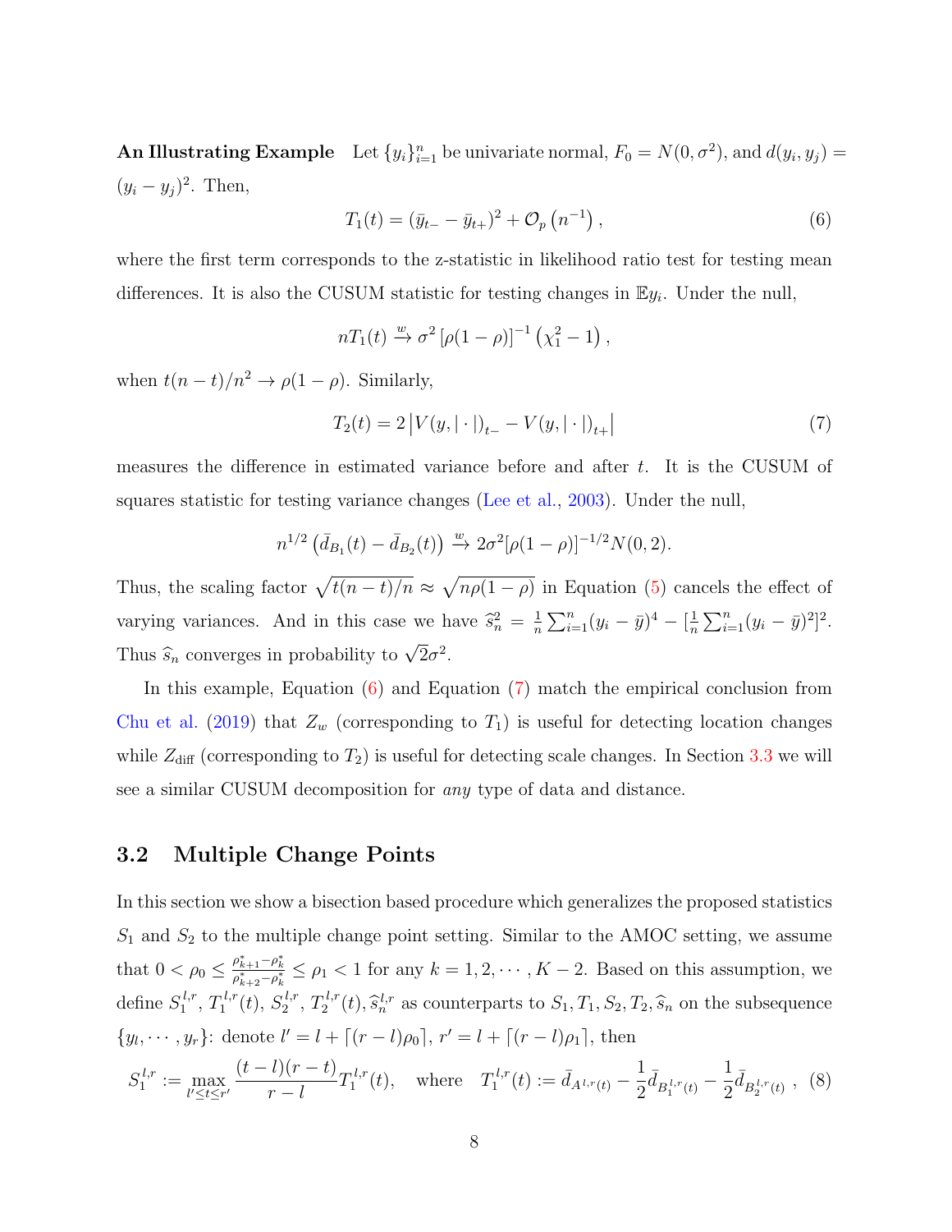**An Illustrating Example** Let $\{y_i\}_{i=1}^n$ be univariate normal, $F_0 = N(0, \sigma^2)$, and $d(y_i, y_j) = (y_i - y_j)^2$. Then,

$$T_1(t) = (\bar{y}_{t-} - \bar{y}_{t+})^2 + \mathcal{O}_p\left(n^{-1}\right), \tag{6}$$

where the first term corresponds to the z-statistic in likelihood ratio test for testing mean differences. It is also the CUSUM statistic for testing changes in $\mathbb{E}y_i$. Under the null,

$$nT_1(t) \xrightarrow{w} \sigma^2 \left[\rho(1-\rho)\right]^{-1} \left(\chi_1^2 - 1\right),$$

when $t(n-t)/n^2 \to \rho(1-\rho)$. Similarly,

$$T_2(t) = 2\left|V(y, |\cdot|)_{t-} - V(y, |\cdot|)_{t+}\right| \tag{7}$$

measures the difference in estimated variance before and after $t$. It is the CUSUM of squares statistic for testing variance changes (Lee et al., 2003). Under the null,

$$n^{1/2}\left(\bar{d}_{B_1}(t) - \bar{d}_{B_2}(t)\right) \xrightarrow{w} 2\sigma^2[\rho(1-\rho)]^{-1/2} N(0, 2).$$

Thus, the scaling factor $\sqrt{t(n-t)/n} \approx \sqrt{n\rho(1-\rho)}$ in Equation (5) cancels the effect of varying variances. And in this case we have $\widehat{s}_n^2 = \frac{1}{n}\sum_{i=1}^n (y_i - \bar{y})^4 - [\frac{1}{n}\sum_{i=1}^n (y_i - \bar{y})^2]^2$. Thus $\widehat{s}_n$ converges in probability to $\sqrt{2}\sigma^2$.

In this example, Equation (6) and Equation (7) match the empirical conclusion from Chu et al. (2019) that $Z_w$ (corresponding to $T_1$) is useful for detecting location changes while $Z_{\text{diff}}$ (corresponding to $T_2$) is useful for detecting scale changes. In Section 3.3 we will see a similar CUSUM decomposition for *any* type of data and distance.

## 3.2 Multiple Change Points

In this section we show a bisection based procedure which generalizes the proposed statistics $S_1$ and $S_2$ to the multiple change point setting. Similar to the AMOC setting, we assume that $0 < \rho_0 \leq \frac{\rho_{k+1}^* - \rho_k^*}{\rho_{k+2}^* - \rho_k^*} \leq \rho_1 < 1$ for any $k = 1, 2, \cdots, K-2$. Based on this assumption, we define $S_1^{l,r}$, $T_1^{l,r}(t)$, $S_2^{l,r}$, $T_2^{l,r}(t)$, $\widehat{s}_n^{l,r}$ as counterparts to $S_1, T_1, S_2, T_2, \widehat{s}_n$ on the subsequence $\{y_l, \cdots, y_r\}$: denote $l' = l + \lceil (r-l)\rho_0 \rceil$, $r' = l + \lceil (r-l)\rho_1 \rceil$, then

$$S_1^{l,r} := \max_{l' \leq t \leq r'} \frac{(t-l)(r-t)}{r-l} T_1^{l,r}(t), \quad \text{where} \quad T_1^{l,r}(t) := \bar{d}_{A^{l,r}(t)} - \frac{1}{2}\bar{d}_{B_1^{l,r}(t)} - \frac{1}{2}\bar{d}_{B_2^{l,r}(t)}, \tag{8}$$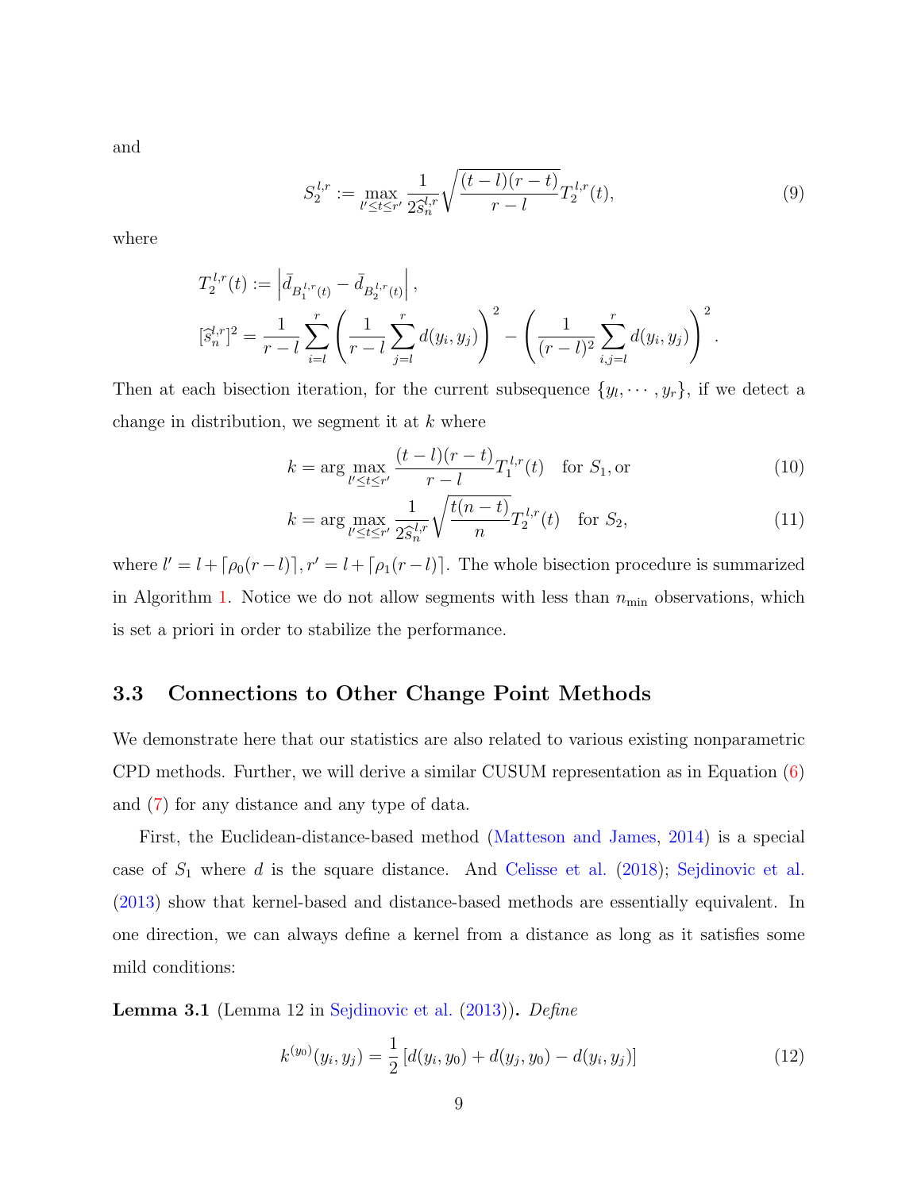and

$$S_2^{l,r} := \max_{l' \le t \le r'} \frac{1}{2\widehat{s}_n^{l,r}} \sqrt{\frac{(t-l)(r-t)}{r-l}} T_2^{l,r}(t), \tag{9}$$

where

$$T_2^{l,r}(t) := \left| \bar{d}_{B_1^{l,r}(t)} - \bar{d}_{B_2^{l,r}(t)} \right|,$$
$$[\widehat{s}_n^{l,r}]^2 = \frac{1}{r-l} \sum_{i=l}^{r} \left( \frac{1}{r-l} \sum_{j=l}^{r} d(y_i, y_j) \right)^2 - \left( \frac{1}{(r-l)^2} \sum_{i,j=l}^{r} d(y_i, y_j) \right)^2.$$

Then at each bisection iteration, for the current subsequence $\{y_l, \cdots, y_r\}$, if we detect a change in distribution, we segment it at $k$ where

$$k = \arg\max_{l' \le t \le r'} \frac{(t-l)(r-t)}{r-l} T_1^{l,r}(t) \quad \text{for } S_1, \text{or} \tag{10}$$

$$k = \arg\max_{l' \le t \le r'} \frac{1}{2\widehat{s}_n^{l,r}} \sqrt{\frac{t(n-t)}{n}} T_2^{l,r}(t) \quad \text{for } S_2, \tag{11}$$

where $l' = l + \lceil \rho_0 (r-l) \rceil, r' = l + \lceil \rho_1 (r-l) \rceil$. The whole bisection procedure is summarized in Algorithm 1. Notice we do not allow segments with less than $n_{\min}$ observations, which is set a priori in order to stabilize the performance.

### 3.3 Connections to Other Change Point Methods

We demonstrate here that our statistics are also related to various existing nonparametric CPD methods. Further, we will derive a similar CUSUM representation as in Equation (6) and (7) for any distance and any type of data.

First, the Euclidean-distance-based method (Matteson and James, 2014) is a special case of $S_1$ where $d$ is the square distance. And Celisse et al. (2018); Sejdinovic et al. (2013) show that kernel-based and distance-based methods are essentially equivalent. In one direction, we can always define a kernel from a distance as long as it satisfies some mild conditions:

**Lemma 3.1** (Lemma 12 in Sejdinovic et al. (2013)). *Define*

$$k^{(y_0)}(y_i, y_j) = \frac{1}{2} \left[ d(y_i, y_0) + d(y_j, y_0) - d(y_i, y_j) \right] \tag{12}$$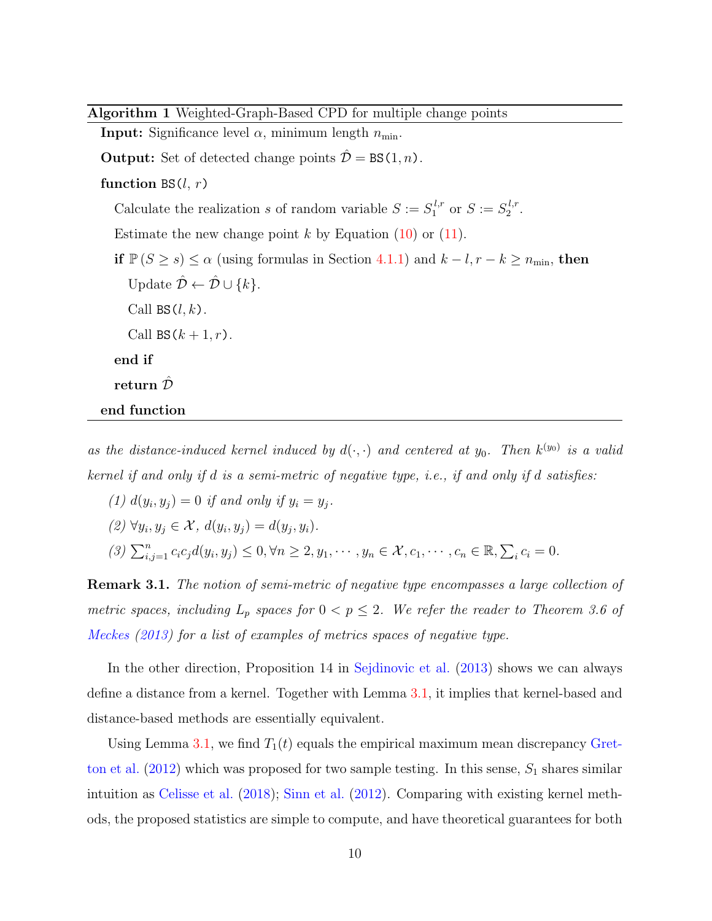**Algorithm 1** Weighted-Graph-Based CPD for multiple change points

**Input:** Significance level $\alpha$, minimum length $n_{\min}$.

**Output:** Set of detected change points $\hat{\mathcal{D}} = \texttt{BS}(1, n)$.

```
function BS(l, r)
    Calculate the realization s of random variable S := S_1^{l,r} or S := S_2^{l,r}.
    Estimate the new change point k by Equation (10) or (11).
    if P(S ≥ s) ≤ α (using formulas in Section 4.1.1) and k − l, r − k ≥ n_min, then
        Update D̂ ← D̂ ∪ {k}.
        Call BS(l, k).
        Call BS(k + 1, r).
    end if
    return D̂
end function
```

*as the distance-induced kernel induced by $d(\cdot,\cdot)$ and centered at $y_0$. Then $k^{(y_0)}$ is a valid kernel if and only if $d$ is a semi-metric of negative type, i.e., if and only if $d$ satisfies:*

*(1) $d(y_i, y_j) = 0$ if and only if $y_i = y_j$.*

*(2) $\forall y_i, y_j \in \mathcal{X}$, $d(y_i, y_j) = d(y_j, y_i)$.*

*(3) $\sum_{i,j=1}^{n} c_i c_j d(y_i, y_j) \leq 0, \forall n \geq 2, y_1, \cdots, y_n \in \mathcal{X}, c_1, \cdots, c_n \in \mathbb{R}, \sum_i c_i = 0$.*

**Remark 3.1.** *The notion of semi-metric of negative type encompasses a large collection of metric spaces, including $L_p$ spaces for $0 < p \leq 2$. We refer the reader to Theorem 3.6 of Meckes (2013) for a list of examples of metrics spaces of negative type.*

In the other direction, Proposition 14 in Sejdinovic et al. (2013) shows we can always define a distance from a kernel. Together with Lemma 3.1, it implies that kernel-based and distance-based methods are essentially equivalent.

Using Lemma 3.1, we find $T_1(t)$ equals the empirical maximum mean discrepancy Gretton et al. (2012) which was proposed for two sample testing. In this sense, $S_1$ shares similar intuition as Celisse et al. (2018); Sinn et al. (2012). Comparing with existing kernel methods, the proposed statistics are simple to compute, and have theoretical guarantees for both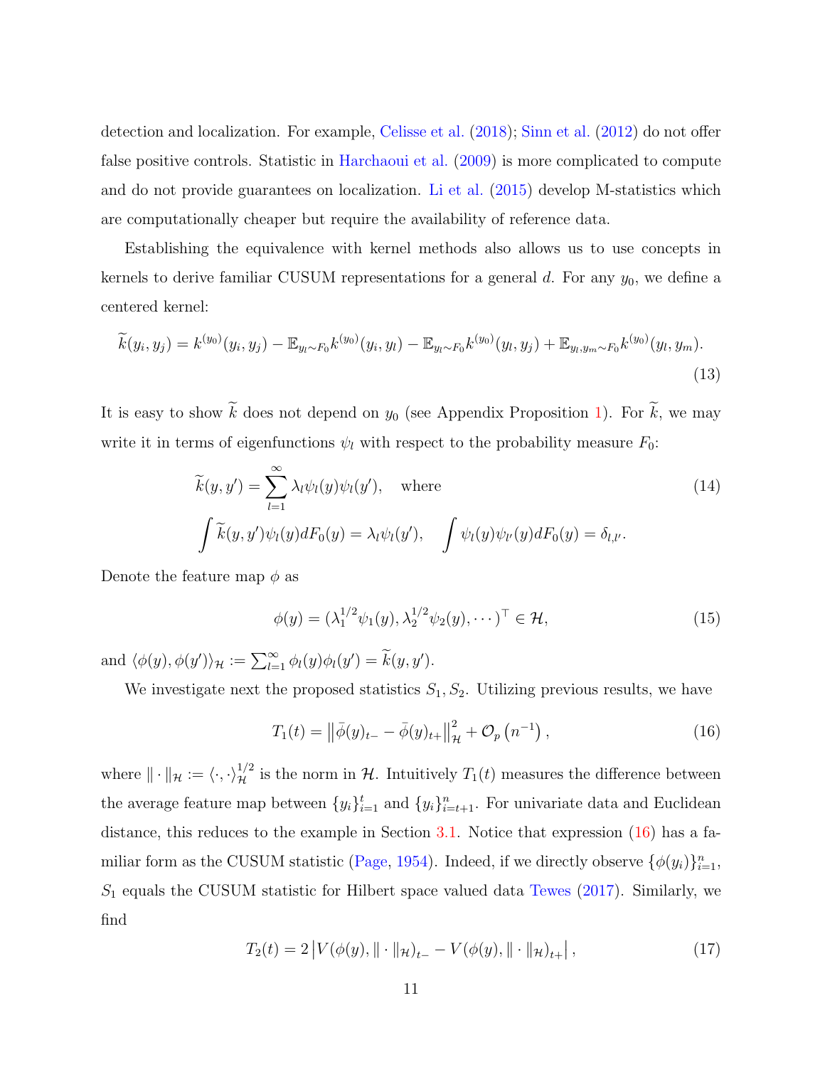detection and localization. For example, Celisse et al. (2018); Sinn et al. (2012) do not offer false positive controls. Statistic in Harchaoui et al. (2009) is more complicated to compute and do not provide guarantees on localization. Li et al. (2015) develop M-statistics which are computationally cheaper but require the availability of reference data.

Establishing the equivalence with kernel methods also allows us to use concepts in kernels to derive familiar CUSUM representations for a general $d$. For any $y_0$, we define a centered kernel:

$$
\widetilde{k}(y_i, y_j) = k^{(y_0)}(y_i, y_j) - \mathbb{E}_{y_l \sim F_0} k^{(y_0)}(y_i, y_l) - \mathbb{E}_{y_l \sim F_0} k^{(y_0)}(y_l, y_j) + \mathbb{E}_{y_l, y_m \sim F_0} k^{(y_0)}(y_l, y_m). \tag{13}
$$

It is easy to show $\widetilde{k}$ does not depend on $y_0$ (see Appendix Proposition 1). For $\widetilde{k}$, we may write it in terms of eigenfunctions $\psi_l$ with respect to the probability measure $F_0$:

$$
\begin{aligned}
&\widetilde{k}(y, y') = \sum_{l=1}^{\infty} \lambda_l \psi_l(y) \psi_l(y'), \quad \text{where} \\
&\int \widetilde{k}(y, y') \psi_l(y) dF_0(y) = \lambda_l \psi_l(y'), \quad \int \psi_l(y) \psi_{l'}(y) dF_0(y) = \delta_{l,l'}.
\end{aligned} \tag{14}
$$

Denote the feature map $\phi$ as

$$
\phi(y) = (\lambda_1^{1/2} \psi_1(y), \lambda_2^{1/2} \psi_2(y), \cdots)^\top \in \mathcal{H}, \tag{15}
$$

and $\langle \phi(y), \phi(y') \rangle_{\mathcal{H}} := \sum_{l=1}^{\infty} \phi_l(y) \phi_l(y') = \widetilde{k}(y, y')$.

We investigate next the proposed statistics $S_1, S_2$. Utilizing previous results, we have

$$
T_1(t) = \left\| \bar{\phi}(y)_{t-} - \bar{\phi}(y)_{t+} \right\|_{\mathcal{H}}^2 + \mathcal{O}_p\left(n^{-1}\right), \tag{16}
$$

where $\| \cdot \|_{\mathcal{H}} := \langle \cdot, \cdot \rangle_{\mathcal{H}}^{1/2}$ is the norm in $\mathcal{H}$. Intuitively $T_1(t)$ measures the difference between the average feature map between $\{y_i\}_{i=1}^t$ and $\{y_i\}_{i=t+1}^n$. For univariate data and Euclidean distance, this reduces to the example in Section 3.1. Notice that expression (16) has a familiar form as the CUSUM statistic (Page, 1954). Indeed, if we directly observe $\{\phi(y_i)\}_{i=1}^n$, $S_1$ equals the CUSUM statistic for Hilbert space valued data Tewes (2017). Similarly, we find

$$
T_2(t) = 2 \left| V(\phi(y), \| \cdot \|_{\mathcal{H}})_{t-} - V(\phi(y), \| \cdot \|_{\mathcal{H}})_{t+} \right|, \tag{17}
$$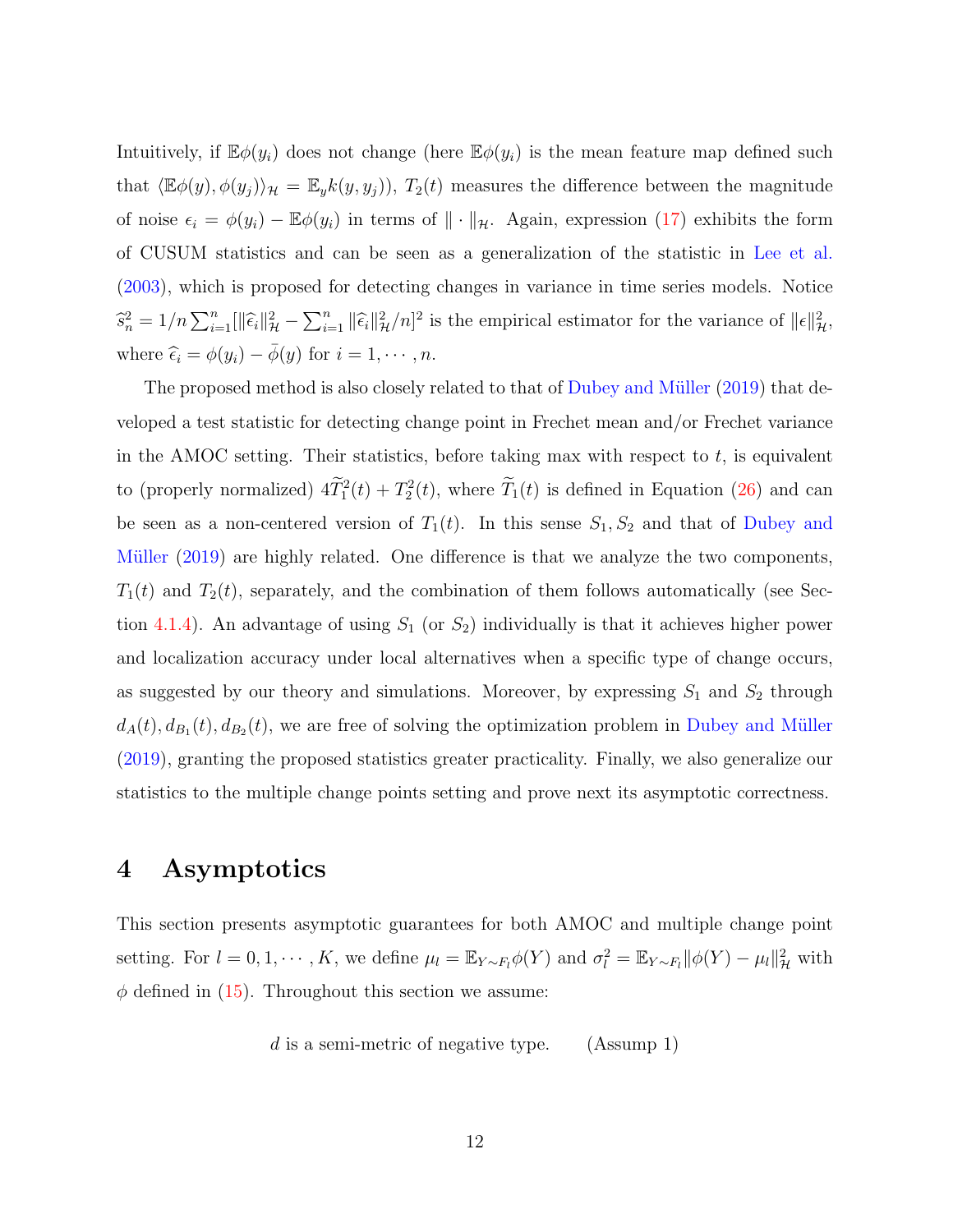Intuitively, if $\mathbb{E}\phi(y_i)$ does not change (here $\mathbb{E}\phi(y_i)$ is the mean feature map defined such that $\langle \mathbb{E}\phi(y), \phi(y_j)\rangle_{\mathcal{H}} = \mathbb{E}_y k(y, y_j)$), $T_2(t)$ measures the difference between the magnitude of noise $\epsilon_i = \phi(y_i) - \mathbb{E}\phi(y_i)$ in terms of $\|\cdot\|_{\mathcal{H}}$. Again, expression (17) exhibits the form of CUSUM statistics and can be seen as a generalization of the statistic in Lee et al. (2003), which is proposed for detecting changes in variance in time series models. Notice $\widehat{s}_n^2 = 1/n\sum_{i=1}^n[\|\widehat{\epsilon}_i\|_{\mathcal{H}}^2 - \sum_{i=1}^n \|\widehat{\epsilon}_i\|_{\mathcal{H}}^2/n]^2$ is the empirical estimator for the variance of $\|\epsilon\|_{\mathcal{H}}^2$, where $\widehat{\epsilon}_i = \phi(y_i) - \bar{\phi}(y)$ for $i = 1, \cdots, n$.

The proposed method is also closely related to that of Dubey and Müller (2019) that developed a test statistic for detecting change point in Frechet mean and/or Frechet variance in the AMOC setting. Their statistics, before taking max with respect to $t$, is equivalent to (properly normalized) $4\widetilde{T}_1^2(t) + T_2^2(t)$, where $\widetilde{T}_1(t)$ is defined in Equation (26) and can be seen as a non-centered version of $T_1(t)$. In this sense $S_1, S_2$ and that of Dubey and Müller (2019) are highly related. One difference is that we analyze the two components, $T_1(t)$ and $T_2(t)$, separately, and the combination of them follows automatically (see Section 4.1.4). An advantage of using $S_1$ (or $S_2$) individually is that it achieves higher power and localization accuracy under local alternatives when a specific type of change occurs, as suggested by our theory and simulations. Moreover, by expressing $S_1$ and $S_2$ through $d_A(t), d_{B_1}(t), d_{B_2}(t)$, we are free of solving the optimization problem in Dubey and Müller (2019), granting the proposed statistics greater practicality. Finally, we also generalize our statistics to the multiple change points setting and prove next its asymptotic correctness.

# 4 Asymptotics

This section presents asymptotic guarantees for both AMOC and multiple change point setting. For $l = 0, 1, \cdots, K$, we define $\mu_l = \mathbb{E}_{Y\sim F_l}\phi(Y)$ and $\sigma_l^2 = \mathbb{E}_{Y\sim F_l}\|\phi(Y) - \mu_l\|_{\mathcal{H}}^2$ with $\phi$ defined in (15). Throughout this section we assume:

$$d \text{ is a semi-metric of negative type.} \qquad \text{(Assump 1)}$$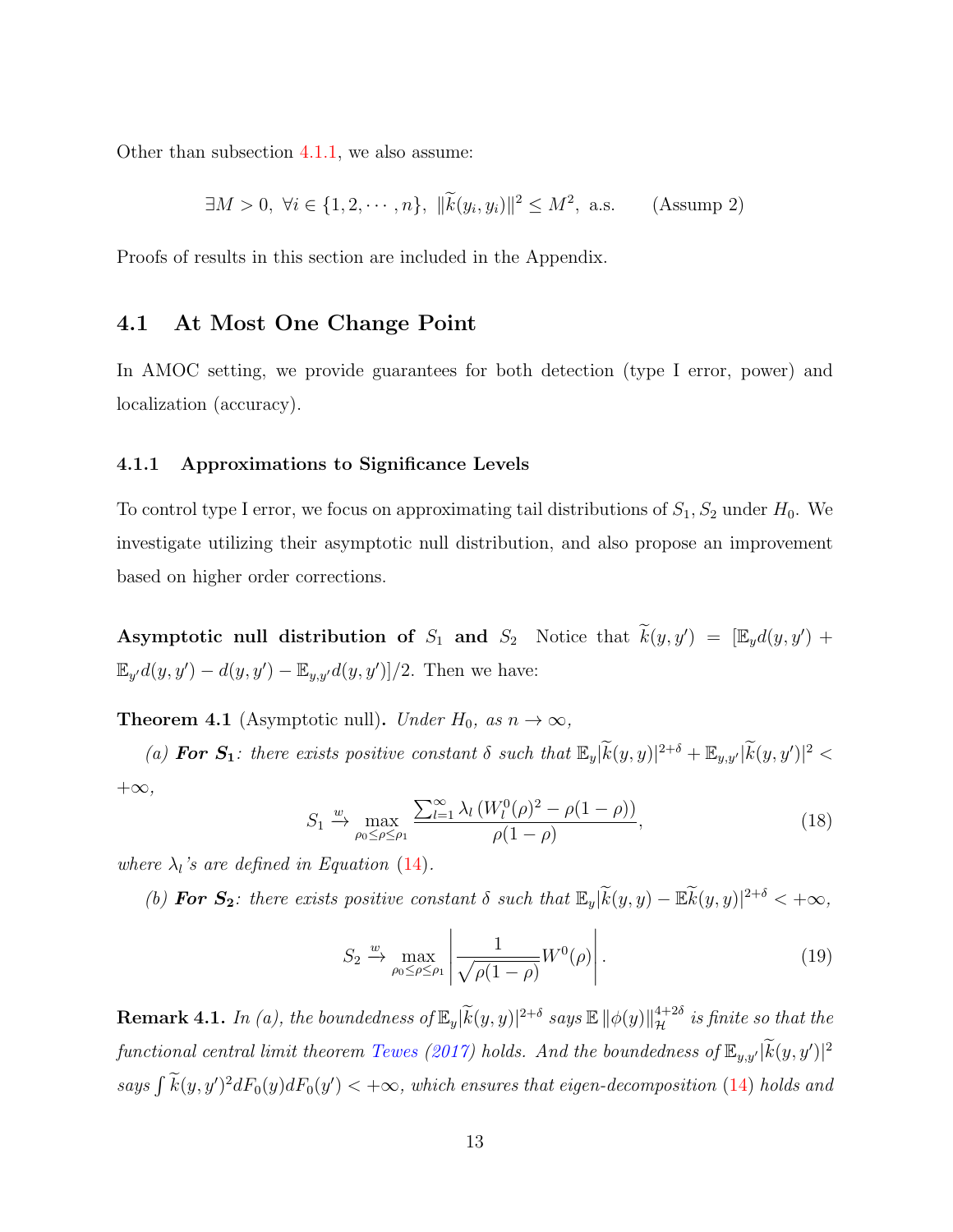Other than subsection 4.1.1, we also assume:

$$\exists M > 0,\ \forall i \in \{1, 2, \cdots, n\},\ \|\widetilde{k}(y_i, y_i)\|^2 \le M^2, \text{ a.s.} \qquad \text{(Assump 2)}$$

Proofs of results in this section are included in the Appendix.

## 4.1 At Most One Change Point

In AMOC setting, we provide guarantees for both detection (type I error, power) and localization (accuracy).

### 4.1.1 Approximations to Significance Levels

To control type I error, we focus on approximating tail distributions of $S_1, S_2$ under $H_0$. We investigate utilizing their asymptotic null distribution, and also propose an improvement based on higher order corrections.

**Asymptotic null distribution of $S_1$ and $S_2$** Notice that $\widetilde{k}(y, y') = [\mathbb{E}_y d(y, y') + \mathbb{E}_{y'} d(y, y') - d(y, y') - \mathbb{E}_{y,y'} d(y, y')]/2$. Then we have:

**Theorem 4.1** (Asymptotic null)**.** *Under $H_0$, as $n \to \infty$,*

*(a)* ***For $S_1$****: there exists positive constant $\delta$ such that $\mathbb{E}_y|\widetilde{k}(y, y)|^{2+\delta} + \mathbb{E}_{y,y'}|\widetilde{k}(y, y')|^2 < +\infty$,*

$$S_1 \xrightarrow{w} \max_{\rho_0 \le \rho \le \rho_1} \frac{\sum_{l=1}^{\infty} \lambda_l \left(W_l^0(\rho)^2 - \rho(1-\rho)\right)}{\rho(1-\rho)}, \tag{18}$$

*where $\lambda_l$'s are defined in Equation (14).*

*(b)* ***For $S_2$****: there exists positive constant $\delta$ such that $\mathbb{E}_y|\widetilde{k}(y, y) - \mathbb{E}\widetilde{k}(y, y)|^{2+\delta} < +\infty$,*

$$S_2 \xrightarrow{w} \max_{\rho_0 \le \rho \le \rho_1} \left| \frac{1}{\sqrt{\rho(1-\rho)}} W^0(\rho) \right|. \tag{19}$$

**Remark 4.1.** *In (a), the boundedness of $\mathbb{E}_y|\widetilde{k}(y, y)|^{2+\delta}$ says $\mathbb{E}\,\|\phi(y)\|_{\mathcal{H}}^{4+2\delta}$ is finite so that the functional central limit theorem Tewes (2017) holds. And the boundedness of $\mathbb{E}_{y,y'}|\widetilde{k}(y, y')|^2$ says $\int \widetilde{k}(y, y')^2 dF_0(y) dF_0(y') < +\infty$, which ensures that eigen-decomposition (14) holds and*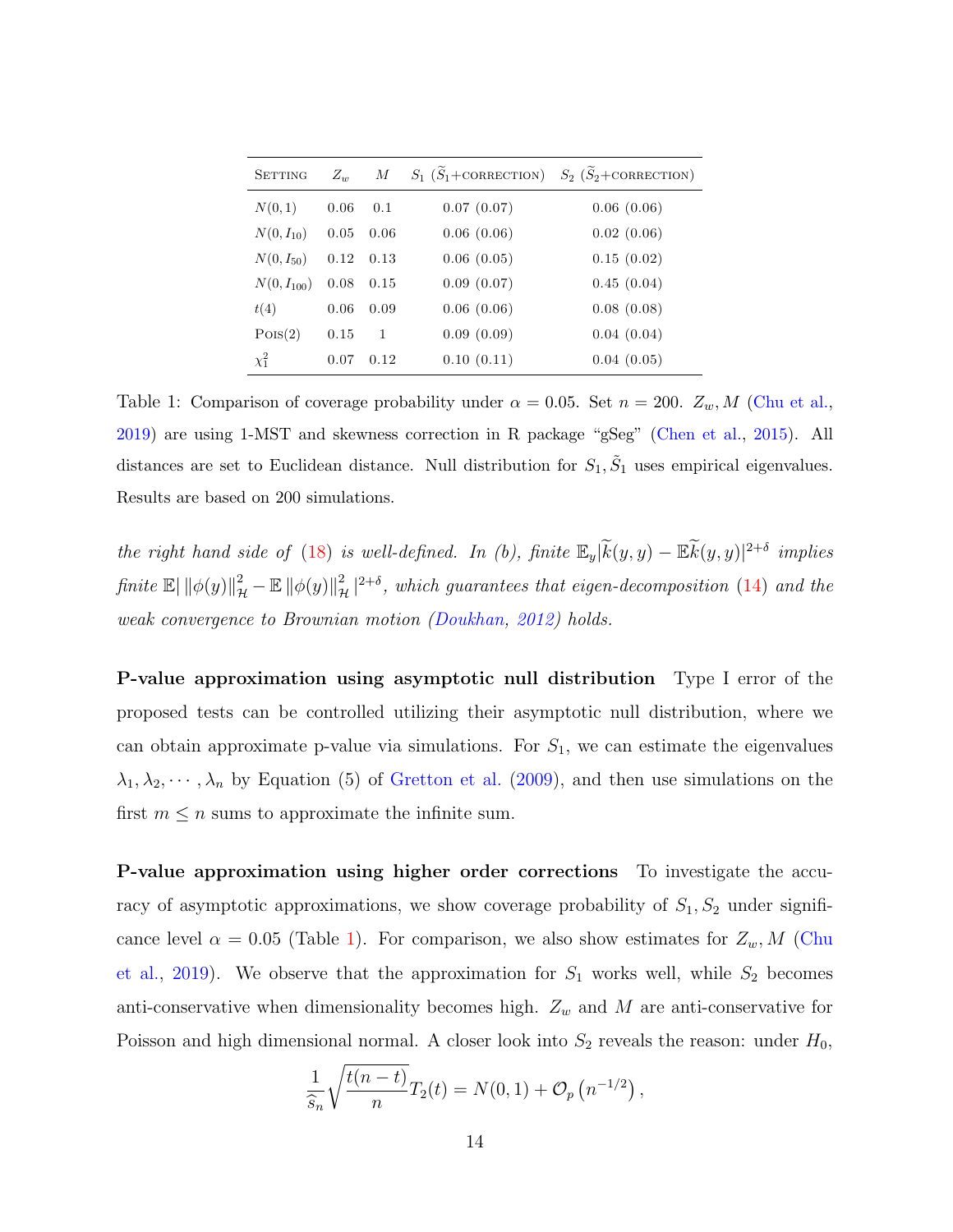| Setting | $Z_w$ | $M$ | $S_1$ ($\widetilde{S}_1$+correction) | $S_2$ ($\widetilde{S}_2$+correction) |
|---|---|---|---|---|
| $N(0,1)$ | 0.06 | 0.1 | 0.07 (0.07) | 0.06 (0.06) |
| $N(0,I_{10})$ | 0.05 | 0.06 | 0.06 (0.06) | 0.02 (0.06) |
| $N(0,I_{50})$ | 0.12 | 0.13 | 0.06 (0.05) | 0.15 (0.02) |
| $N(0,I_{100})$ | 0.08 | 0.15 | 0.09 (0.07) | 0.45 (0.04) |
| $t(4)$ | 0.06 | 0.09 | 0.06 (0.06) | 0.08 (0.08) |
| Pois(2) | 0.15 | 1 | 0.09 (0.09) | 0.04 (0.04) |
| $\chi^2_1$ | 0.07 | 0.12 | 0.10 (0.11) | 0.04 (0.05) |

Table 1: Comparison of coverage probability under $\alpha = 0.05$. Set $n = 200$. $Z_w, M$ (Chu et al., 2019) are using 1-MST and skewness correction in R package "gSeg" (Chen et al., 2015). All distances are set to Euclidean distance. Null distribution for $S_1, \tilde{S}_1$ uses empirical eigenvalues. Results are based on 200 simulations.

*the right hand side of (18) is well-defined. In (b), finite $\mathbb{E}_y|\widetilde{k}(y,y) - \mathbb{E}\widetilde{k}(y,y)|^{2+\delta}$ implies finite $\mathbb{E}|\,\|\phi(y)\|_{\mathcal{H}}^2 - \mathbb{E}\,\|\phi(y)\|_{\mathcal{H}}^2\,|^{2+\delta}$, which guarantees that eigen-decomposition (14) and the weak convergence to Brownian motion (Doukhan, 2012) holds.*

**P-value approximation using asymptotic null distribution** Type I error of the proposed tests can be controlled utilizing their asymptotic null distribution, where we can obtain approximate p-value via simulations. For $S_1$, we can estimate the eigenvalues $\lambda_1, \lambda_2, \cdots, \lambda_n$ by Equation (5) of Gretton et al. (2009), and then use simulations on the first $m \leq n$ sums to approximate the infinite sum.

**P-value approximation using higher order corrections** To investigate the accuracy of asymptotic approximations, we show coverage probability of $S_1, S_2$ under significance level $\alpha = 0.05$ (Table 1). For comparison, we also show estimates for $Z_w, M$ (Chu et al., 2019). We observe that the approximation for $S_1$ works well, while $S_2$ becomes anti-conservative when dimensionality becomes high. $Z_w$ and $M$ are anti-conservative for Poisson and high dimensional normal. A closer look into $S_2$ reveals the reason: under $H_0$,

$$\frac{1}{\widehat{s}_n}\sqrt{\frac{t(n-t)}{n}}T_2(t) = N(0,1) + \mathcal{O}_p\left(n^{-1/2}\right),$$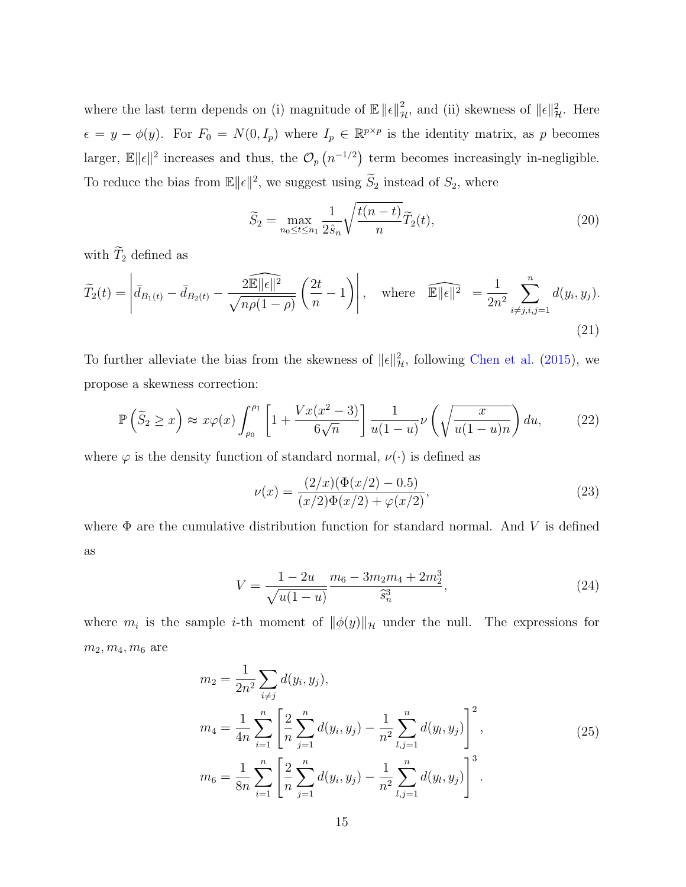where the last term depends on (i) magnitude of $\mathbb{E}\,\|\epsilon\|_{\mathcal{H}}^2$, and (ii) skewness of $\|\epsilon\|_{\mathcal{H}}^2$. Here $\epsilon = y - \phi(y)$. For $F_0 = N(0, I_p)$ where $I_p \in \mathbb{R}^{p\times p}$ is the identity matrix, as $p$ becomes larger, $\mathbb{E}\|\epsilon\|^2$ increases and thus, the $\mathcal{O}_p\left(n^{-1/2}\right)$ term becomes increasingly in-negligible. To reduce the bias from $\mathbb{E}\|\epsilon\|^2$, we suggest using $\widetilde{S}_2$ instead of $S_2$, where

$$
\widetilde{S}_2 = \max_{n_0 \le t \le n_1} \frac{1}{2\hat{s}_n}\sqrt{\frac{t(n-t)}{n}}\widetilde{T}_2(t), \tag{20}
$$

with $\widetilde{T}_2$ defined as

$$
\widetilde{T}_2(t) = \left| \bar{d}_{B_1(t)} - \bar{d}_{B_2(t)} - \frac{2\widehat{\mathbb{E}\|\epsilon\|^2}}{\sqrt{n\rho(1-\rho)}}\left(\frac{2t}{n} - 1\right) \right|, \quad \text{where} \quad \widehat{\mathbb{E}\|\epsilon\|^2} \;= \frac{1}{2n^2}\sum_{i\neq j, i,j=1}^{n} d(y_i, y_j). \tag{21}
$$

To further alleviate the bias from the skewness of $\|\epsilon\|_{\mathcal{H}}^2$, following Chen et al. (2015), we propose a skewness correction:

$$
\mathbb{P}\left(\widetilde{S}_2 \ge x\right) \approx x\varphi(x)\int_{\rho_0}^{\rho_1}\left[1 + \frac{Vx(x^2-3)}{6\sqrt{n}}\right]\frac{1}{u(1-u)}\nu\left(\sqrt{\frac{x}{u(1-u)n}}\right)du, \tag{22}
$$

where $\varphi$ is the density function of standard normal, $\nu(\cdot)$ is defined as

$$
\nu(x) = \frac{(2/x)(\Phi(x/2) - 0.5)}{(x/2)\Phi(x/2) + \varphi(x/2)}, \tag{23}
$$

where $\Phi$ are the cumulative distribution function for standard normal. And $V$ is defined as

$$
V = \frac{1-2u}{\sqrt{u(1-u)}}\frac{m_6 - 3m_2m_4 + 2m_2^3}{\widehat{s}_n^3}, \tag{24}
$$

where $m_i$ is the sample $i$-th moment of $\|\phi(y)\|_{\mathcal{H}}$ under the null. The expressions for $m_2, m_4, m_6$ are

$$
\begin{aligned}
m_2 &= \frac{1}{2n^2}\sum_{i\neq j} d(y_i, y_j), \\
m_4 &= \frac{1}{4n}\sum_{i=1}^{n}\left[\frac{2}{n}\sum_{j=1}^{n} d(y_i, y_j) - \frac{1}{n^2}\sum_{l,j=1}^{n} d(y_l, y_j)\right]^2, \\
m_6 &= \frac{1}{8n}\sum_{i=1}^{n}\left[\frac{2}{n}\sum_{j=1}^{n} d(y_i, y_j) - \frac{1}{n^2}\sum_{l,j=1}^{n} d(y_l, y_j)\right]^3.
\end{aligned} \tag{25}
$$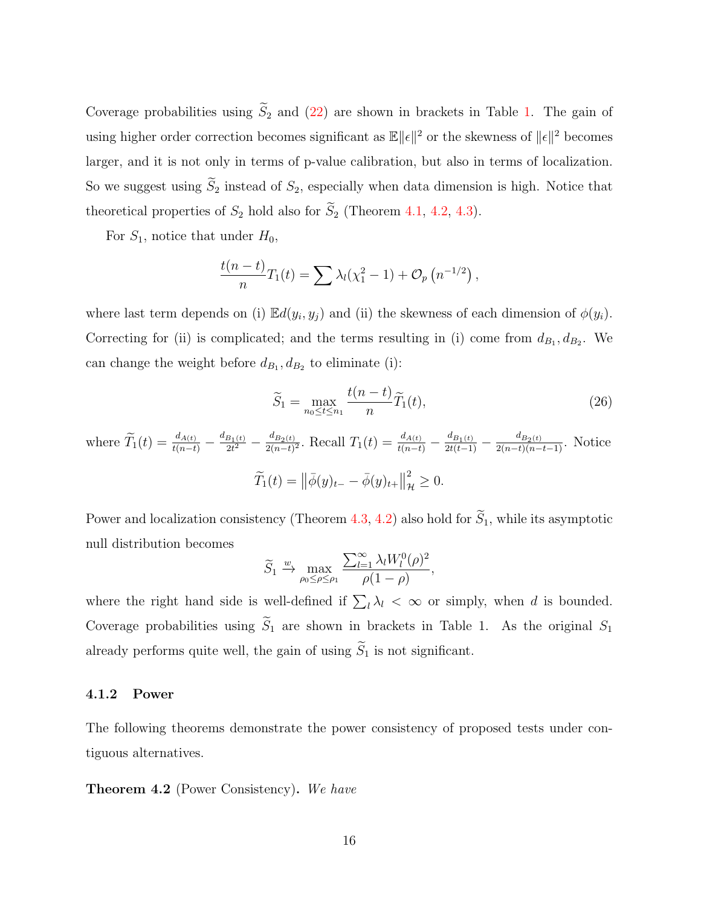Coverage probabilities using $\widetilde{S}_2$ and (22) are shown in brackets in Table 1. The gain of using higher order correction becomes significant as $\mathbb{E}\|\epsilon\|^2$ or the skewness of $\|\epsilon\|^2$ becomes larger, and it is not only in terms of p-value calibration, but also in terms of localization. So we suggest using $\widetilde{S}_2$ instead of $S_2$, especially when data dimension is high. Notice that theoretical properties of $S_2$ hold also for $\widetilde{S}_2$ (Theorem 4.1, 4.2, 4.3).

For $S_1$, notice that under $H_0$,

$$\frac{t(n-t)}{n}T_1(t) = \sum \lambda_l(\chi_1^2 - 1) + \mathcal{O}_p\left(n^{-1/2}\right),$$

where last term depends on (i) $\mathbb{E}d(y_i, y_j)$ and (ii) the skewness of each dimension of $\phi(y_i)$. Correcting for (ii) is complicated; and the terms resulting in (i) come from $d_{B_1}, d_{B_2}$. We can change the weight before $d_{B_1}, d_{B_2}$ to eliminate (i):

$$\widetilde{S}_1 = \max_{n_0 \le t \le n_1} \frac{t(n-t)}{n}\widetilde{T}_1(t), \tag{26}$$

where $\widetilde{T}_1(t) = \frac{d_{A(t)}}{t(n-t)} - \frac{d_{B_1(t)}}{2t^2} - \frac{d_{B_2(t)}}{2(n-t)^2}$. Recall $T_1(t) = \frac{d_{A(t)}}{t(n-t)} - \frac{d_{B_1(t)}}{2t(t-1)} - \frac{d_{B_2(t)}}{2(n-t)(n-t-1)}$. Notice

$$\widetilde{T}_1(t) = \left\|\bar{\phi}(y)_{t-} - \bar{\phi}(y)_{t+}\right\|_{\mathcal{H}}^2 \ge 0.$$

Power and localization consistency (Theorem 4.3, 4.2) also hold for $\widetilde{S}_1$, while its asymptotic null distribution becomes

$$\widetilde{S}_1 \xrightarrow{w} \max_{\rho_0 \le \rho \le \rho_1} \frac{\sum_{l=1}^{\infty} \lambda_l W_l^0(\rho)^2}{\rho(1-\rho)},$$

where the right hand side is well-defined if $\sum_l \lambda_l < \infty$ or simply, when $d$ is bounded. Coverage probabilities using $\widetilde{S}_1$ are shown in brackets in Table 1. As the original $S_1$ already performs quite well, the gain of using $\widetilde{S}_1$ is not significant.

### 4.1.2 Power

The following theorems demonstrate the power consistency of proposed tests under contiguous alternatives.

**Theorem 4.2** (Power Consistency)**.** *We have*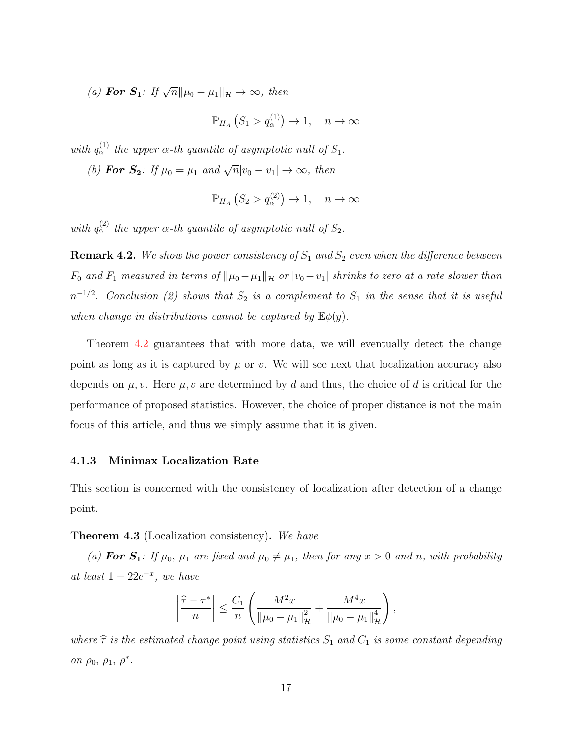(a) ***For*** $\boldsymbol{S_1}$*: If* $\sqrt{n}\|\mu_0 - \mu_1\|_{\mathcal{H}} \to \infty$*, then*

$$\mathbb{P}_{H_A}\left(S_1 > q_\alpha^{(1)}\right) \to 1, \quad n \to \infty$$

*with* $q_\alpha^{(1)}$ *the upper* $\alpha$*-th quantile of asymptotic null of* $S_1$*.*

(b) ***For*** $\boldsymbol{S_2}$*: If* $\mu_0 = \mu_1$ *and* $\sqrt{n}|v_0 - v_1| \to \infty$*, then*

$$\mathbb{P}_{H_A}\left(S_2 > q_\alpha^{(2)}\right) \to 1, \quad n \to \infty$$

*with* $q_\alpha^{(2)}$ *the upper* $\alpha$*-th quantile of asymptotic null of* $S_2$*.*

**Remark 4.2.** *We show the power consistency of* $S_1$ *and* $S_2$ *even when the difference between* $F_0$ *and* $F_1$ *measured in terms of* $\|\mu_0 - \mu_1\|_{\mathcal{H}}$ *or* $|v_0 - v_1|$ *shrinks to zero at a rate slower than* $n^{-1/2}$*. Conclusion (2) shows that* $S_2$ *is a complement to* $S_1$ *in the sense that it is useful when change in distributions cannot be captured by* $\mathbb{E}\phi(y)$*.*

Theorem 4.2 guarantees that with more data, we will eventually detect the change point as long as it is captured by $\mu$ or $v$. We will see next that localization accuracy also depends on $\mu, v$. Here $\mu, v$ are determined by $d$ and thus, the choice of $d$ is critical for the performance of proposed statistics. However, the choice of proper distance is not the main focus of this article, and thus we simply assume that it is given.

### 4.1.3 Minimax Localization Rate

This section is concerned with the consistency of localization after detection of a change point.

**Theorem 4.3** (Localization consistency)**.** *We have*

(a) ***For*** $\boldsymbol{S_1}$*: If* $\mu_0$*,* $\mu_1$ *are fixed and* $\mu_0 \neq \mu_1$*, then for any* $x > 0$ *and* $n$*, with probability at least* $1 - 22e^{-x}$*, we have*

$$\left|\frac{\widehat{\tau} - \tau^*}{n}\right| \leq \frac{C_1}{n}\left(\frac{M^2 x}{\|\mu_0 - \mu_1\|_{\mathcal{H}}^2} + \frac{M^4 x}{\|\mu_0 - \mu_1\|_{\mathcal{H}}^4}\right),$$

*where* $\widehat{\tau}$ *is the estimated change point using statistics* $S_1$ *and* $C_1$ *is some constant depending on* $\rho_0$*,* $\rho_1$*,* $\rho^*$*.*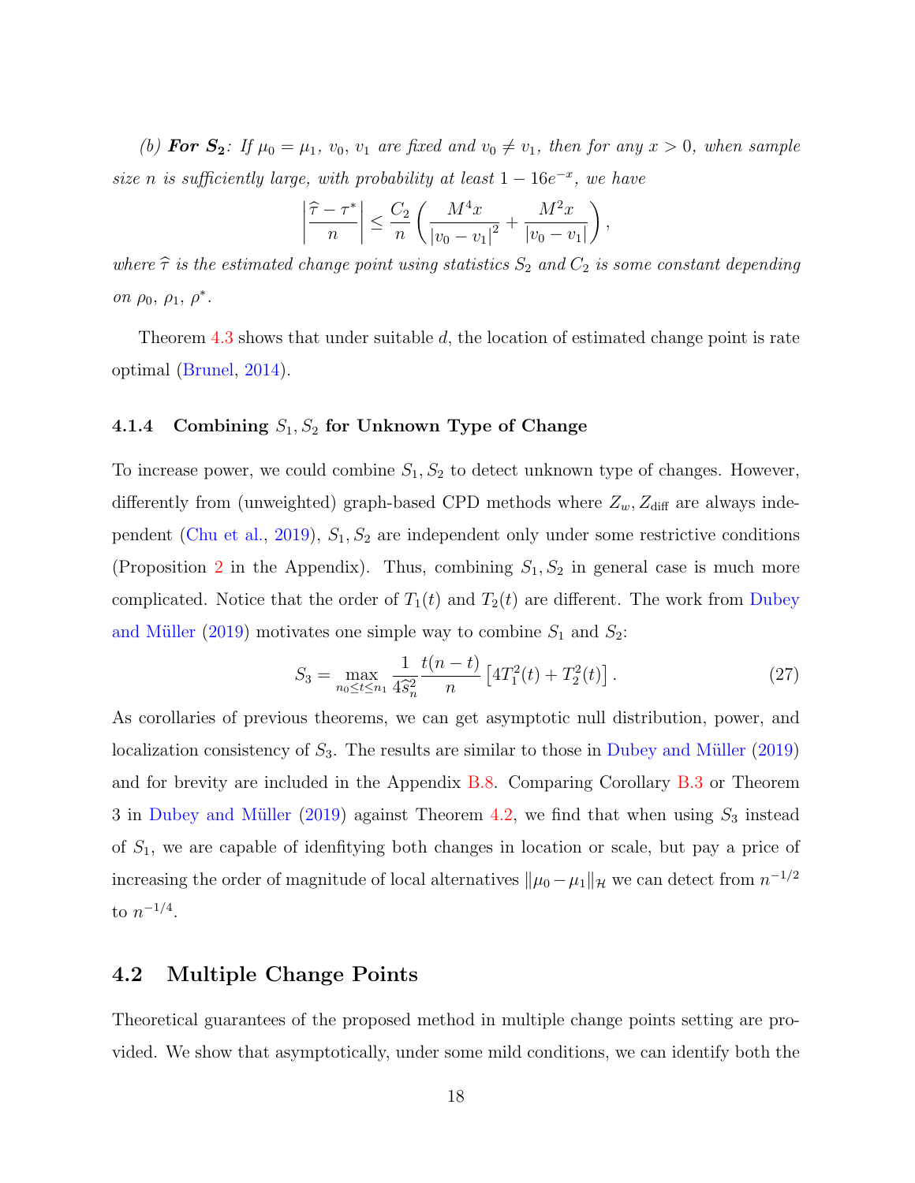*(b)* ***For*** $\mathbf{S_2}$*: If $\mu_0 = \mu_1$, $v_0$, $v_1$ are fixed and $v_0 \neq v_1$, then for any $x > 0$, when sample size $n$ is sufficiently large, with probability at least $1 - 16e^{-x}$, we have*

$$\left|\frac{\widehat{\tau} - \tau^*}{n}\right| \leq \frac{C_2}{n}\left(\frac{M^4 x}{|v_0 - v_1|^2} + \frac{M^2 x}{|v_0 - v_1|}\right),$$

*where $\widehat{\tau}$ is the estimated change point using statistics $S_2$ and $C_2$ is some constant depending on $\rho_0$, $\rho_1$, $\rho^*$.*

Theorem 4.3 shows that under suitable $d$, the location of estimated change point is rate optimal (Brunel, 2014).

#### 4.1.4 Combining $S_1, S_2$ for Unknown Type of Change

To increase power, we could combine $S_1, S_2$ to detect unknown type of changes. However, differently from (unweighted) graph-based CPD methods where $Z_w, Z_{\text{diff}}$ are always independent (Chu et al., 2019), $S_1, S_2$ are independent only under some restrictive conditions (Proposition 2 in the Appendix). Thus, combining $S_1, S_2$ in general case is much more complicated. Notice that the order of $T_1(t)$ and $T_2(t)$ are different. The work from Dubey and Müller (2019) motivates one simple way to combine $S_1$ and $S_2$:

$$S_3 = \max_{n_0 \leq t \leq n_1} \frac{1}{4\widehat{s}_n^2} \frac{t(n-t)}{n}\left[4T_1^2(t) + T_2^2(t)\right]. \tag{27}$$

As corollaries of previous theorems, we can get asymptotic null distribution, power, and localization consistency of $S_3$. The results are similar to those in Dubey and Müller (2019) and for brevity are included in the Appendix B.8. Comparing Corollary B.3 or Theorem 3 in Dubey and Müller (2019) against Theorem 4.2, we find that when using $S_3$ instead of $S_1$, we are capable of idenfitying both changes in location or scale, but pay a price of increasing the order of magnitude of local alternatives $\|\mu_0 - \mu_1\|_{\mathcal{H}}$ we can detect from $n^{-1/2}$ to $n^{-1/4}$.

## 4.2 Multiple Change Points

Theoretical guarantees of the proposed method in multiple change points setting are provided. We show that asymptotically, under some mild conditions, we can identify both the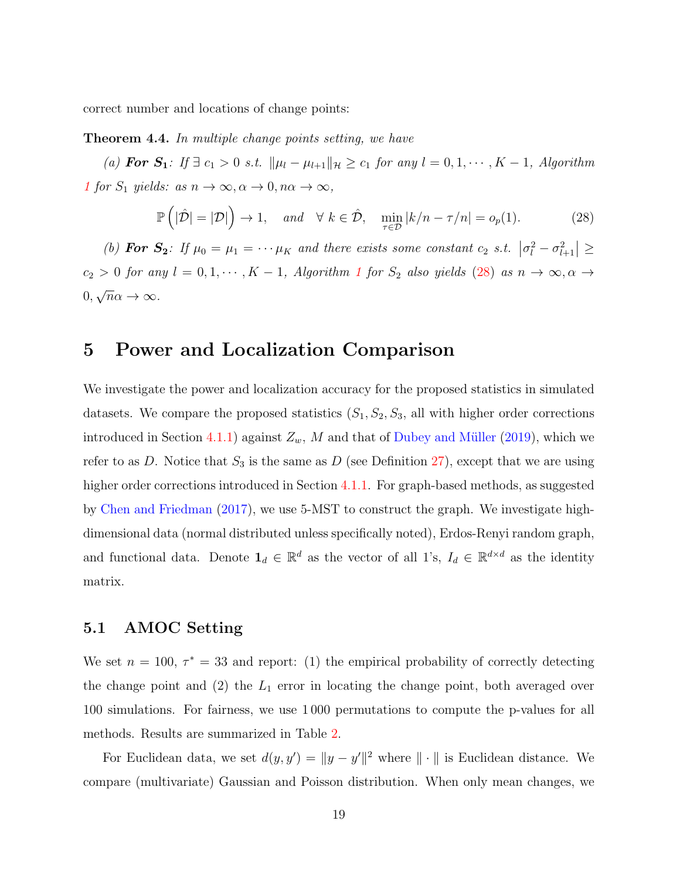correct number and locations of change points:

**Theorem 4.4.** *In multiple change points setting, we have*

*(a)* ***For $S_1$****: If $\exists\, c_1 > 0$ s.t. $\|\mu_l - \mu_{l+1}\|_{\mathcal{H}} \geq c_1$ for any $l = 0, 1, \cdots, K-1$, Algorithm 1 for $S_1$ yields: as $n \to \infty, \alpha \to 0, n\alpha \to \infty$,*

$$\mathbb{P}\left(|\hat{\mathcal{D}}| = |\mathcal{D}|\right) \to 1, \quad \text{and} \quad \forall\ k \in \hat{\mathcal{D}}, \quad \min_{\tau \in \mathcal{D}} |k/n - \tau/n| = o_p(1). \tag{28}$$

*(b)* ***For $S_2$****: If $\mu_0 = \mu_1 = \cdots \mu_K$ and there exists some constant $c_2$ s.t. $\left|\sigma_l^2 - \sigma_{l+1}^2\right| \geq c_2 > 0$ for any $l = 0, 1, \cdots, K-1$, Algorithm 1 for $S_2$ also yields (28) as $n \to \infty, \alpha \to 0, \sqrt{n}\alpha \to \infty$.*

# 5 Power and Localization Comparison

We investigate the power and localization accuracy for the proposed statistics in simulated datasets. We compare the proposed statistics ($S_1, S_2, S_3$, all with higher order corrections introduced in Section 4.1.1) against $Z_w$, $M$ and that of Dubey and Müller (2019), which we refer to as $D$. Notice that $S_3$ is the same as $D$ (see Definition 27), except that we are using higher order corrections introduced in Section 4.1.1. For graph-based methods, as suggested by Chen and Friedman (2017), we use 5-MST to construct the graph. We investigate high-dimensional data (normal distributed unless specifically noted), Erdos-Renyi random graph, and functional data. Denote $\mathbf{1}_d \in \mathbb{R}^d$ as the vector of all 1's, $I_d \in \mathbb{R}^{d \times d}$ as the identity matrix.

## 5.1 AMOC Setting

We set $n = 100$, $\tau^* = 33$ and report: (1) the empirical probability of correctly detecting the change point and (2) the $L_1$ error in locating the change point, both averaged over 100 simulations. For fairness, we use 1 000 permutations to compute the p-values for all methods. Results are summarized in Table 2.

For Euclidean data, we set $d(y, y') = \|y - y'\|^2$ where $\|\cdot\|$ is Euclidean distance. We compare (multivariate) Gaussian and Poisson distribution. When only mean changes, we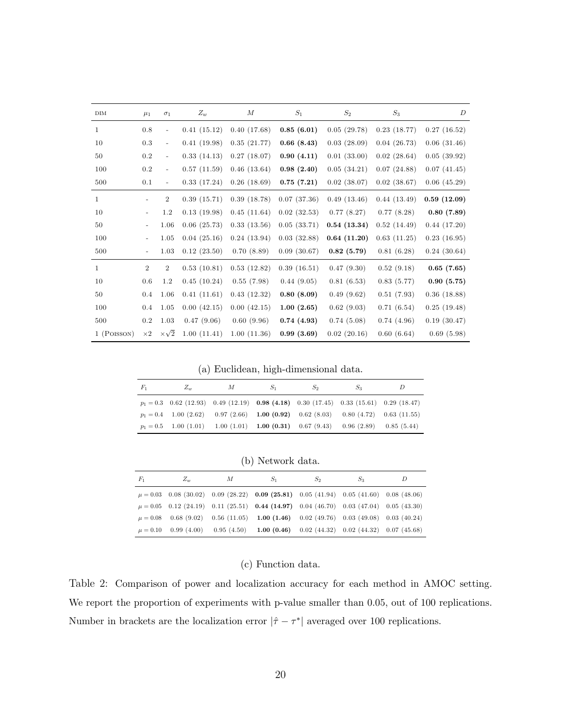| DIM | $\mu_1$ | $\sigma_1$ | $Z_w$ | $M$ | $S_1$ | $S_2$ | $S_3$ | $D$ |
|---|---|---|---|---|---|---|---|---|
| 1 | 0.8 | - | 0.41 (15.12) | 0.40 (17.68) | **0.85 (6.01)** | 0.05 (29.78) | 0.23 (18.77) | 0.27 (16.52) |
| 10 | 0.3 | - | 0.41 (19.98) | 0.35 (21.77) | **0.66 (8.43)** | 0.03 (28.09) | 0.04 (26.73) | 0.06 (31.46) |
| 50 | 0.2 | - | 0.33 (14.13) | 0.27 (18.07) | **0.90 (4.11)** | 0.01 (33.00) | 0.02 (28.64) | 0.05 (39.92) |
| 100 | 0.2 | - | 0.57 (11.59) | 0.46 (13.64) | **0.98 (2.40)** | 0.05 (34.21) | 0.07 (24.88) | 0.07 (41.45) |
| 500 | 0.1 | - | 0.33 (17.24) | 0.26 (18.69) | **0.75 (7.21)** | 0.02 (38.07) | 0.02 (38.67) | 0.06 (45.29) |
| 1 | - | 2 | 0.39 (15.71) | 0.39 (18.78) | 0.07 (37.36) | 0.49 (13.46) | 0.44 (13.49) | **0.59 (12.09)** |
| 10 | - | 1.2 | 0.13 (19.98) | 0.45 (11.64) | 0.02 (32.53) | 0.77 (8.27) | 0.77 (8.28) | **0.80 (7.89)** |
| 50 | - | 1.06 | 0.06 (25.73) | 0.33 (13.56) | 0.05 (33.71) | **0.54 (13.34)** | 0.52 (14.49) | 0.44 (17.20) |
| 100 | - | 1.05 | 0.04 (25.16) | 0.24 (13.94) | 0.03 (32.88) | **0.64 (11.20)** | 0.63 (11.25) | 0.23 (16.95) |
| 500 | - | 1.03 | 0.12 (23.50) | 0.70 (8.89) | 0.09 (30.67) | **0.82 (5.79)** | 0.81 (6.28) | 0.24 (30.64) |
| 1 | 2 | 2 | 0.53 (10.81) | 0.53 (12.82) | 0.39 (16.51) | 0.47 (9.30) | 0.52 (9.18) | **0.65 (7.65)** |
| 10 | 0.6 | 1.2 | 0.45 (10.24) | 0.55 (7.98) | 0.44 (9.05) | 0.81 (6.53) | 0.83 (5.77) | **0.90 (5.75)** |
| 50 | 0.4 | 1.06 | 0.41 (11.61) | 0.43 (12.32) | **0.80 (8.09)** | 0.49 (9.62) | 0.51 (7.93) | 0.36 (18.88) |
| 100 | 0.4 | 1.05 | 0.00 (42.15) | 0.00 (42.15) | **1.00 (2.65)** | 0.62 (9.03) | 0.71 (6.54) | 0.25 (19.48) |
| 500 | 0.2 | 1.03 | 0.47 (9.06) | 0.60 (9.96) | **0.74 (4.93)** | 0.74 (5.08) | 0.74 (4.96) | 0.19 (30.47) |
| 1 (POISSON) | $\times 2$ | $\times\sqrt{2}$ | 1.00 (11.41) | 1.00 (11.36) | **0.99 (3.69)** | 0.02 (20.16) | 0.60 (6.64) | 0.69 (5.98) |

(a) Euclidean, high-dimensional data.

| $F_1$ | $Z_w$ | $M$ | $S_1$ | $S_2$ | $S_3$ | $D$ |
|---|---|---|---|---|---|---|
| $p_1 = 0.3$ | 0.62 (12.93) | 0.49 (12.19) | **0.98 (4.18)** | 0.30 (17.45) | 0.33 (15.61) | 0.29 (18.47) |
| $p_1 = 0.4$ | 1.00 (2.62) | 0.97 (2.66) | **1.00 (0.92)** | 0.62 (8.03) | 0.80 (4.72) | 0.63 (11.55) |
| $p_1 = 0.5$ | 1.00 (1.01) | 1.00 (1.01) | **1.00 (0.31)** | 0.67 (9.43) | 0.96 (2.89) | 0.85 (5.44) |

(b) Network data.

| $F_1$ | $Z_w$ | $M$ | $S_1$ | $S_2$ | $S_3$ | $D$ |
|---|---|---|---|---|---|---|
| $\mu = 0.03$ | 0.08 (30.02) | 0.09 (28.22) | **0.09 (25.81)** | 0.05 (41.94) | 0.05 (41.60) | 0.08 (48.06) |
| $\mu = 0.05$ | 0.12 (24.19) | 0.11 (25.51) | **0.44 (14.97)** | 0.04 (46.70) | 0.03 (47.04) | 0.05 (43.30) |
| $\mu = 0.08$ | 0.68 (9.02) | 0.56 (11.05) | **1.00 (1.46)** | 0.02 (49.76) | 0.03 (49.08) | 0.03 (40.24) |
| $\mu = 0.10$ | 0.99 (4.00) | 0.95 (4.50) | **1.00 (0.46)** | 0.02 (44.32) | 0.02 (44.32) | 0.07 (45.68) |

(c) Function data.

Table 2: Comparison of power and localization accuracy for each method in AMOC setting. We report the proportion of experiments with p-value smaller than 0.05, out of 100 replications. Number in brackets are the localization error $|\hat{\tau} - \tau^*|$ averaged over 100 replications.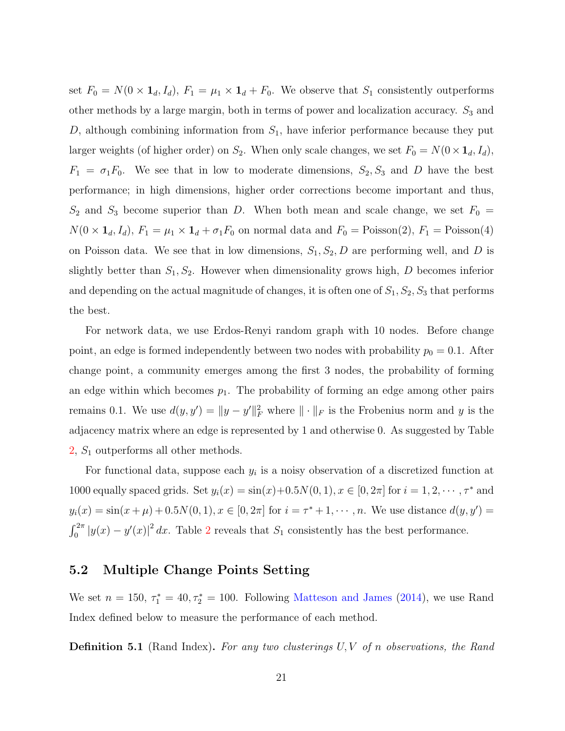set $F_0 = N(0 \times \mathbf{1}_d, I_d)$, $F_1 = \mu_1 \times \mathbf{1}_d + F_0$. We observe that $S_1$ consistently outperforms other methods by a large margin, both in terms of power and localization accuracy. $S_3$ and $D$, although combining information from $S_1$, have inferior performance because they put larger weights (of higher order) on $S_2$. When only scale changes, we set $F_0 = N(0 \times \mathbf{1}_d, I_d)$, $F_1 = \sigma_1 F_0$. We see that in low to moderate dimensions, $S_2, S_3$ and $D$ have the best performance; in high dimensions, higher order corrections become important and thus, $S_2$ and $S_3$ become superior than $D$. When both mean and scale change, we set $F_0 = N(0 \times \mathbf{1}_d, I_d)$, $F_1 = \mu_1 \times \mathbf{1}_d + \sigma_1 F_0$ on normal data and $F_0 = \text{Poisson}(2)$, $F_1 = \text{Poisson}(4)$ on Poisson data. We see that in low dimensions, $S_1, S_2, D$ are performing well, and $D$ is slightly better than $S_1, S_2$. However when dimensionality grows high, $D$ becomes inferior and depending on the actual magnitude of changes, it is often one of $S_1, S_2, S_3$ that performs the best.

For network data, we use Erdos-Renyi random graph with 10 nodes. Before change point, an edge is formed independently between two nodes with probability $p_0 = 0.1$. After change point, a community emerges among the first 3 nodes, the probability of forming an edge within which becomes $p_1$. The probability of forming an edge among other pairs remains 0.1. We use $d(y, y') = \|y - y'\|_F^2$ where $\|\cdot\|_F$ is the Frobenius norm and $y$ is the adjacency matrix where an edge is represented by 1 and otherwise 0. As suggested by Table 2, $S_1$ outperforms all other methods.

For functional data, suppose each $y_i$ is a noisy observation of a discretized function at 1000 equally spaced grids. Set $y_i(x) = \sin(x) + 0.5N(0,1), x \in [0, 2\pi]$ for $i = 1, 2, \cdots, \tau^*$ and $y_i(x) = \sin(x + \mu) + 0.5N(0,1), x \in [0, 2\pi]$ for $i = \tau^* + 1, \cdots, n$. We use distance $d(y, y') = \int_0^{2\pi} |y(x) - y'(x)|^2 \, dx$. Table 2 reveals that $S_1$ consistently has the best performance.

## 5.2 Multiple Change Points Setting

We set $n = 150$, $\tau_1^* = 40, \tau_2^* = 100$. Following Matteson and James (2014), we use Rand Index defined below to measure the performance of each method.

**Definition 5.1** (Rand Index). *For any two clusterings $U, V$ of $n$ observations, the Rand*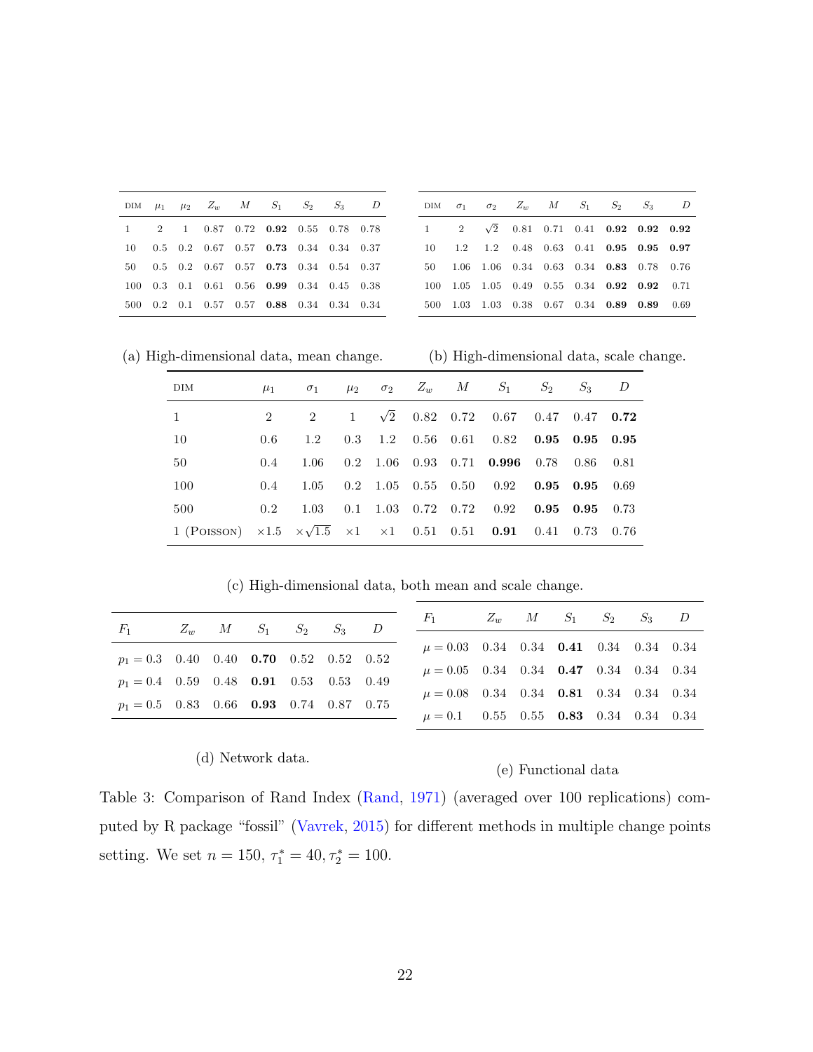| DIM | $\mu_1$ | $\mu_2$ | $Z_w$ | $M$ | $S_1$ | $S_2$ | $S_3$ | $D$ |
|---|---|---|---|---|---|---|---|---|
| 1 | 2 | 1 | 0.87 | 0.72 | **0.92** | 0.55 | 0.78 | 0.78 |
| 10 | 0.5 | 0.2 | 0.67 | 0.57 | **0.73** | 0.34 | 0.34 | 0.37 |
| 50 | 0.5 | 0.2 | 0.67 | 0.57 | **0.73** | 0.34 | 0.54 | 0.37 |
| 100 | 0.3 | 0.1 | 0.61 | 0.56 | **0.99** | 0.34 | 0.45 | 0.38 |
| 500 | 0.2 | 0.1 | 0.57 | 0.57 | **0.88** | 0.34 | 0.34 | 0.34 |

(a) High-dimensional data, mean change.

| DIM | $\sigma_1$ | $\sigma_2$ | $Z_w$ | $M$ | $S_1$ | $S_2$ | $S_3$ | $D$ |
|---|---|---|---|---|---|---|---|---|
| 1 | 2 | $\sqrt{2}$ | 0.81 | 0.71 | 0.41 | **0.92** | **0.92** | **0.92** |
| 10 | 1.2 | 1.2 | 0.48 | 0.63 | 0.41 | **0.95** | **0.95** | **0.97** |
| 50 | 1.06 | 1.06 | 0.34 | 0.63 | 0.34 | **0.83** | 0.78 | 0.76 |
| 100 | 1.05 | 1.05 | 0.49 | 0.55 | 0.34 | **0.92** | **0.92** | 0.71 |
| 500 | 1.03 | 1.03 | 0.38 | 0.67 | 0.34 | **0.89** | **0.89** | 0.69 |

(b) High-dimensional data, scale change.

| DIM | $\mu_1$ | $\sigma_1$ | $\mu_2$ | $\sigma_2$ | $Z_w$ | $M$ | $S_1$ | $S_2$ | $S_3$ | $D$ |
|---|---|---|---|---|---|---|---|---|---|---|
| 1 | 2 | 2 | 1 | $\sqrt{2}$ | 0.82 | 0.72 | 0.67 | 0.47 | 0.47 | **0.72** |
| 10 | 0.6 | 1.2 | 0.3 | 1.2 | 0.56 | 0.61 | 0.82 | **0.95** | **0.95** | **0.95** |
| 50 | 0.4 | 1.06 | 0.2 | 1.06 | 0.93 | 0.71 | **0.996** | 0.78 | 0.86 | 0.81 |
| 100 | 0.4 | 1.05 | 0.2 | 1.05 | 0.55 | 0.50 | 0.92 | **0.95** | **0.95** | 0.69 |
| 500 | 0.2 | 1.03 | 0.1 | 1.03 | 0.72 | 0.72 | 0.92 | **0.95** | **0.95** | 0.73 |
| 1 (Poisson) | $\times 1.5$ | $\times\sqrt{1.5}$ | $\times 1$ | $\times 1$ | 0.51 | 0.51 | **0.91** | 0.41 | 0.73 | 0.76 |

(c) High-dimensional data, both mean and scale change.

| $F_1$ | $Z_w$ | $M$ | $S_1$ | $S_2$ | $S_3$ | $D$ |
|---|---|---|---|---|---|---|
| $p_1 = 0.3$ | 0.40 | 0.40 | **0.70** | 0.52 | 0.52 | 0.52 |
| $p_1 = 0.4$ | 0.59 | 0.48 | **0.91** | 0.53 | 0.53 | 0.49 |
| $p_1 = 0.5$ | 0.83 | 0.66 | **0.93** | 0.74 | 0.87 | 0.75 |

(d) Network data.

| $F_1$ | $Z_w$ | $M$ | $S_1$ | $S_2$ | $S_3$ | $D$ |
|---|---|---|---|---|---|---|
| $\mu = 0.03$ | 0.34 | 0.34 | **0.41** | 0.34 | 0.34 | 0.34 |
| $\mu = 0.05$ | 0.34 | 0.34 | **0.47** | 0.34 | 0.34 | 0.34 |
| $\mu = 0.08$ | 0.34 | 0.34 | **0.81** | 0.34 | 0.34 | 0.34 |
| $\mu = 0.1$ | 0.55 | 0.55 | **0.83** | 0.34 | 0.34 | 0.34 |

(e) Functional data

Table 3: Comparison of Rand Index (Rand, 1971) (averaged over 100 replications) computed by R package "fossil" (Vavrek, 2015) for different methods in multiple change points setting. We set $n = 150$, $\tau_1^* = 40, \tau_2^* = 100$.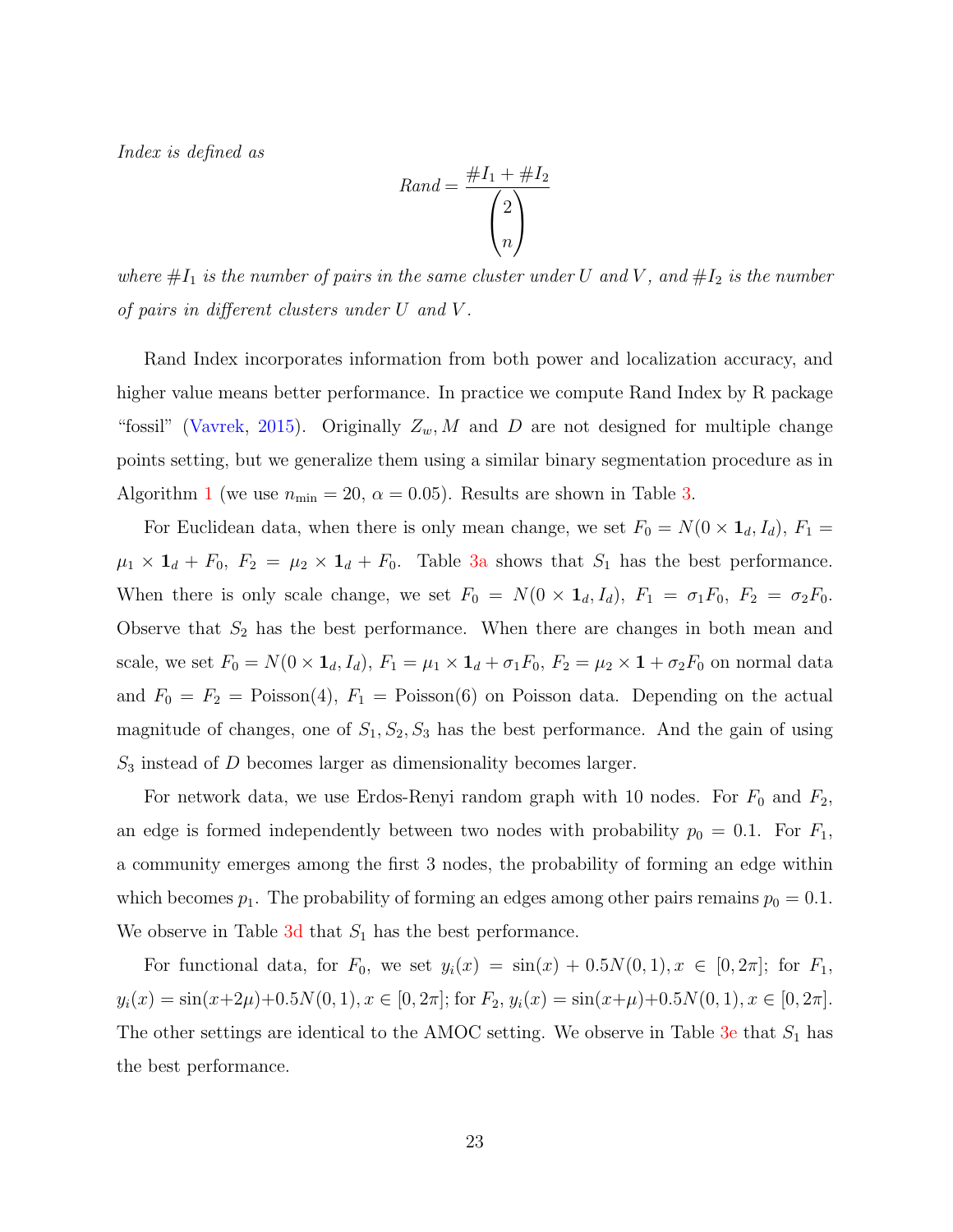*Index is defined as*

$$Rand = \frac{\#I_1 + \#I_2}{\begin{pmatrix} 2 \\ n \end{pmatrix}}$$

*where $\#I_1$ is the number of pairs in the same cluster under $U$ and $V$, and $\#I_2$ is the number of pairs in different clusters under $U$ and $V$.*

Rand Index incorporates information from both power and localization accuracy, and higher value means better performance. In practice we compute Rand Index by R package "fossil" (Vavrek, 2015). Originally $Z_w, M$ and $D$ are not designed for multiple change points setting, but we generalize them using a similar binary segmentation procedure as in Algorithm 1 (we use $n_{\min} = 20$, $\alpha = 0.05$). Results are shown in Table 3.

For Euclidean data, when there is only mean change, we set $F_0 = N(0 \times \mathbf{1}_d, I_d)$, $F_1 = \mu_1 \times \mathbf{1}_d + F_0$, $F_2 = \mu_2 \times \mathbf{1}_d + F_0$. Table 3a shows that $S_1$ has the best performance. When there is only scale change, we set $F_0 = N(0 \times \mathbf{1}_d, I_d)$, $F_1 = \sigma_1 F_0$, $F_2 = \sigma_2 F_0$. Observe that $S_2$ has the best performance. When there are changes in both mean and scale, we set $F_0 = N(0 \times \mathbf{1}_d, I_d)$, $F_1 = \mu_1 \times \mathbf{1}_d + \sigma_1 F_0$, $F_2 = \mu_2 \times \mathbf{1} + \sigma_2 F_0$ on normal data and $F_0 = F_2 = \text{Poisson}(4)$, $F_1 = \text{Poisson}(6)$ on Poisson data. Depending on the actual magnitude of changes, one of $S_1, S_2, S_3$ has the best performance. And the gain of using $S_3$ instead of $D$ becomes larger as dimensionality becomes larger.

For network data, we use Erdos-Renyi random graph with 10 nodes. For $F_0$ and $F_2$, an edge is formed independently between two nodes with probability $p_0 = 0.1$. For $F_1$, a community emerges among the first 3 nodes, the probability of forming an edge within which becomes $p_1$. The probability of forming an edges among other pairs remains $p_0 = 0.1$. We observe in Table 3d that $S_1$ has the best performance.

For functional data, for $F_0$, we set $y_i(x) = \sin(x) + 0.5N(0,1), x \in [0, 2\pi]$; for $F_1$, $y_i(x) = \sin(x+2\mu)+0.5N(0,1), x \in [0, 2\pi]$; for $F_2$, $y_i(x) = \sin(x+\mu)+0.5N(0,1), x \in [0, 2\pi]$. The other settings are identical to the AMOC setting. We observe in Table 3e that $S_1$ has the best performance.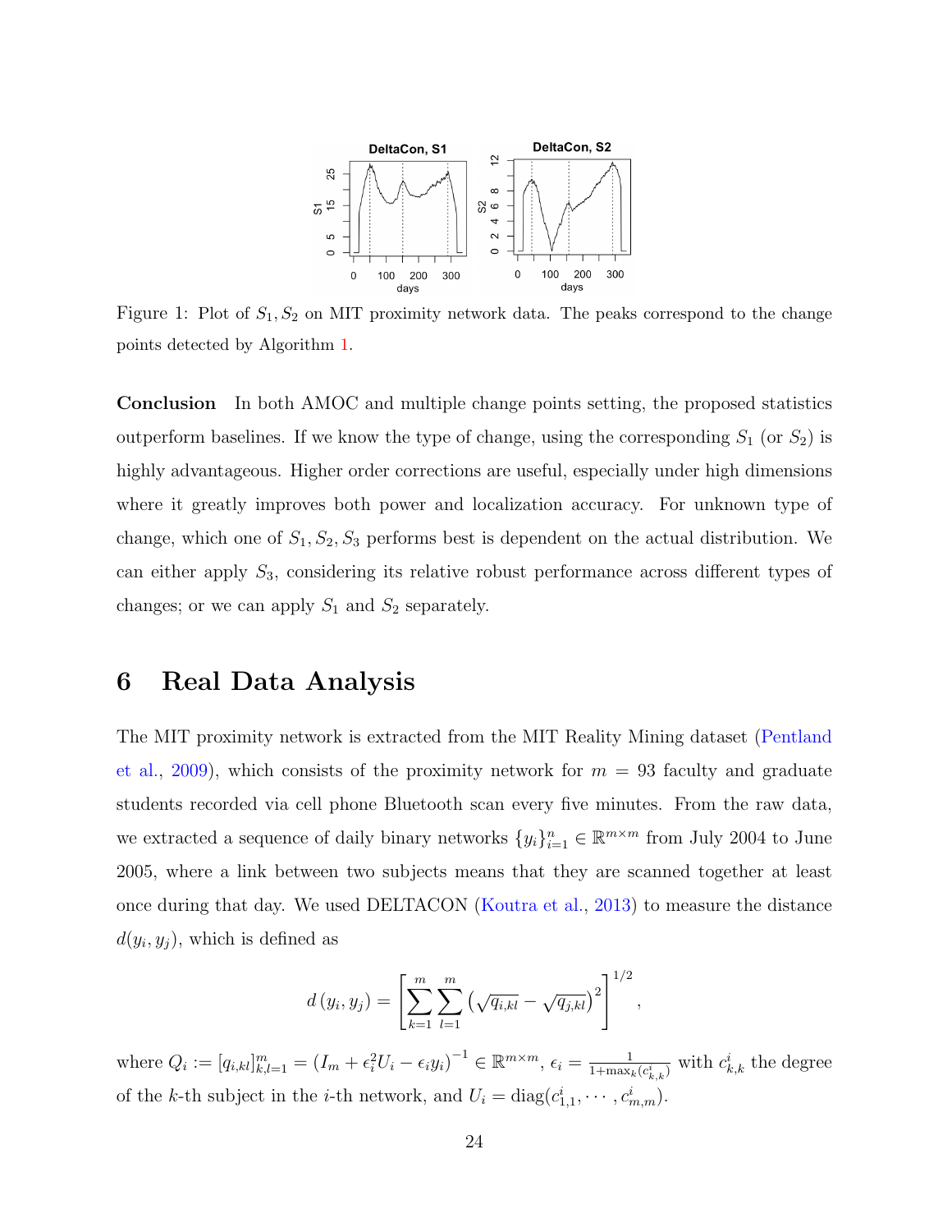Figure 1: Plot of $S_1, S_2$ on MIT proximity network data. The peaks correspond to the change points detected by Algorithm 1.

**Conclusion** In both AMOC and multiple change points setting, the proposed statistics outperform baselines. If we know the type of change, using the corresponding $S_1$ (or $S_2$) is highly advantageous. Higher order corrections are useful, especially under high dimensions where it greatly improves both power and localization accuracy. For unknown type of change, which one of $S_1, S_2, S_3$ performs best is dependent on the actual distribution. We can either apply $S_3$, considering its relative robust performance across different types of changes; or we can apply $S_1$ and $S_2$ separately.

# 6 Real Data Analysis

The MIT proximity network is extracted from the MIT Reality Mining dataset (Pentland et al., 2009), which consists of the proximity network for $m = 93$ faculty and graduate students recorded via cell phone Bluetooth scan every five minutes. From the raw data, we extracted a sequence of daily binary networks $\{y_i\}_{i=1}^n \in \mathbb{R}^{m\times m}$ from July 2004 to June 2005, where a link between two subjects means that they are scanned together at least once during that day. We used DELTACON (Koutra et al., 2013) to measure the distance $d(y_i, y_j)$, which is defined as

$$d(y_i, y_j) = \left[\sum_{k=1}^{m}\sum_{l=1}^{m}\left(\sqrt{q_{i,kl}} - \sqrt{q_{j,kl}}\right)^2\right]^{1/2},$$

where $Q_i := [q_{i,kl}]_{k,l=1}^m = \left(I_m + \epsilon_i^2 U_i - \epsilon_i y_i\right)^{-1} \in \mathbb{R}^{m\times m}$, $\epsilon_i = \frac{1}{1+\max_k(c_{k,k}^i)}$ with $c_{k,k}^i$ the degree of the $k$-th subject in the $i$-th network, and $U_i = \mathrm{diag}(c_{1,1}^i, \cdots, c_{m,m}^i)$.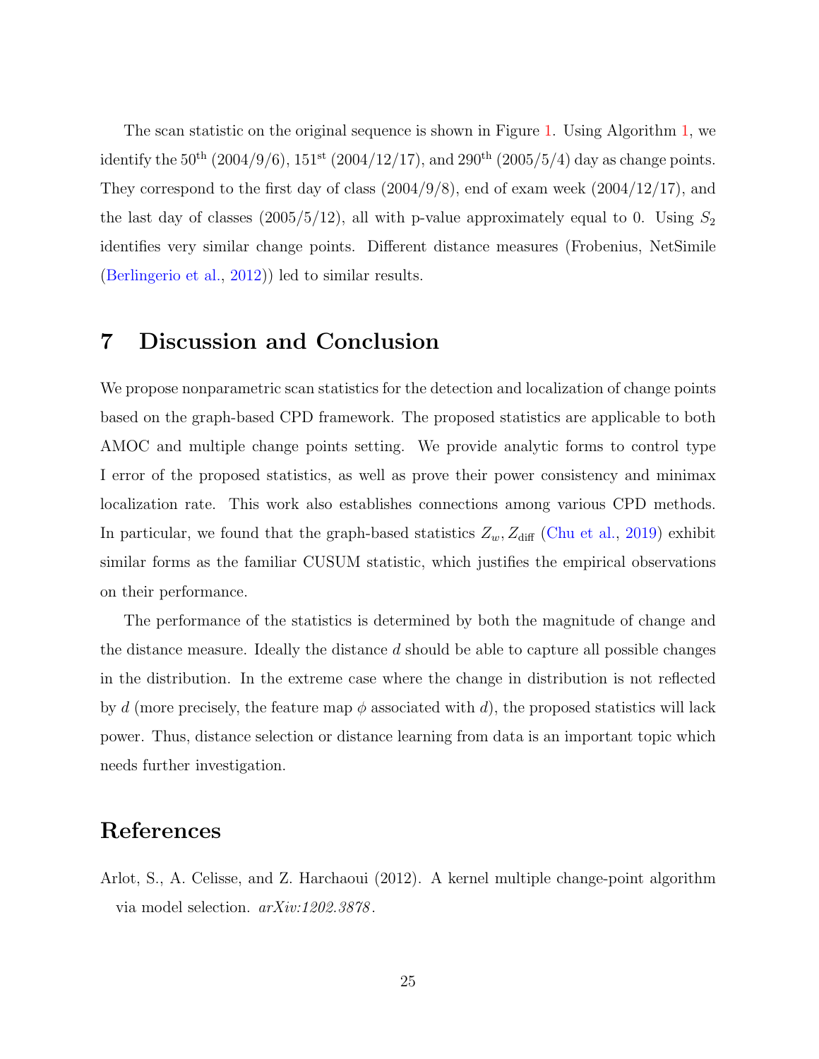The scan statistic on the original sequence is shown in Figure 1. Using Algorithm 1, we identify the 50$^{\text{th}}$ (2004/9/6), 151$^{\text{st}}$ (2004/12/17), and 290$^{\text{th}}$ (2005/5/4) day as change points. They correspond to the first day of class (2004/9/8), end of exam week (2004/12/17), and the last day of classes (2005/5/12), all with p-value approximately equal to 0. Using $S_2$ identifies very similar change points. Different distance measures (Frobenius, NetSimile (Berlingerio et al., 2012)) led to similar results.

# 7 Discussion and Conclusion

We propose nonparametric scan statistics for the detection and localization of change points based on the graph-based CPD framework. The proposed statistics are applicable to both AMOC and multiple change points setting. We provide analytic forms to control type I error of the proposed statistics, as well as prove their power consistency and minimax localization rate. This work also establishes connections among various CPD methods. In particular, we found that the graph-based statistics $Z_w, Z_{\text{diff}}$ (Chu et al., 2019) exhibit similar forms as the familiar CUSUM statistic, which justifies the empirical observations on their performance.

The performance of the statistics is determined by both the magnitude of change and the distance measure. Ideally the distance $d$ should be able to capture all possible changes in the distribution. In the extreme case where the change in distribution is not reflected by $d$ (more precisely, the feature map $\phi$ associated with $d$), the proposed statistics will lack power. Thus, distance selection or distance learning from data is an important topic which needs further investigation.

# References

Arlot, S., A. Celisse, and Z. Harchaoui (2012). A kernel multiple change-point algorithm via model selection. *arXiv:1202.3878*.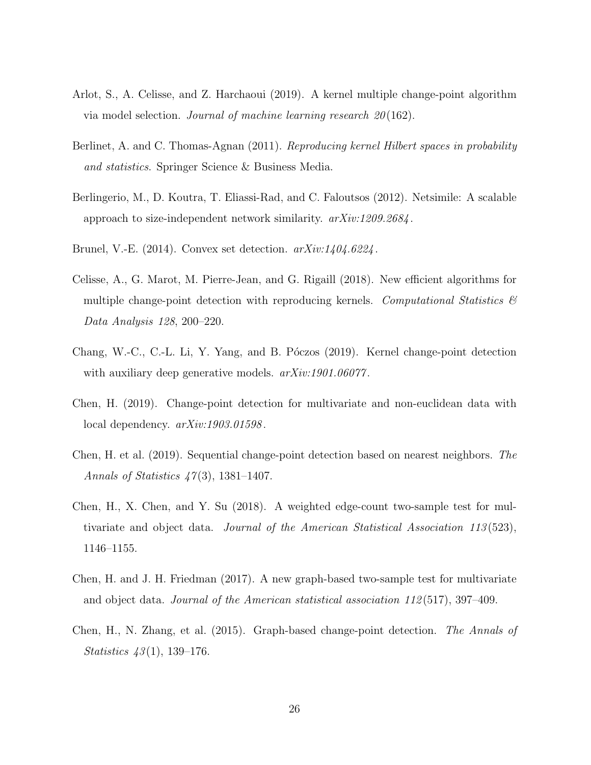Arlot, S., A. Celisse, and Z. Harchaoui (2019). A kernel multiple change-point algorithm via model selection. *Journal of machine learning research 20*(162).

Berlinet, A. and C. Thomas-Agnan (2011). *Reproducing kernel Hilbert spaces in probability and statistics*. Springer Science & Business Media.

Berlingerio, M., D. Koutra, T. Eliassi-Rad, and C. Faloutsos (2012). Netsimile: A scalable approach to size-independent network similarity. *arXiv:1209.2684*.

Brunel, V.-E. (2014). Convex set detection. *arXiv:1404.6224*.

Celisse, A., G. Marot, M. Pierre-Jean, and G. Rigaill (2018). New efficient algorithms for multiple change-point detection with reproducing kernels. *Computational Statistics & Data Analysis 128*, 200–220.

Chang, W.-C., C.-L. Li, Y. Yang, and B. Póczos (2019). Kernel change-point detection with auxiliary deep generative models. *arXiv:1901.06077*.

Chen, H. (2019). Change-point detection for multivariate and non-euclidean data with local dependency. *arXiv:1903.01598*.

Chen, H. et al. (2019). Sequential change-point detection based on nearest neighbors. *The Annals of Statistics 47*(3), 1381–1407.

Chen, H., X. Chen, and Y. Su (2018). A weighted edge-count two-sample test for multivariate and object data. *Journal of the American Statistical Association 113*(523), 1146–1155.

Chen, H. and J. H. Friedman (2017). A new graph-based two-sample test for multivariate and object data. *Journal of the American statistical association 112*(517), 397–409.

Chen, H., N. Zhang, et al. (2015). Graph-based change-point detection. *The Annals of Statistics 43*(1), 139–176.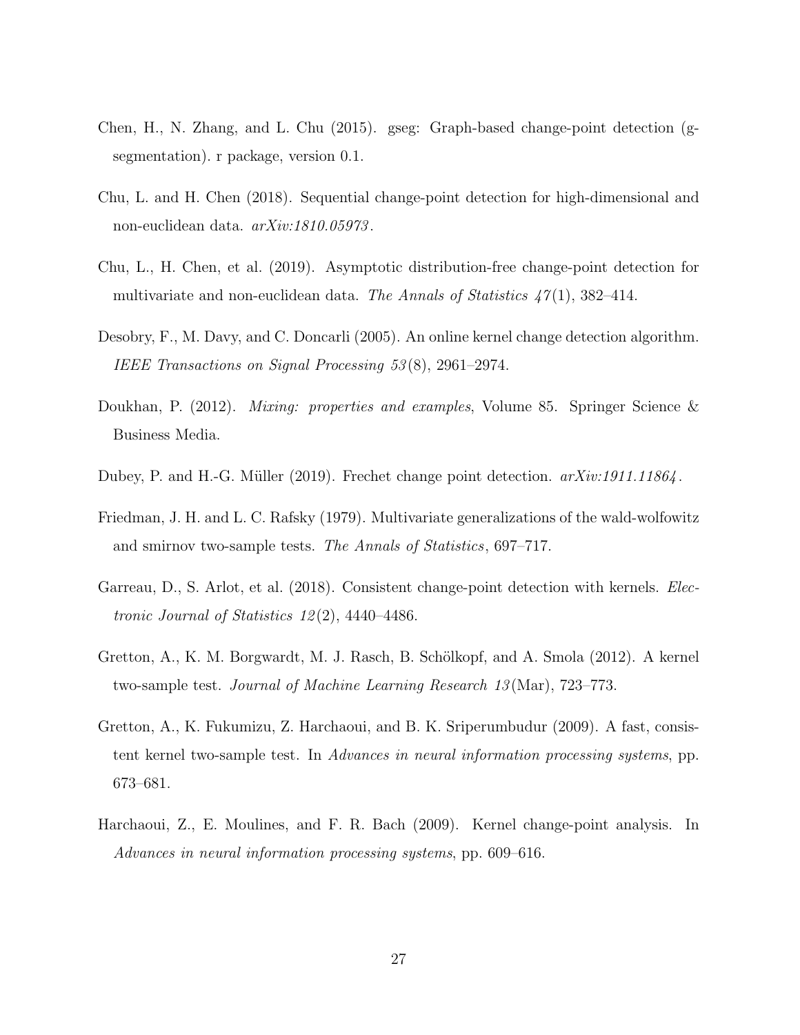Chen, H., N. Zhang, and L. Chu (2015). gseg: Graph-based change-point detection (g-segmentation). r package, version 0.1.

Chu, L. and H. Chen (2018). Sequential change-point detection for high-dimensional and non-euclidean data. *arXiv:1810.05973*.

Chu, L., H. Chen, et al. (2019). Asymptotic distribution-free change-point detection for multivariate and non-euclidean data. *The Annals of Statistics 47*(1), 382–414.

Desobry, F., M. Davy, and C. Doncarli (2005). An online kernel change detection algorithm. *IEEE Transactions on Signal Processing 53*(8), 2961–2974.

Doukhan, P. (2012). *Mixing: properties and examples*, Volume 85. Springer Science & Business Media.

Dubey, P. and H.-G. Müller (2019). Frechet change point detection. *arXiv:1911.11864*.

Friedman, J. H. and L. C. Rafsky (1979). Multivariate generalizations of the wald-wolfowitz and smirnov two-sample tests. *The Annals of Statistics*, 697–717.

Garreau, D., S. Arlot, et al. (2018). Consistent change-point detection with kernels. *Electronic Journal of Statistics 12*(2), 4440–4486.

Gretton, A., K. M. Borgwardt, M. J. Rasch, B. Schölkopf, and A. Smola (2012). A kernel two-sample test. *Journal of Machine Learning Research 13*(Mar), 723–773.

Gretton, A., K. Fukumizu, Z. Harchaoui, and B. K. Sriperumbudur (2009). A fast, consistent kernel two-sample test. In *Advances in neural information processing systems*, pp. 673–681.

Harchaoui, Z., E. Moulines, and F. R. Bach (2009). Kernel change-point analysis. In *Advances in neural information processing systems*, pp. 609–616.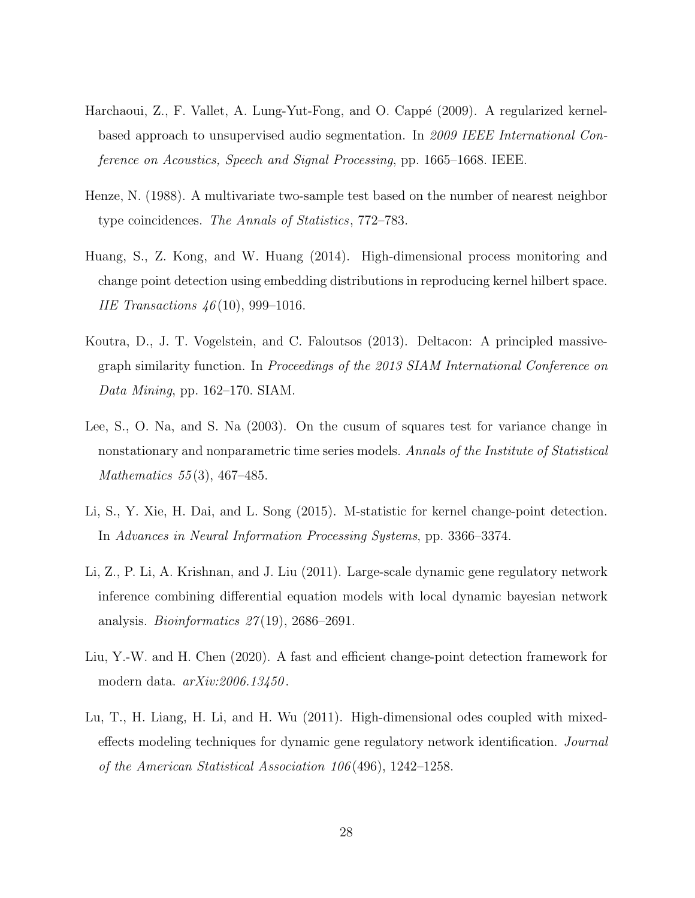Harchaoui, Z., F. Vallet, A. Lung-Yut-Fong, and O. Cappé (2009). A regularized kernel-based approach to unsupervised audio segmentation. In *2009 IEEE International Conference on Acoustics, Speech and Signal Processing*, pp. 1665–1668. IEEE.

Henze, N. (1988). A multivariate two-sample test based on the number of nearest neighbor type coincidences. *The Annals of Statistics*, 772–783.

Huang, S., Z. Kong, and W. Huang (2014). High-dimensional process monitoring and change point detection using embedding distributions in reproducing kernel hilbert space. *IIE Transactions 46*(10), 999–1016.

Koutra, D., J. T. Vogelstein, and C. Faloutsos (2013). Deltacon: A principled massive-graph similarity function. In *Proceedings of the 2013 SIAM International Conference on Data Mining*, pp. 162–170. SIAM.

Lee, S., O. Na, and S. Na (2003). On the cusum of squares test for variance change in nonstationary and nonparametric time series models. *Annals of the Institute of Statistical Mathematics 55*(3), 467–485.

Li, S., Y. Xie, H. Dai, and L. Song (2015). M-statistic for kernel change-point detection. In *Advances in Neural Information Processing Systems*, pp. 3366–3374.

Li, Z., P. Li, A. Krishnan, and J. Liu (2011). Large-scale dynamic gene regulatory network inference combining differential equation models with local dynamic bayesian network analysis. *Bioinformatics 27*(19), 2686–2691.

Liu, Y.-W. and H. Chen (2020). A fast and efficient change-point detection framework for modern data. *arXiv:2006.13450*.

Lu, T., H. Liang, H. Li, and H. Wu (2011). High-dimensional odes coupled with mixed-effects modeling techniques for dynamic gene regulatory network identification. *Journal of the American Statistical Association 106*(496), 1242–1258.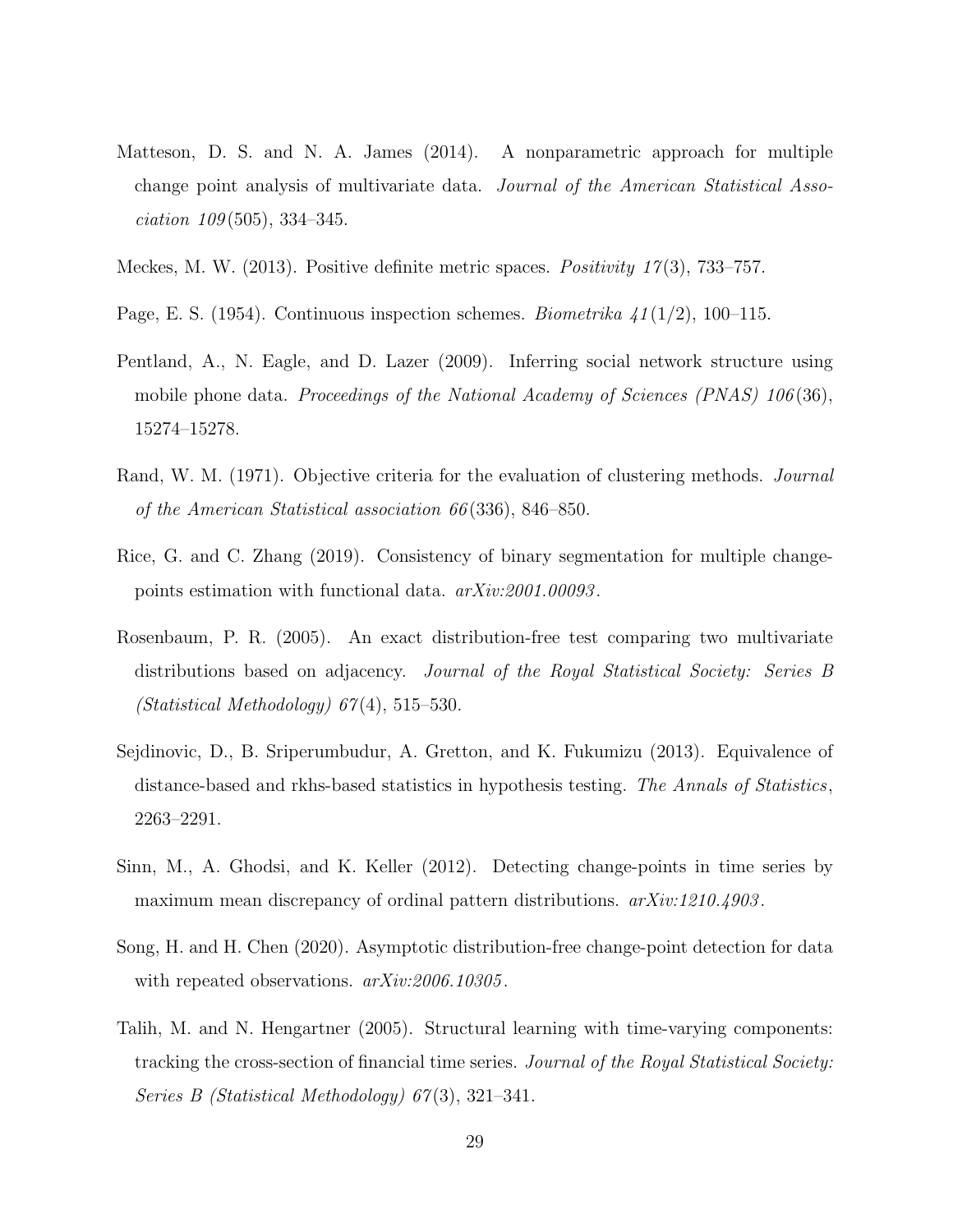Matteson, D. S. and N. A. James (2014). A nonparametric approach for multiple change point analysis of multivariate data. *Journal of the American Statistical Association 109*(505), 334–345.

Meckes, M. W. (2013). Positive definite metric spaces. *Positivity 17*(3), 733–757.

Page, E. S. (1954). Continuous inspection schemes. *Biometrika 41*(1/2), 100–115.

Pentland, A., N. Eagle, and D. Lazer (2009). Inferring social network structure using mobile phone data. *Proceedings of the National Academy of Sciences (PNAS) 106*(36), 15274–15278.

Rand, W. M. (1971). Objective criteria for the evaluation of clustering methods. *Journal of the American Statistical association 66*(336), 846–850.

Rice, G. and C. Zhang (2019). Consistency of binary segmentation for multiple change-points estimation with functional data. *arXiv:2001.00093*.

Rosenbaum, P. R. (2005). An exact distribution-free test comparing two multivariate distributions based on adjacency. *Journal of the Royal Statistical Society: Series B (Statistical Methodology) 67*(4), 515–530.

Sejdinovic, D., B. Sriperumbudur, A. Gretton, and K. Fukumizu (2013). Equivalence of distance-based and rkhs-based statistics in hypothesis testing. *The Annals of Statistics*, 2263–2291.

Sinn, M., A. Ghodsi, and K. Keller (2012). Detecting change-points in time series by maximum mean discrepancy of ordinal pattern distributions. *arXiv:1210.4903*.

Song, H. and H. Chen (2020). Asymptotic distribution-free change-point detection for data with repeated observations. *arXiv:2006.10305*.

Talih, M. and N. Hengartner (2005). Structural learning with time-varying components: tracking the cross-section of financial time series. *Journal of the Royal Statistical Society: Series B (Statistical Methodology) 67*(3), 321–341.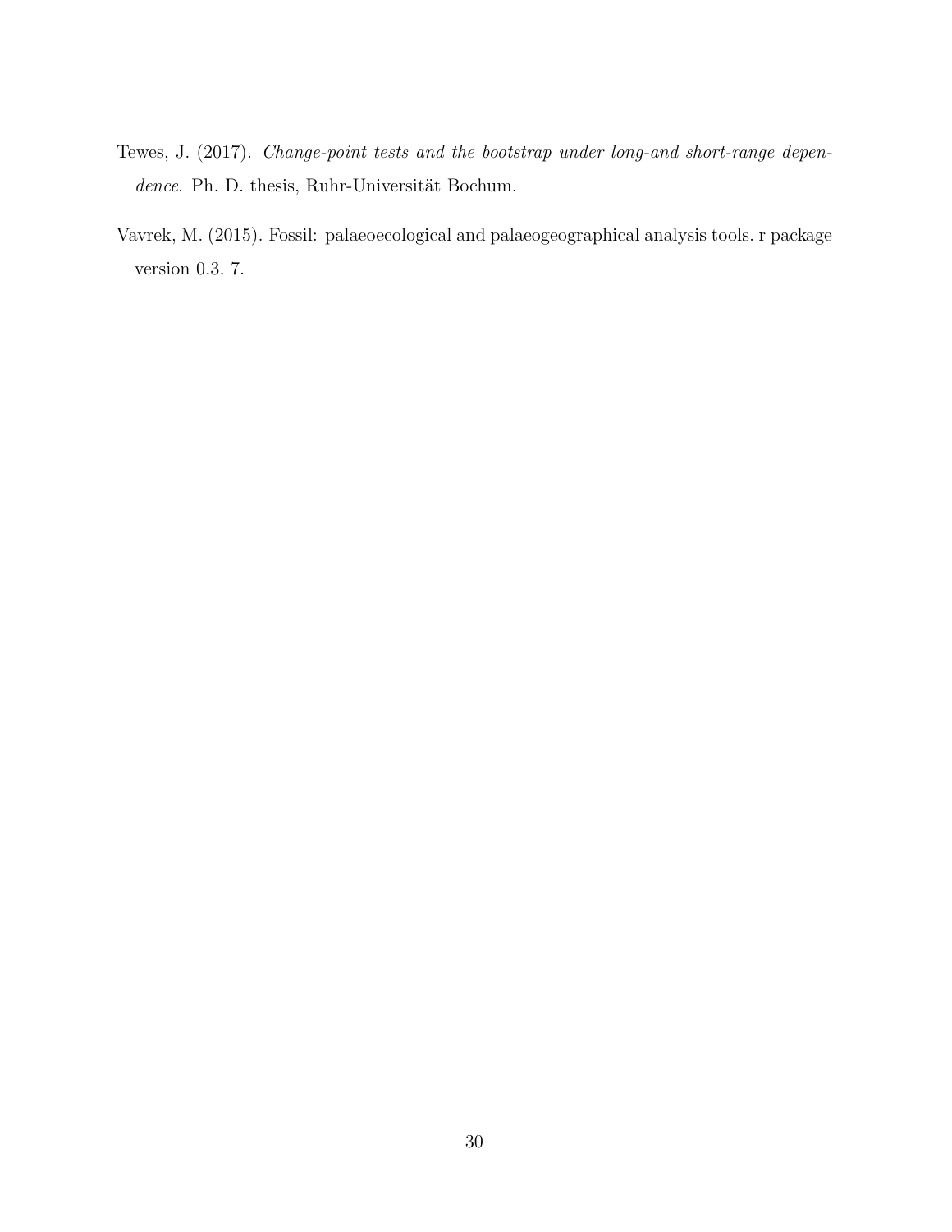Tewes, J. (2017). *Change-point tests and the bootstrap under long-and short-range dependence*. Ph. D. thesis, Ruhr-Universität Bochum.

Vavrek, M. (2015). Fossil: palaeoecological and palaeogeographical analysis tools. r package version 0.3. 7.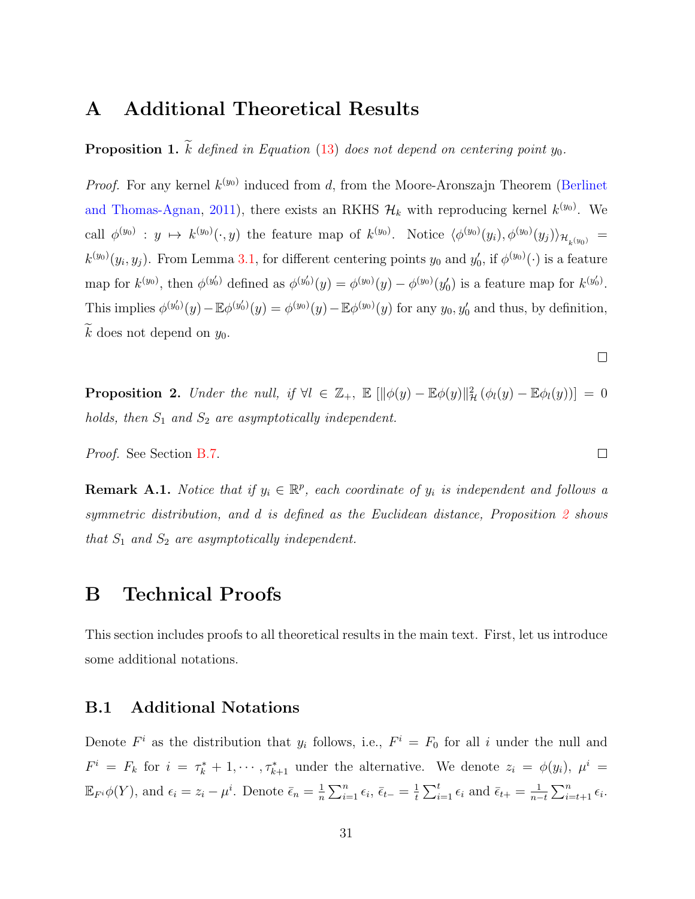# A Additional Theoretical Results

**Proposition 1.** *$\widetilde{k}$ defined in Equation (13) does not depend on centering point $y_0$.*

*Proof.* For any kernel $k^{(y_0)}$ induced from $d$, from the Moore-Aronszajn Theorem (Berlinet and Thomas-Agnan, 2011), there exists an RKHS $\mathcal{H}_k$ with reproducing kernel $k^{(y_0)}$. We call $\phi^{(y_0)} : y \mapsto k^{(y_0)}(\cdot, y)$ the feature map of $k^{(y_0)}$. Notice $\langle \phi^{(y_0)}(y_i), \phi^{(y_0)}(y_j) \rangle_{\mathcal{H}_{k^{(y_0)}}} = k^{(y_0)}(y_i, y_j)$. From Lemma 3.1, for different centering points $y_0$ and $y_0'$, if $\phi^{(y_0)}(\cdot)$ is a feature map for $k^{(y_0)}$, then $\phi^{(y_0')}$ defined as $\phi^{(y_0')}(y) = \phi^{(y_0)}(y) - \phi^{(y_0)}(y_0')$ is a feature map for $k^{(y_0')}$. This implies $\phi^{(y_0')}(y) - \mathbb{E}\phi^{(y_0')}(y) = \phi^{(y_0)}(y) - \mathbb{E}\phi^{(y_0)}(y)$ for any $y_0, y_0'$ and thus, by definition, $\widetilde{k}$ does not depend on $y_0$. □

**Proposition 2.** *Under the null, if $\forall l \in \mathbb{Z}_+$, $\mathbb{E}\left[\|\phi(y) - \mathbb{E}\phi(y)\|_{\mathcal{H}}^2 \left(\phi_l(y) - \mathbb{E}\phi_l(y)\right)\right] = 0$ holds, then $S_1$ and $S_2$ are asymptotically independent.*

*Proof.* See Section B.7. □

**Remark A.1.** *Notice that if $y_i \in \mathbb{R}^p$, each coordinate of $y_i$ is independent and follows a symmetric distribution, and $d$ is defined as the Euclidean distance, Proposition 2 shows that $S_1$ and $S_2$ are asymptotically independent.*

# B Technical Proofs

This section includes proofs to all theoretical results in the main text. First, let us introduce some additional notations.

## B.1 Additional Notations

Denote $F^i$ as the distribution that $y_i$ follows, i.e., $F^i = F_0$ for all $i$ under the null and $F^i = F_k$ for $i = \tau_k^* + 1, \cdots, \tau_{k+1}^*$ under the alternative. We denote $z_i = \phi(y_i)$, $\mu^i = \mathbb{E}_{F^i}\phi(Y)$, and $\epsilon_i = z_i - \mu^i$. Denote $\bar{\epsilon}_n = \frac{1}{n}\sum_{i=1}^n \epsilon_i$, $\bar{\epsilon}_{t-} = \frac{1}{t}\sum_{i=1}^t \epsilon_i$ and $\bar{\epsilon}_{t+} = \frac{1}{n-t}\sum_{i=t+1}^n \epsilon_i$.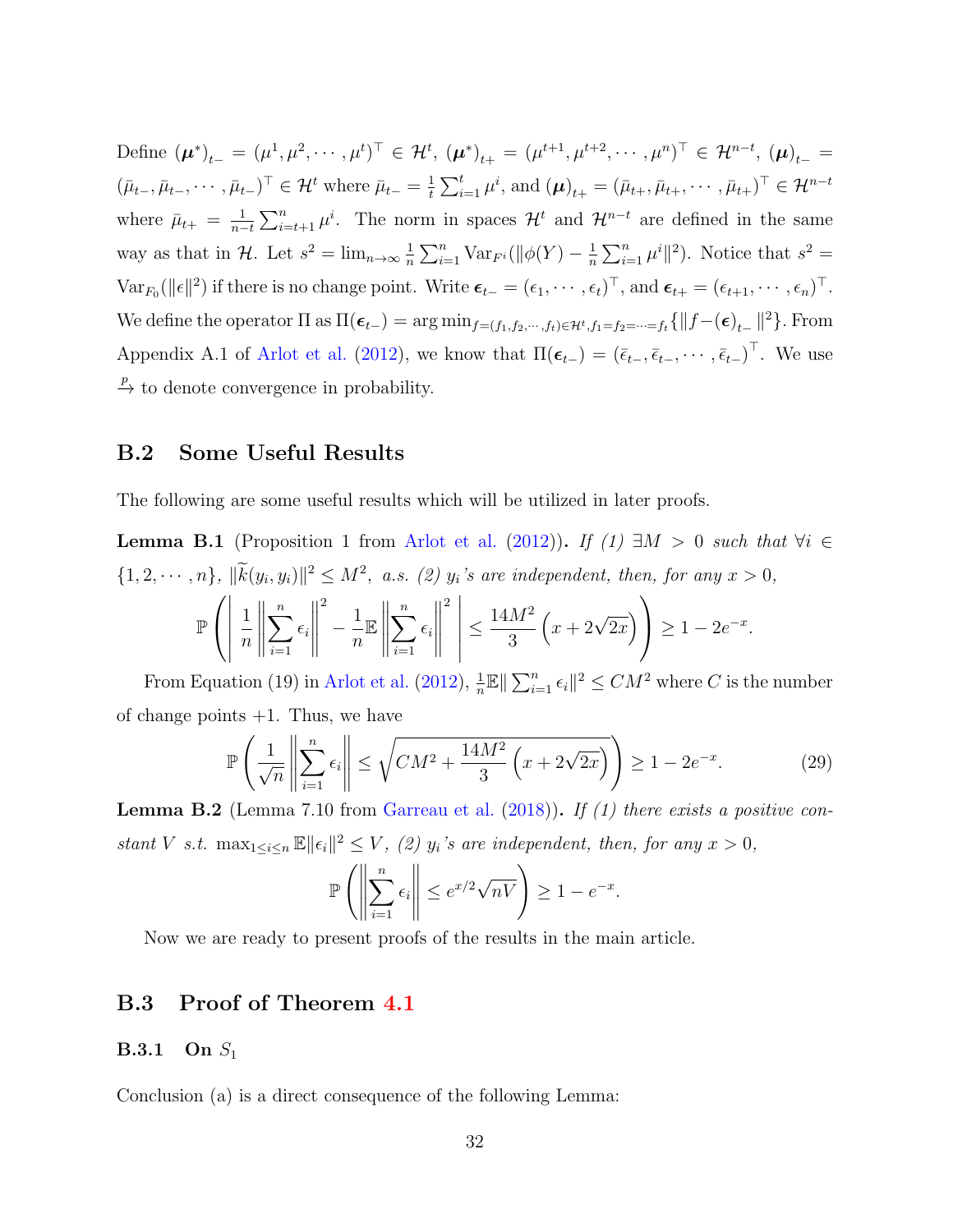Define $(\boldsymbol{\mu}^*)_{t-} = (\mu^1, \mu^2, \cdots, \mu^t)^\top \in \mathcal{H}^t$, $(\boldsymbol{\mu}^*)_{t+} = (\mu^{t+1}, \mu^{t+2}, \cdots, \mu^n)^\top \in \mathcal{H}^{n-t}$, $(\boldsymbol{\mu})_{t-} = (\bar{\mu}_{t-}, \bar{\mu}_{t-}, \cdots, \bar{\mu}_{t-})^\top \in \mathcal{H}^t$ where $\bar{\mu}_{t-} = \frac{1}{t}\sum_{i=1}^t \mu^i$, and $(\boldsymbol{\mu})_{t+} = (\bar{\mu}_{t+}, \bar{\mu}_{t+}, \cdots, \bar{\mu}_{t+})^\top \in \mathcal{H}^{n-t}$ where $\bar{\mu}_{t+} = \frac{1}{n-t}\sum_{i=t+1}^n \mu^i$. The norm in spaces $\mathcal{H}^t$ and $\mathcal{H}^{n-t}$ are defined in the same way as that in $\mathcal{H}$. Let $s^2 = \lim_{n\to\infty} \frac{1}{n}\sum_{i=1}^n \text{Var}_{F^i}(\|\phi(Y) - \frac{1}{n}\sum_{i=1}^n \mu^i\|^2)$. Notice that $s^2 = \text{Var}_{F_0}(\|\epsilon\|^2)$ if there is no change point. Write $\boldsymbol{\epsilon}_{t-} = (\epsilon_1, \cdots, \epsilon_t)^\top$, and $\boldsymbol{\epsilon}_{t+} = (\epsilon_{t+1}, \cdots, \epsilon_n)^\top$. We define the operator $\Pi$ as $\Pi(\boldsymbol{\epsilon}_{t-}) = \arg\min_{f=(f_1,f_2,\cdots,f_t)\in\mathcal{H}^t, f_1=f_2=\cdots=f_t}\{\|f - (\boldsymbol{\epsilon})_{t-}\|^2\}$. From Appendix A.1 of Arlot et al. (2012), we know that $\Pi(\boldsymbol{\epsilon}_{t-}) = (\bar{\epsilon}_{t-}, \bar{\epsilon}_{t-}, \cdots, \bar{\epsilon}_{t-})^\top$. We use $\xrightarrow{p}$ to denote convergence in probability.

## B.2 Some Useful Results

The following are some useful results which will be utilized in later proofs.

**Lemma B.1** (Proposition 1 from Arlot et al. (2012)). *If (1) $\exists M > 0$ such that $\forall i \in \{1, 2, \cdots, n\}$, $\|\widetilde{k}(y_i, y_i)\|^2 \leq M^2$, a.s. (2) $y_i$'s are independent, then, for any $x > 0$,*

$$\mathbb{P}\left(\left|\frac{1}{n}\left\|\sum_{i=1}^n \epsilon_i\right\|^2 - \frac{1}{n}\mathbb{E}\left\|\sum_{i=1}^n \epsilon_i\right\|^2\right| \leq \frac{14M^2}{3}\left(x + 2\sqrt{2x}\right)\right) \geq 1 - 2e^{-x}.$$

From Equation (19) in Arlot et al. (2012), $\frac{1}{n}\mathbb{E}\|\sum_{i=1}^n \epsilon_i\|^2 \leq CM^2$ where $C$ is the number of change points $+1$. Thus, we have

$$\mathbb{P}\left(\frac{1}{\sqrt{n}}\left\|\sum_{i=1}^n \epsilon_i\right\| \leq \sqrt{CM^2 + \frac{14M^2}{3}\left(x + 2\sqrt{2x}\right)}\right) \geq 1 - 2e^{-x}. \tag{29}$$

**Lemma B.2** (Lemma 7.10 from Garreau et al. (2018)). *If (1) there exists a positive constant $V$ s.t. $\max_{1\leq i\leq n}\mathbb{E}\|\epsilon_i\|^2 \leq V$, (2) $y_i$'s are independent, then, for any $x > 0$,*

$$\mathbb{P}\left(\left\|\sum_{i=1}^n \epsilon_i\right\| \leq e^{x/2}\sqrt{nV}\right) \geq 1 - e^{-x}.$$

Now we are ready to present proofs of the results in the main article.

## B.3 Proof of Theorem 4.1

### B.3.1 On $S_1$

Conclusion (a) is a direct consequence of the following Lemma: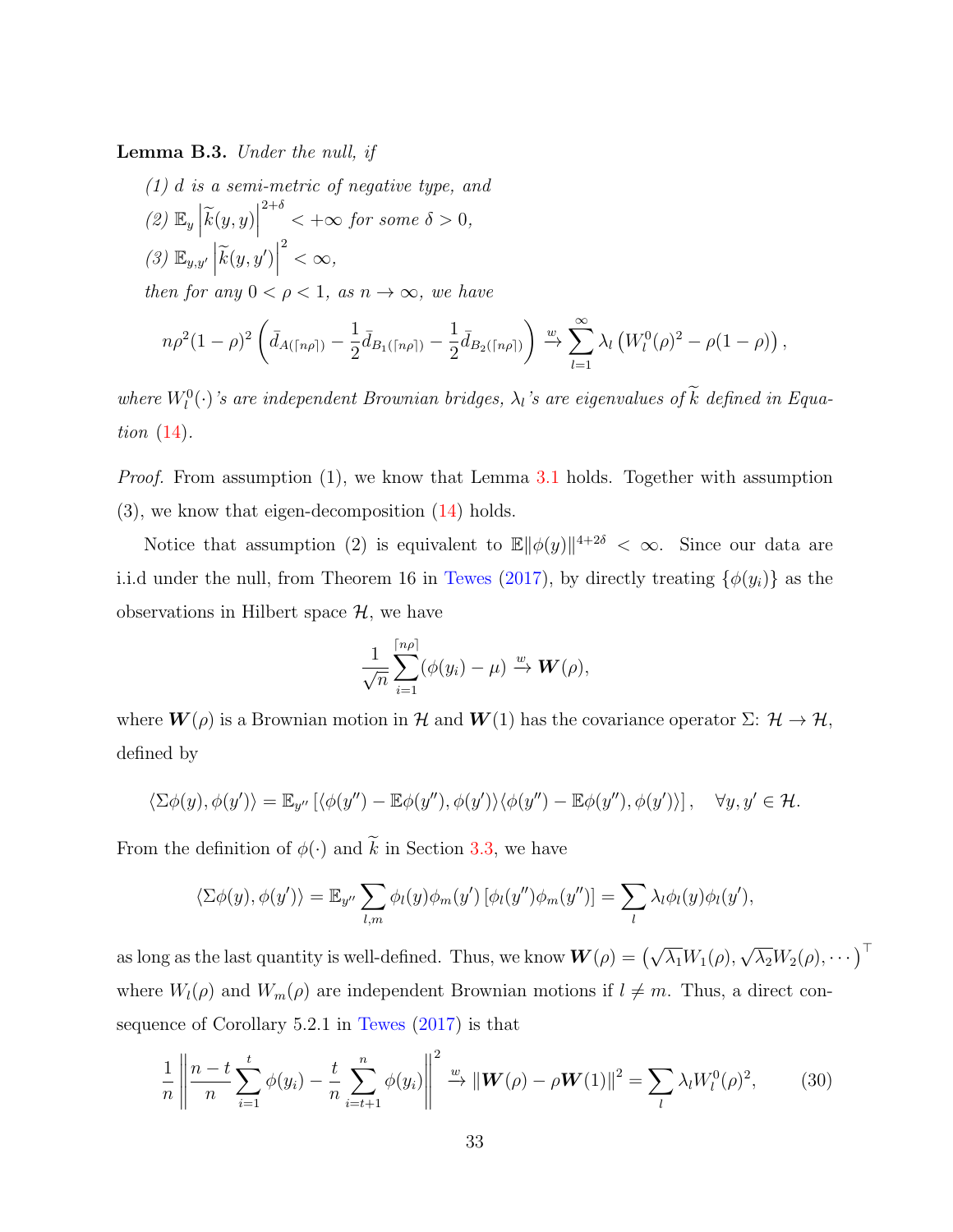**Lemma B.3.** *Under the null, if*

*(1) $d$ is a semi-metric of negative type, and*

*(2) $\mathbb{E}_y \left|\widetilde{k}(y,y)\right|^{2+\delta} < +\infty$ for some $\delta > 0$,*

*(3) $\mathbb{E}_{y,y'} \left|\widetilde{k}(y,y')\right|^2 < \infty$,*

*then for any $0 < \rho < 1$, as $n \to \infty$, we have*

$$n\rho^2(1-\rho)^2 \left( \bar{d}_{A(\lceil n\rho \rceil)} - \frac{1}{2}\bar{d}_{B_1(\lceil n\rho \rceil)} - \frac{1}{2}\bar{d}_{B_2(\lceil n\rho \rceil)} \right) \xrightarrow{w} \sum_{l=1}^{\infty} \lambda_l \left( W_l^0(\rho)^2 - \rho(1-\rho) \right),$$

*where $W_l^0(\cdot)$'s are independent Brownian bridges, $\lambda_l$'s are eigenvalues of $\widetilde{k}$ defined in Equation (14).*

*Proof.* From assumption (1), we know that Lemma 3.1 holds. Together with assumption (3), we know that eigen-decomposition (14) holds.

Notice that assumption (2) is equivalent to $\mathbb{E}\|\phi(y)\|^{4+2\delta} < \infty$. Since our data are i.i.d under the null, from Theorem 16 in Tewes (2017), by directly treating $\{\phi(y_i)\}$ as the observations in Hilbert space $\mathcal{H}$, we have

$$\frac{1}{\sqrt{n}} \sum_{i=1}^{\lceil n\rho \rceil} (\phi(y_i) - \mu) \xrightarrow{w} \boldsymbol{W}(\rho),$$

where $\boldsymbol{W}(\rho)$ is a Brownian motion in $\mathcal{H}$ and $\boldsymbol{W}(1)$ has the covariance operator $\Sigma$: $\mathcal{H} \to \mathcal{H}$, defined by

$$\langle \Sigma\phi(y), \phi(y') \rangle = \mathbb{E}_{y''} \left[ \langle \phi(y'') - \mathbb{E}\phi(y''), \phi(y') \rangle \langle \phi(y'') - \mathbb{E}\phi(y''), \phi(y') \rangle \right], \quad \forall y, y' \in \mathcal{H}.$$

From the definition of $\phi(\cdot)$ and $\widetilde{k}$ in Section 3.3, we have

$$\langle \Sigma\phi(y), \phi(y') \rangle = \mathbb{E}_{y''} \sum_{l,m} \phi_l(y)\phi_m(y') \left[ \phi_l(y'')\phi_m(y'') \right] = \sum_l \lambda_l \phi_l(y)\phi_l(y'),$$

as long as the last quantity is well-defined. Thus, we know $\boldsymbol{W}(\rho) = \left( \sqrt{\lambda_1}W_1(\rho), \sqrt{\lambda_2}W_2(\rho), \cdots \right)^\top$ where $W_l(\rho)$ and $W_m(\rho)$ are independent Brownian motions if $l \neq m$. Thus, a direct consequence of Corollary 5.2.1 in Tewes (2017) is that

$$\frac{1}{n} \left\| \frac{n-t}{n} \sum_{i=1}^{t} \phi(y_i) - \frac{t}{n} \sum_{i=t+1}^{n} \phi(y_i) \right\|^2 \xrightarrow{w} \|\boldsymbol{W}(\rho) - \rho\boldsymbol{W}(1)\|^2 = \sum_l \lambda_l W_l^0(\rho)^2, \tag{30}$$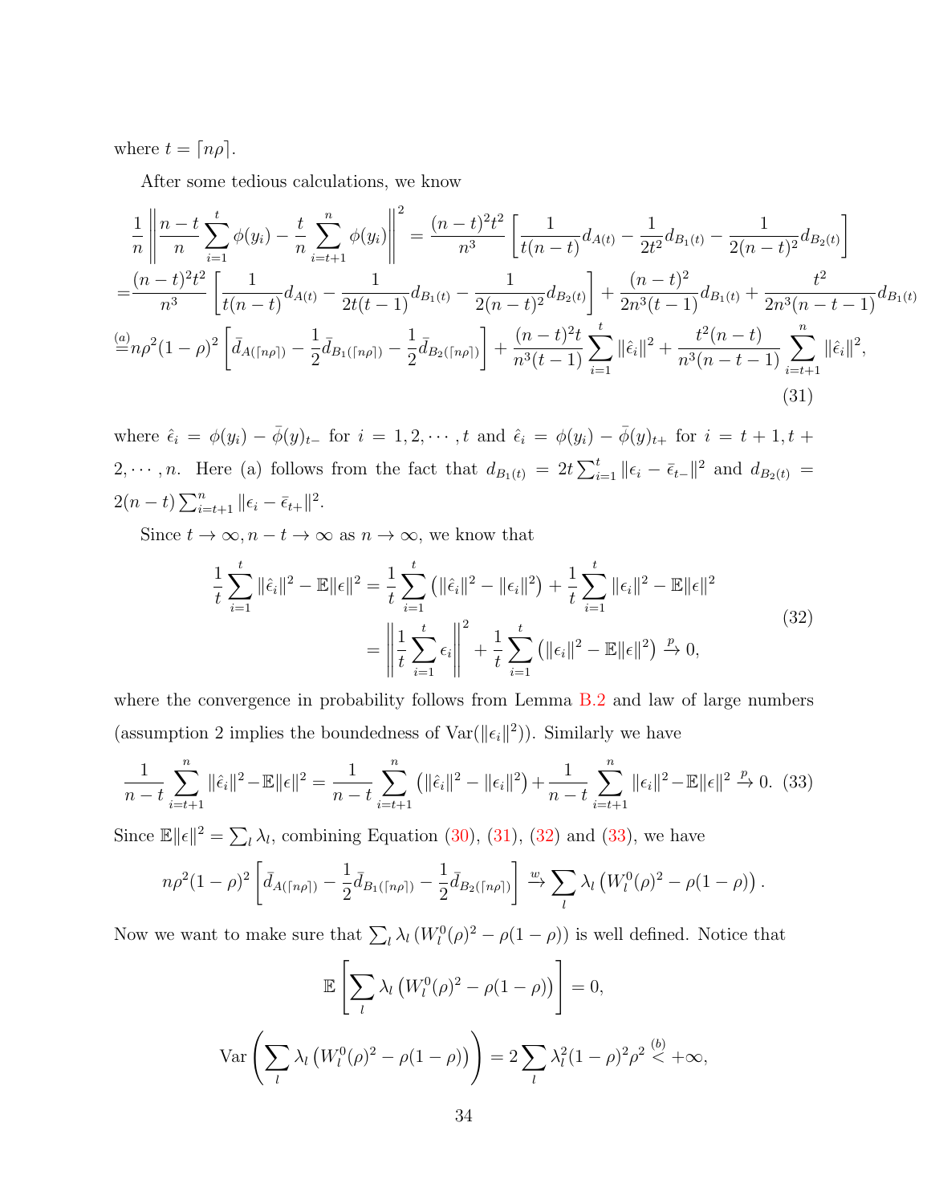where $t = \lceil n\rho \rceil$.

After some tedious calculations, we know

$$
\begin{aligned}
&\frac{1}{n}\left\| \frac{n-t}{n}\sum_{i=1}^{t}\phi(y_i) - \frac{t}{n}\sum_{i=t+1}^{n}\phi(y_i)\right\|^2 = \frac{(n-t)^2t^2}{n^3}\left[\frac{1}{t(n-t)}d_{A(t)} - \frac{1}{2t^2}d_{B_1(t)} - \frac{1}{2(n-t)^2}d_{B_2(t)}\right] \\
=&\frac{(n-t)^2t^2}{n^3}\left[\frac{1}{t(n-t)}d_{A(t)} - \frac{1}{2t(t-1)}d_{B_1(t)} - \frac{1}{2(n-t)^2}d_{B_2(t)}\right] + \frac{(n-t)^2}{2n^3(t-1)}d_{B_1(t)} + \frac{t^2}{2n^3(n-t-1)}d_{B_1(t)} \\
\overset{(a)}{=}&n\rho^2(1-\rho)^2\left[\bar{d}_{A(\lceil n\rho\rceil)} - \frac{1}{2}\bar{d}_{B_1(\lceil n\rho\rceil)} - \frac{1}{2}\bar{d}_{B_2(\lceil n\rho\rceil)}\right] + \frac{(n-t)^2t}{n^3(t-1)}\sum_{i=1}^{t}\|\hat{\epsilon}_i\|^2 + \frac{t^2(n-t)}{n^3(n-t-1)}\sum_{i=t+1}^{n}\|\hat{\epsilon}_i\|^2,
\end{aligned}
\tag{31}
$$

where $\hat{\epsilon}_i = \phi(y_i) - \bar{\phi}(y)_{t-}$ for $i = 1, 2, \cdots, t$ and $\hat{\epsilon}_i = \phi(y_i) - \bar{\phi}(y)_{t+}$ for $i = t+1, t+2, \cdots, n$. Here (a) follows from the fact that $d_{B_1(t)} = 2t\sum_{i=1}^{t}\|\epsilon_i - \bar{\epsilon}_{t-}\|^2$ and $d_{B_2(t)} = 2(n-t)\sum_{i=t+1}^{n}\|\epsilon_i - \bar{\epsilon}_{t+}\|^2$.

Since $t \to \infty, n-t \to \infty$ as $n \to \infty$, we know that

$$
\begin{aligned}
\frac{1}{t}\sum_{i=1}^{t}\|\hat{\epsilon}_i\|^2 - \mathbb{E}\|\epsilon\|^2 &= \frac{1}{t}\sum_{i=1}^{t}\left(\|\hat{\epsilon}_i\|^2 - \|\epsilon_i\|^2\right) + \frac{1}{t}\sum_{i=1}^{t}\|\epsilon_i\|^2 - \mathbb{E}\|\epsilon\|^2 \\
&= \left\|\frac{1}{t}\sum_{i=1}^{t}\epsilon_i\right\|^2 + \frac{1}{t}\sum_{i=1}^{t}\left(\|\epsilon_i\|^2 - \mathbb{E}\|\epsilon\|^2\right) \xrightarrow{p} 0,
\end{aligned}
\tag{32}
$$

where the convergence in probability follows from Lemma B.2 and law of large numbers (assumption 2 implies the boundedness of $\mathrm{Var}(\|\epsilon_i\|^2)$). Similarly we have

$$
\frac{1}{n-t}\sum_{i=t+1}^{n}\|\hat{\epsilon}_i\|^2 - \mathbb{E}\|\epsilon\|^2 = \frac{1}{n-t}\sum_{i=t+1}^{n}\left(\|\hat{\epsilon}_i\|^2 - \|\epsilon_i\|^2\right) + \frac{1}{n-t}\sum_{i=t+1}^{n}\|\epsilon_i\|^2 - \mathbb{E}\|\epsilon\|^2 \xrightarrow{p} 0. \tag{33}
$$

Since $\mathbb{E}\|\epsilon\|^2 = \sum_l \lambda_l$, combining Equation (30), (31), (32) and (33), we have

$$
n\rho^2(1-\rho)^2\left[\bar{d}_{A(\lceil n\rho\rceil)} - \frac{1}{2}\bar{d}_{B_1(\lceil n\rho\rceil)} - \frac{1}{2}\bar{d}_{B_2(\lceil n\rho\rceil)}\right] \xrightarrow{w} \sum_l \lambda_l\left(W_l^0(\rho)^2 - \rho(1-\rho)\right).
$$

Now we want to make sure that $\sum_l \lambda_l\left(W_l^0(\rho)^2 - \rho(1-\rho)\right)$ is well defined. Notice that

$$
\mathbb{E}\left[\sum_l \lambda_l\left(W_l^0(\rho)^2 - \rho(1-\rho)\right)\right] = 0,
$$

$$
\mathrm{Var}\left(\sum_l \lambda_l\left(W_l^0(\rho)^2 - \rho(1-\rho)\right)\right) = 2\sum_l \lambda_l^2(1-\rho)^2\rho^2 \overset{(b)}{<} +\infty,
$$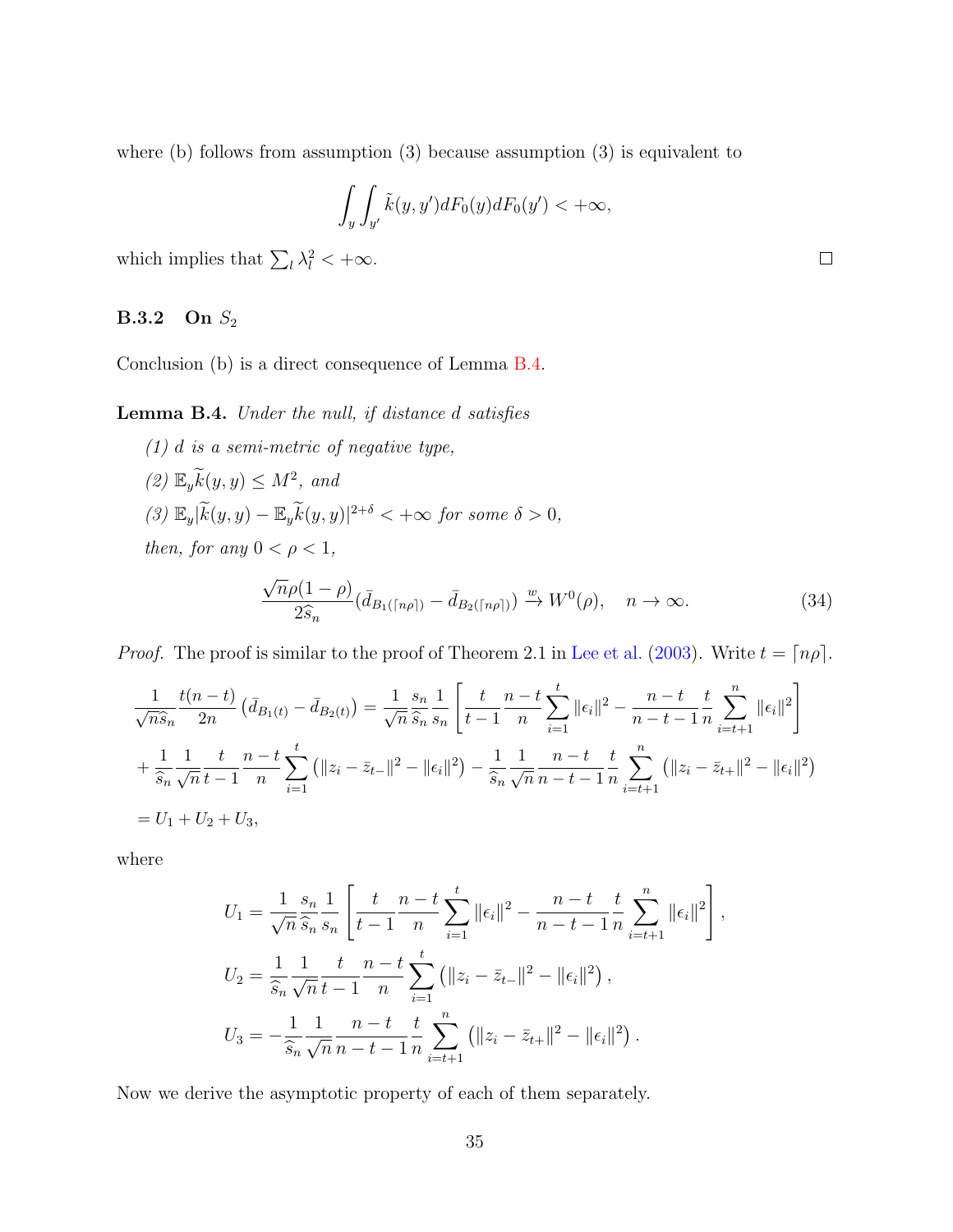where (b) follows from assumption (3) because assumption (3) is equivalent to

$$\int_y \int_{y'} \tilde{k}(y, y') dF_0(y) dF_0(y') < +\infty,$$

which implies that $\sum_l \lambda_l^2 < +\infty$. □

### B.3.2 On $S_2$

Conclusion (b) is a direct consequence of Lemma B.4.

**Lemma B.4.** *Under the null, if distance $d$ satisfies*

*(1) $d$ is a semi-metric of negative type,*

*(2) $\mathbb{E}_y \widetilde{k}(y, y) \le M^2$, and*

*(3) $\mathbb{E}_y |\widetilde{k}(y, y) - \mathbb{E}_y \widetilde{k}(y, y)|^{2+\delta} < +\infty$ for some $\delta > 0$,*

*then, for any $0 < \rho < 1$,*

$$\frac{\sqrt{n}\rho(1-\rho)}{2\widehat{s}_n} (\bar{d}_{B_1(\lceil n\rho \rceil)} - \bar{d}_{B_2(\lceil n\rho \rceil)}) \xrightarrow{w} W^0(\rho), \quad n \to \infty. \tag{34}$$

*Proof.* The proof is similar to the proof of Theorem 2.1 in Lee et al. (2003). Write $t = \lceil n\rho \rceil$.

$$\begin{aligned}
&\frac{1}{\sqrt{n}\widehat{s}_n} \frac{t(n-t)}{2n} \left( \bar{d}_{B_1(t)} - \bar{d}_{B_2(t)} \right) = \frac{1}{\sqrt{n}} \frac{s_n}{\widehat{s}_n} \frac{1}{s_n} \left[ \frac{t}{t-1} \frac{n-t}{n} \sum_{i=1}^{t} \|\epsilon_i\|^2 - \frac{n-t}{n-t-1} \frac{t}{n} \sum_{i=t+1}^{n} \|\epsilon_i\|^2 \right] \\
&+ \frac{1}{\widehat{s}_n} \frac{1}{\sqrt{n}} \frac{t}{t-1} \frac{n-t}{n} \sum_{i=1}^{t} \left( \|z_i - \bar{z}_{t-}\|^2 - \|\epsilon_i\|^2 \right) - \frac{1}{\widehat{s}_n} \frac{1}{\sqrt{n}} \frac{n-t}{n-t-1} \frac{t}{n} \sum_{i=t+1}^{n} \left( \|z_i - \bar{z}_{t+}\|^2 - \|\epsilon_i\|^2 \right) \\
&= U_1 + U_2 + U_3,
\end{aligned}$$

where

$$\begin{aligned}
U_1 &= \frac{1}{\sqrt{n}} \frac{s_n}{\widehat{s}_n} \frac{1}{s_n} \left[ \frac{t}{t-1} \frac{n-t}{n} \sum_{i=1}^{t} \|\epsilon_i\|^2 - \frac{n-t}{n-t-1} \frac{t}{n} \sum_{i=t+1}^{n} \|\epsilon_i\|^2 \right], \\
U_2 &= \frac{1}{\widehat{s}_n} \frac{1}{\sqrt{n}} \frac{t}{t-1} \frac{n-t}{n} \sum_{i=1}^{t} \left( \|z_i - \bar{z}_{t-}\|^2 - \|\epsilon_i\|^2 \right), \\
U_3 &= -\frac{1}{\widehat{s}_n} \frac{1}{\sqrt{n}} \frac{n-t}{n-t-1} \frac{t}{n} \sum_{i=t+1}^{n} \left( \|z_i - \bar{z}_{t+}\|^2 - \|\epsilon_i\|^2 \right).
\end{aligned}$$

Now we derive the asymptotic property of each of them separately.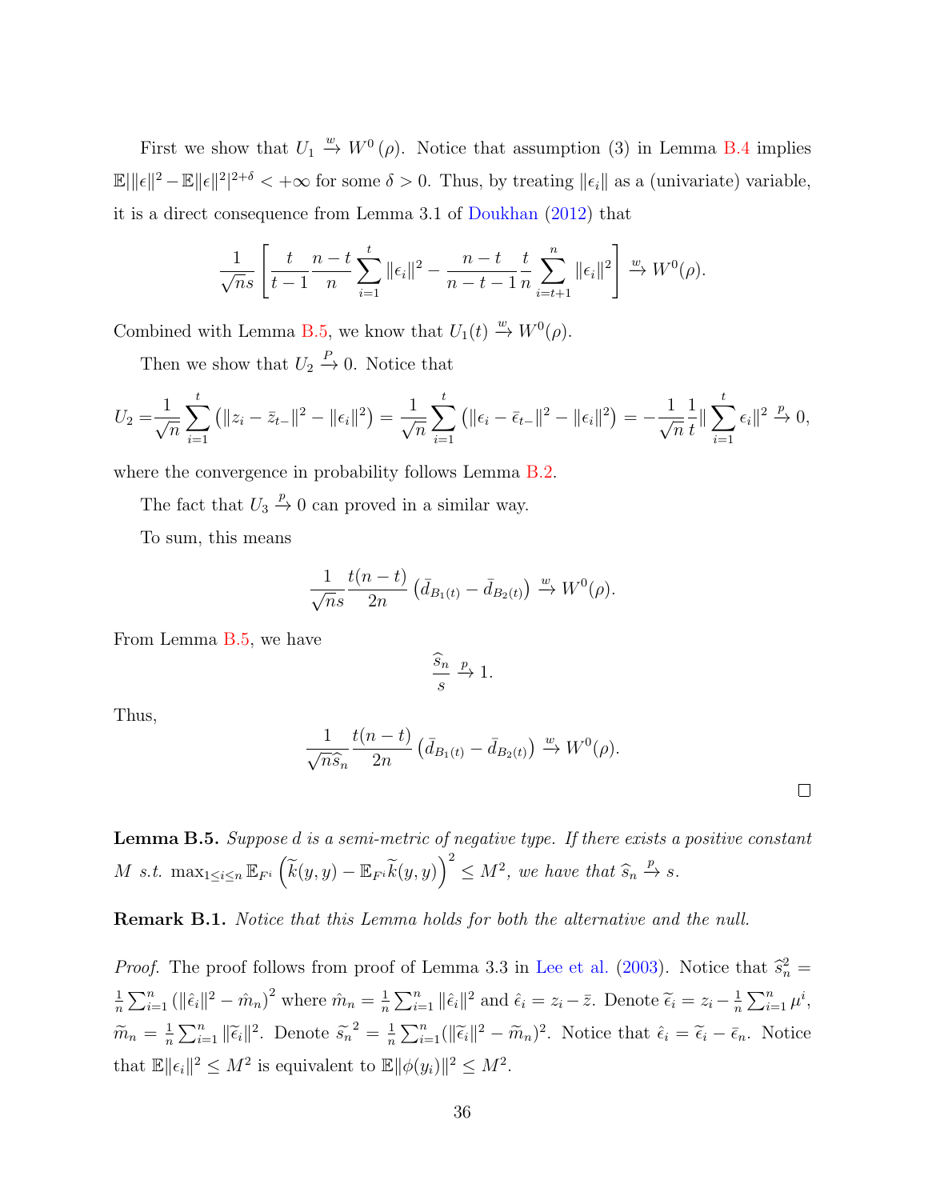First we show that $U_1 \xrightarrow{w} W^0(\rho)$. Notice that assumption (3) in Lemma B.4 implies $\mathbb{E}|\|\epsilon\|^2 - \mathbb{E}\|\epsilon\|^2|^{2+\delta} < +\infty$ for some $\delta > 0$. Thus, by treating $\|\epsilon_i\|$ as a (univariate) variable, it is a direct consequence from Lemma 3.1 of Doukhan (2012) that

$$\frac{1}{\sqrt{n}s}\left[\frac{t}{t-1}\frac{n-t}{n}\sum_{i=1}^{t}\|\epsilon_i\|^2 - \frac{n-t}{n-t-1}\frac{t}{n}\sum_{i=t+1}^{n}\|\epsilon_i\|^2\right] \xrightarrow{w} W^0(\rho).$$

Combined with Lemma B.5, we know that $U_1(t) \xrightarrow{w} W^0(\rho)$.

Then we show that $U_2 \xrightarrow{P} 0$. Notice that

$$U_2 = \frac{1}{\sqrt{n}}\sum_{i=1}^{t}\left(\|z_i - \bar{z}_{t-}\|^2 - \|\epsilon_i\|^2\right) = \frac{1}{\sqrt{n}}\sum_{i=1}^{t}\left(\|\epsilon_i - \bar{\epsilon}_{t-}\|^2 - \|\epsilon_i\|^2\right) = -\frac{1}{\sqrt{n}}\frac{1}{t}\|\sum_{i=1}^{t}\epsilon_i\|^2 \xrightarrow{p} 0,$$

where the convergence in probability follows Lemma B.2.

The fact that $U_3 \xrightarrow{p} 0$ can proved in a similar way.

To sum, this means

$$\frac{1}{\sqrt{n}s}\frac{t(n-t)}{2n}\left(\bar{d}_{B_1(t)} - \bar{d}_{B_2(t)}\right) \xrightarrow{w} W^0(\rho).$$

From Lemma B.5, we have

$$\frac{\widehat{s}_n}{s} \xrightarrow{p} 1.$$

Thus,

$$\frac{1}{\sqrt{n}\widehat{s}_n}\frac{t(n-t)}{2n}\left(\bar{d}_{B_1(t)} - \bar{d}_{B_2(t)}\right) \xrightarrow{w} W^0(\rho).$$

□

**Lemma B.5.** *Suppose $d$ is a semi-metric of negative type. If there exists a positive constant $M$ s.t. $\max_{1\le i\le n}\mathbb{E}_{F^i}\left(\widetilde{k}(y,y) - \mathbb{E}_{F^i}\widetilde{k}(y,y)\right)^2 \le M^2$, we have that $\widehat{s}_n \xrightarrow{p} s$.*

**Remark B.1.** *Notice that this Lemma holds for both the alternative and the null.*

*Proof.* The proof follows from proof of Lemma 3.3 in Lee et al. (2003). Notice that $\widehat{s}_n^2 = \frac{1}{n}\sum_{i=1}^{n}\left(\|\hat{\epsilon}_i\|^2 - \hat{m}_n\right)^2$ where $\hat{m}_n = \frac{1}{n}\sum_{i=1}^{n}\|\hat{\epsilon}_i\|^2$ and $\hat{\epsilon}_i = z_i - \bar{z}$. Denote $\widetilde{\epsilon}_i = z_i - \frac{1}{n}\sum_{i=1}^{n}\mu^i$, $\widetilde{m}_n = \frac{1}{n}\sum_{i=1}^{n}\|\widetilde{\epsilon}_i\|^2$. Denote $\widetilde{s}_n^{\,2} = \frac{1}{n}\sum_{i=1}^{n}(\|\widetilde{\epsilon}_i\|^2 - \widetilde{m}_n)^2$. Notice that $\hat{\epsilon}_i = \widetilde{\epsilon}_i - \bar{\epsilon}_n$. Notice that $\mathbb{E}\|\epsilon_i\|^2 \le M^2$ is equivalent to $\mathbb{E}\|\phi(y_i)\|^2 \le M^2$.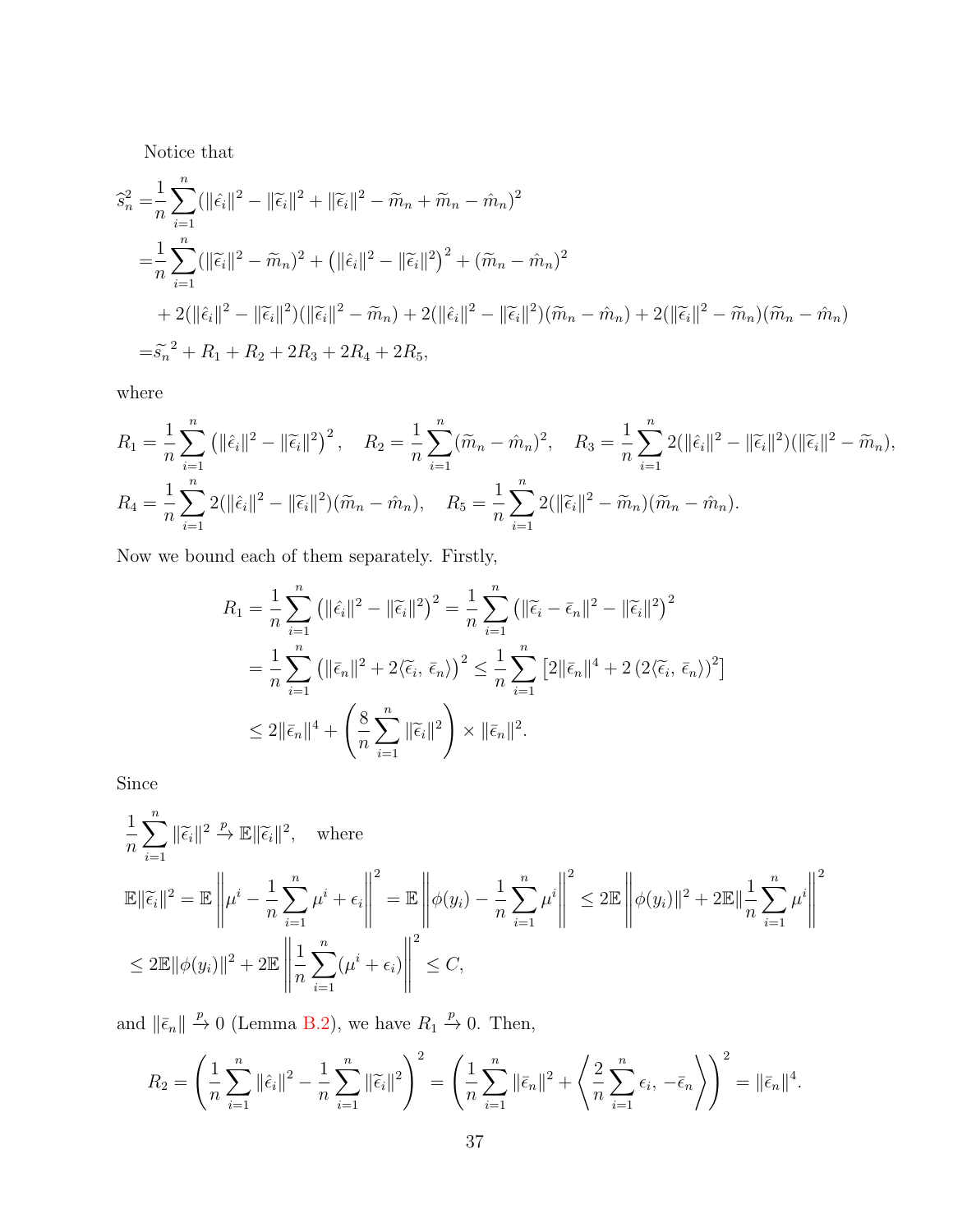Notice that

$$
\begin{aligned}
\widehat{s}_n^2 =& \frac{1}{n}\sum_{i=1}^n (\|\hat{\epsilon}_i\|^2 - \|\widetilde{\epsilon}_i\|^2 + \|\widetilde{\epsilon}_i\|^2 - \widetilde{m}_n + \widetilde{m}_n - \hat{m}_n)^2 \\
=& \frac{1}{n}\sum_{i=1}^n (\|\widetilde{\epsilon}_i\|^2 - \widetilde{m}_n)^2 + \left(\|\hat{\epsilon}_i\|^2 - \|\widetilde{\epsilon}_i\|^2\right)^2 + (\widetilde{m}_n - \hat{m}_n)^2 \\
&+ 2(\|\hat{\epsilon}_i\|^2 - \|\widetilde{\epsilon}_i\|^2)(\|\widetilde{\epsilon}_i\|^2 - \widetilde{m}_n) + 2(\|\hat{\epsilon}_i\|^2 - \|\widetilde{\epsilon}_i\|^2)(\widetilde{m}_n - \hat{m}_n) + 2(\|\widetilde{\epsilon}_i\|^2 - \widetilde{m}_n)(\widetilde{m}_n - \hat{m}_n) \\
=& \widetilde{s}_n^{\,2} + R_1 + R_2 + 2R_3 + 2R_4 + 2R_5,
\end{aligned}
$$

where

$$
R_1 = \frac{1}{n}\sum_{i=1}^n \left(\|\hat{\epsilon}_i\|^2 - \|\widetilde{\epsilon}_i\|^2\right)^2, \quad R_2 = \frac{1}{n}\sum_{i=1}^n (\widetilde{m}_n - \hat{m}_n)^2, \quad R_3 = \frac{1}{n}\sum_{i=1}^n 2(\|\hat{\epsilon}_i\|^2 - \|\widetilde{\epsilon}_i\|^2)(\|\widetilde{\epsilon}_i\|^2 - \widetilde{m}_n),
$$

$$
R_4 = \frac{1}{n}\sum_{i=1}^n 2(\|\hat{\epsilon}_i\|^2 - \|\widetilde{\epsilon}_i\|^2)(\widetilde{m}_n - \hat{m}_n), \quad R_5 = \frac{1}{n}\sum_{i=1}^n 2(\|\widetilde{\epsilon}_i\|^2 - \widetilde{m}_n)(\widetilde{m}_n - \hat{m}_n).
$$

Now we bound each of them separately. Firstly,

$$
\begin{aligned}
R_1 &= \frac{1}{n}\sum_{i=1}^n \left(\|\hat{\epsilon}_i\|^2 - \|\widetilde{\epsilon}_i\|^2\right)^2 = \frac{1}{n}\sum_{i=1}^n \left(\|\widetilde{\epsilon}_i - \bar{\epsilon}_n\|^2 - \|\widetilde{\epsilon}_i\|^2\right)^2 \\
&= \frac{1}{n}\sum_{i=1}^n \left(\|\bar{\epsilon}_n\|^2 + 2\langle \widetilde{\epsilon}_i,\, \bar{\epsilon}_n\rangle\right)^2 \le \frac{1}{n}\sum_{i=1}^n \left[2\|\bar{\epsilon}_n\|^4 + 2\left(2\langle \widetilde{\epsilon}_i,\, \bar{\epsilon}_n\rangle\right)^2\right] \\
&\le 2\|\bar{\epsilon}_n\|^4 + \left(\frac{8}{n}\sum_{i=1}^n \|\widetilde{\epsilon}_i\|^2\right) \times \|\bar{\epsilon}_n\|^2.
\end{aligned}
$$

Since

$$
\begin{aligned}
&\frac{1}{n}\sum_{i=1}^n \|\widetilde{\epsilon}_i\|^2 \xrightarrow{p} \mathbb{E}\|\widetilde{\epsilon}_i\|^2, \quad \text{where} \\
&\mathbb{E}\|\widetilde{\epsilon}_i\|^2 = \mathbb{E}\left\|\mu^i - \frac{1}{n}\sum_{i=1}^n \mu^i + \epsilon_i\right\|^2 = \mathbb{E}\left\|\phi(y_i) - \frac{1}{n}\sum_{i=1}^n \mu^i\right\|^2 \le 2\mathbb{E}\left\|\phi(y_i)\|^2 + 2\mathbb{E}\|\frac{1}{n}\sum_{i=1}^n \mu^i\right\|^2 \\
&\le 2\mathbb{E}\|\phi(y_i)\|^2 + 2\mathbb{E}\left\|\frac{1}{n}\sum_{i=1}^n (\mu^i + \epsilon_i)\right\|^2 \le C,
\end{aligned}
$$

and $\|\bar{\epsilon}_n\| \xrightarrow{p} 0$ (Lemma B.2), we have $R_1 \xrightarrow{p} 0$. Then,

$$
R_2 = \left(\frac{1}{n}\sum_{i=1}^n \|\hat{\epsilon}_i\|^2 - \frac{1}{n}\sum_{i=1}^n \|\widetilde{\epsilon}_i\|^2\right)^2 = \left(\frac{1}{n}\sum_{i=1}^n \|\bar{\epsilon}_n\|^2 + \left\langle \frac{2}{n}\sum_{i=1}^n \epsilon_i,\, -\bar{\epsilon}_n\right\rangle\right)^2 = \|\bar{\epsilon}_n\|^4.
$$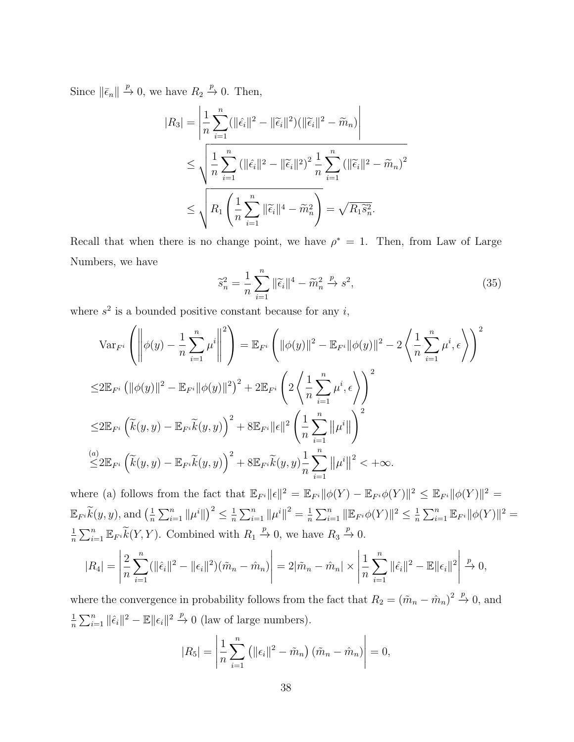Since $\|\bar{\epsilon}_n\| \xrightarrow{p} 0$, we have $R_2 \xrightarrow{p} 0$. Then,

$$
\begin{aligned}
|R_3| &= \left| \frac{1}{n} \sum_{i=1}^{n} (\|\hat{\epsilon}_i\|^2 - \|\widetilde{\epsilon}_i\|^2)(\|\widetilde{\epsilon}_i\|^2 - \widetilde{m}_n) \right| \\
&\leq \sqrt{\frac{1}{n} \sum_{i=1}^{n} \left(\|\hat{\epsilon}_i\|^2 - \|\widetilde{\epsilon}_i\|^2\right)^2 \frac{1}{n} \sum_{i=1}^{n} \left(\|\widetilde{\epsilon}_i\|^2 - \widetilde{m}_n\right)^2} \\
&\leq \sqrt{R_1 \left( \frac{1}{n} \sum_{i=1}^{n} \|\widetilde{\epsilon}_i\|^4 - \widetilde{m}_n^2 \right)} = \sqrt{R_1 \widetilde{s}_n^2}.
\end{aligned}
$$

Recall that when there is no change point, we have $\rho^* = 1$. Then, from Law of Large Numbers, we have

$$
\widetilde{s}_n^2 = \frac{1}{n} \sum_{i=1}^{n} \|\widetilde{\epsilon}_i\|^4 - \widetilde{m}_n^2 \xrightarrow{p} s^2, \tag{35}
$$

where $s^2$ is a bounded positive constant because for any $i$,

$$
\begin{aligned}
&\mathrm{Var}_{F^i} \left( \left\| \phi(y) - \frac{1}{n} \sum_{i=1}^{n} \mu^i \right\|^2 \right) = \mathbb{E}_{F^i} \left( \|\phi(y)\|^2 - \mathbb{E}_{F^i} \|\phi(y)\|^2 - 2 \left\langle \frac{1}{n} \sum_{i=1}^{n} \mu^i, \epsilon \right\rangle \right)^2 \\
\leq& 2\mathbb{E}_{F^i} \left( \|\phi(y)\|^2 - \mathbb{E}_{F^i} \|\phi(y)\|^2 \right)^2 + 2\mathbb{E}_{F^i} \left( 2 \left\langle \frac{1}{n} \sum_{i=1}^{n} \mu^i, \epsilon \right\rangle \right)^2 \\
\leq& 2\mathbb{E}_{F^i} \left( \widetilde{k}(y,y) - \mathbb{E}_{F^i} \widetilde{k}(y,y) \right)^2 + 8\mathbb{E}_{F^i} \|\epsilon\|^2 \left( \frac{1}{n} \sum_{i=1}^{n} \left\|\mu^i\right\| \right)^2 \\
\overset{(a)}{\leq}& 2\mathbb{E}_{F^i} \left( \widetilde{k}(y,y) - \mathbb{E}_{F^i} \widetilde{k}(y,y) \right)^2 + 8\mathbb{E}_{F^i} \widetilde{k}(y,y) \frac{1}{n} \sum_{i=1}^{n} \left\|\mu^i\right\|^2 < +\infty.
\end{aligned}
$$

where (a) follows from the fact that $\mathbb{E}_{F^i} \|\epsilon\|^2 = \mathbb{E}_{F^i} \|\phi(Y) - \mathbb{E}_{F^i} \phi(Y)\|^2 \leq \mathbb{E}_{F^i} \|\phi(Y)\|^2 = \mathbb{E}_{F^i} \widetilde{k}(y,y)$, and $\left(\frac{1}{n}\sum_{i=1}^n \|\mu^i\|\right)^2 \leq \frac{1}{n}\sum_{i=1}^n \|\mu^i\|^2 = \frac{1}{n}\sum_{i=1}^n \|\mathbb{E}_{F^i}\phi(Y)\|^2 \leq \frac{1}{n}\sum_{i=1}^n \mathbb{E}_{F^i}\|\phi(Y)\|^2 = \frac{1}{n}\sum_{i=1}^n \mathbb{E}_{F^i}\widetilde{k}(Y,Y)$. Combined with $R_1 \xrightarrow{p} 0$, we have $R_3 \xrightarrow{p} 0$.

$$
|R_4| = \left| \frac{2}{n} \sum_{i=1}^{n} (\|\hat{\epsilon}_i\|^2 - \|\epsilon_i\|^2)(\tilde{m}_n - \hat{m}_n) \right| = 2|\tilde{m}_n - \hat{m}_n| \times \left| \frac{1}{n} \sum_{i=1}^{n} \|\hat{\epsilon}_i\|^2 - \mathbb{E}\|\epsilon_i\|^2 \right| \xrightarrow{p} 0,
$$

where the convergence in probability follows from the fact that $R_2 = (\tilde{m}_n - \hat{m}_n)^2 \xrightarrow{p} 0$, and $\frac{1}{n}\sum_{i=1}^n \|\hat{\epsilon}_i\|^2 - \mathbb{E}\|\epsilon_i\|^2 \xrightarrow{p} 0$ (law of large numbers).

$$
|R_5| = \left| \frac{1}{n} \sum_{i=1}^{n} \left(\|\epsilon_i\|^2 - \tilde{m}_n\right)(\tilde{m}_n - \hat{m}_n) \right| = 0,
$$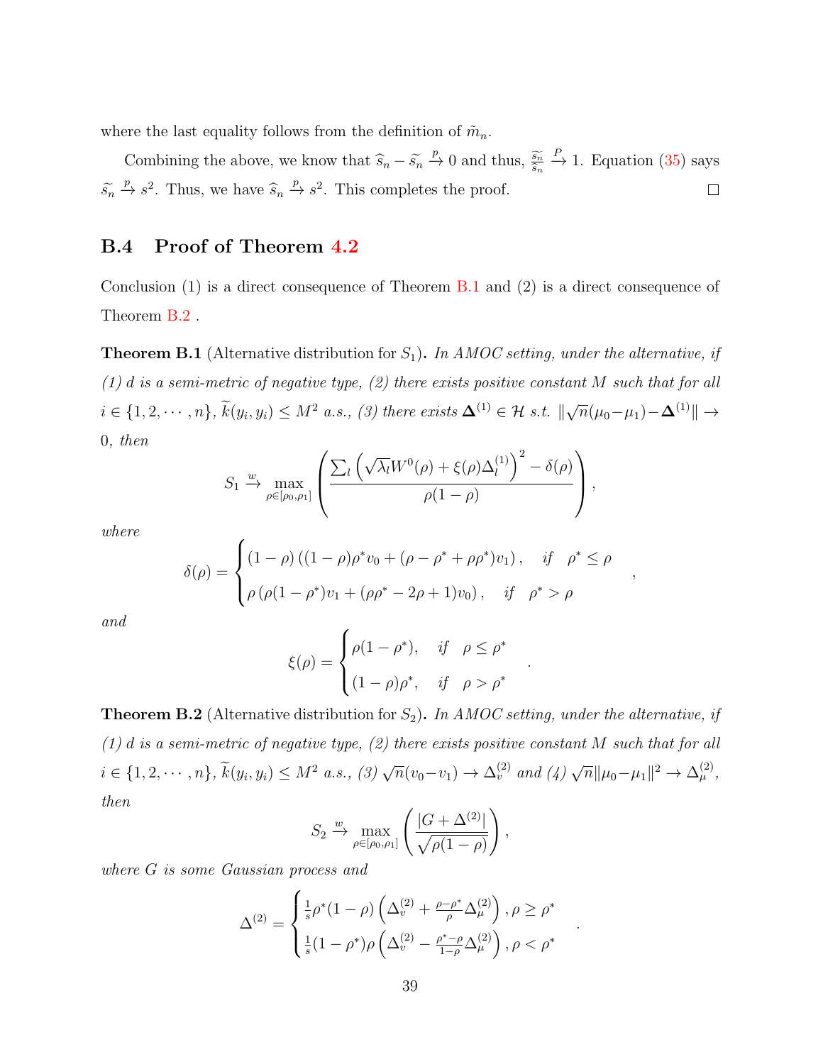where the last equality follows from the definition of $\tilde{m}_n$.

Combining the above, we know that $\widehat{s}_n - \widetilde{s}_n \xrightarrow{p} 0$ and thus, $\frac{\widetilde{s}_n}{\widehat{s}_n} \xrightarrow{P} 1$. Equation (35) says $\widetilde{s}_n \xrightarrow{p} s^2$. Thus, we have $\widehat{s}_n \xrightarrow{p} s^2$. This completes the proof. $\square$

## B.4 Proof of Theorem 4.2

Conclusion (1) is a direct consequence of Theorem B.1 and (2) is a direct consequence of Theorem B.2 .

**Theorem B.1** (Alternative distribution for $S_1$). *In AMOC setting, under the alternative, if (1) $d$ is a semi-metric of negative type, (2) there exists positive constant $M$ such that for all $i \in \{1, 2, \cdots, n\}$, $\widetilde{k}(y_i, y_i) \leq M^2$ a.s., (3) there exists $\mathbf{\Delta}^{(1)} \in \mathcal{H}$ s.t. $\|\sqrt{n}(\mu_0 - \mu_1) - \mathbf{\Delta}^{(1)}\| \to 0$, then*

$$S_1 \xrightarrow{w} \max_{\rho \in [\rho_0, \rho_1]} \left( \frac{\sum_l \left( \sqrt{\lambda_l} W^0(\rho) + \xi(\rho) \Delta_l^{(1)} \right)^2 - \delta(\rho)}{\rho(1-\rho)} \right),$$

*where*

$$\delta(\rho) = \begin{cases} (1-\rho)\left((1-\rho)\rho^* v_0 + (\rho - \rho^* + \rho\rho^*) v_1\right), & \text{if} \quad \rho^* \leq \rho \\ \rho\left(\rho(1-\rho^*) v_1 + (\rho\rho^* - 2\rho + 1) v_0\right), & \text{if} \quad \rho^* > \rho \end{cases},$$

*and*

$$\xi(\rho) = \begin{cases} \rho(1-\rho^*), & \text{if} \quad \rho \leq \rho^* \\ (1-\rho)\rho^*, & \text{if} \quad \rho > \rho^* \end{cases}.$$

**Theorem B.2** (Alternative distribution for $S_2$). *In AMOC setting, under the alternative, if (1) $d$ is a semi-metric of negative type, (2) there exists positive constant $M$ such that for all $i \in \{1, 2, \cdots, n\}$, $\widetilde{k}(y_i, y_i) \leq M^2$ a.s., (3) $\sqrt{n}(v_0 - v_1) \to \Delta_v^{(2)}$ and (4) $\sqrt{n}\|\mu_0 - \mu_1\|^2 \to \Delta_\mu^{(2)}$, then*

$$S_2 \xrightarrow{w} \max_{\rho \in [\rho_0, \rho_1]} \left( \frac{|G + \Delta^{(2)}|}{\sqrt{\rho(1-\rho)}} \right),$$

*where $G$ is some Gaussian process and*

$$\Delta^{(2)} = \begin{cases} \frac{1}{s}\rho^*(1-\rho)\left(\Delta_v^{(2)} + \frac{\rho - \rho^*}{\rho}\Delta_\mu^{(2)}\right), \rho \geq \rho^* \\ \frac{1}{s}(1-\rho^*)\rho\left(\Delta_v^{(2)} - \frac{\rho^* - \rho}{1-\rho}\Delta_\mu^{(2)}\right), \rho < \rho^* \end{cases}.$$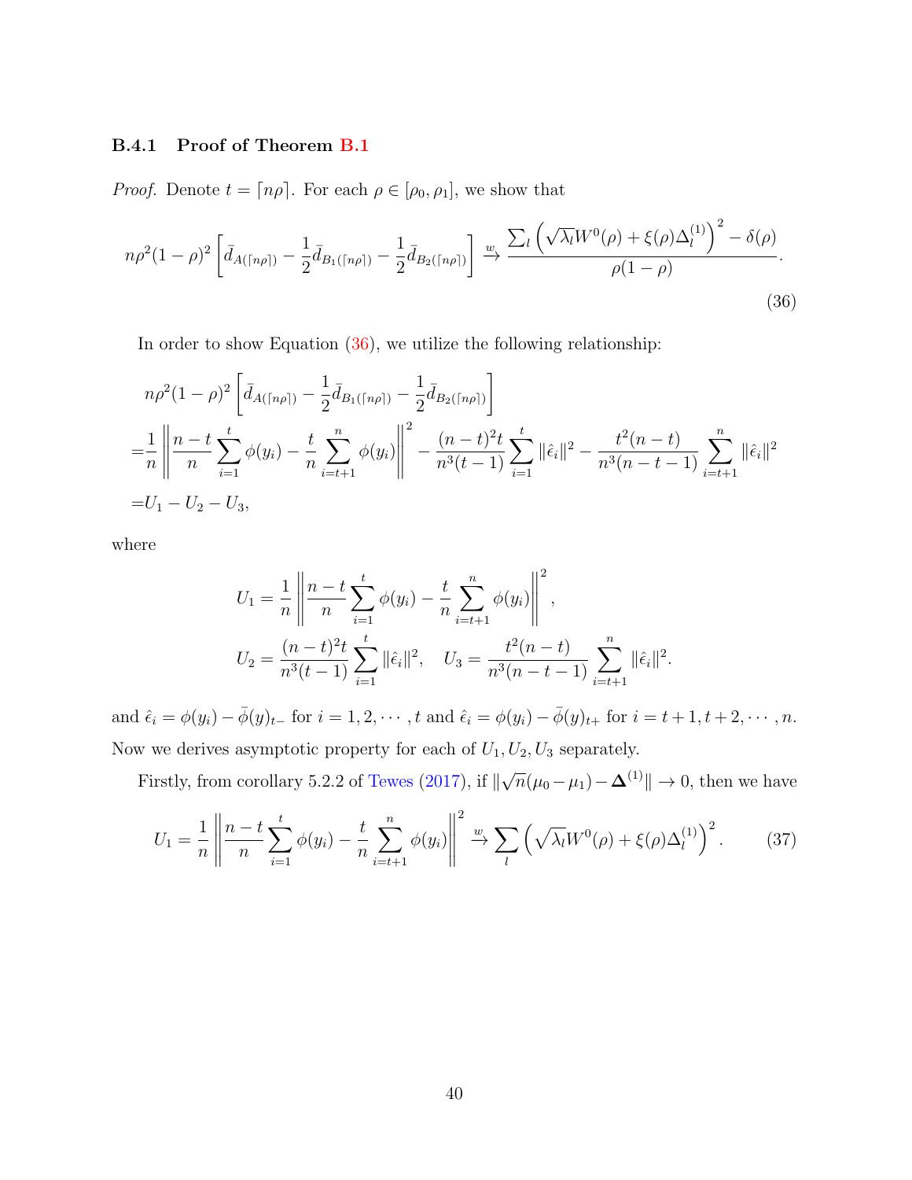### B.4.1 Proof of Theorem B.1

*Proof.* Denote $t = \lceil n\rho \rceil$. For each $\rho \in [\rho_0, \rho_1]$, we show that

$$
n\rho^2(1-\rho)^2 \left[ \bar{d}_{A(\lceil n\rho \rceil)} - \frac{1}{2}\bar{d}_{B_1(\lceil n\rho \rceil)} - \frac{1}{2}\bar{d}_{B_2(\lceil n\rho \rceil)} \right] \xrightarrow{w} \frac{\sum_l \left( \sqrt{\lambda_l} W^0(\rho) + \xi(\rho)\Delta_l^{(1)} \right)^2 - \delta(\rho)}{\rho(1-\rho)}. \tag{36}
$$

In order to show Equation (36), we utilize the following relationship:

$$
\begin{aligned}
& n\rho^2(1-\rho)^2 \left[ \bar{d}_{A(\lceil n\rho \rceil)} - \frac{1}{2}\bar{d}_{B_1(\lceil n\rho \rceil)} - \frac{1}{2}\bar{d}_{B_2(\lceil n\rho \rceil)} \right] \\
=& \frac{1}{n} \left\| \frac{n-t}{n} \sum_{i=1}^{t} \phi(y_i) - \frac{t}{n} \sum_{i=t+1}^{n} \phi(y_i) \right\|^2 - \frac{(n-t)^2 t}{n^3(t-1)} \sum_{i=1}^{t} \|\hat{\epsilon}_i\|^2 - \frac{t^2(n-t)}{n^3(n-t-1)} \sum_{i=t+1}^{n} \|\hat{\epsilon}_i\|^2 \\
=& U_1 - U_2 - U_3,
\end{aligned}
$$

where

$$
\begin{aligned}
U_1 &= \frac{1}{n} \left\| \frac{n-t}{n} \sum_{i=1}^{t} \phi(y_i) - \frac{t}{n} \sum_{i=t+1}^{n} \phi(y_i) \right\|^2, \\
U_2 &= \frac{(n-t)^2 t}{n^3(t-1)} \sum_{i=1}^{t} \|\hat{\epsilon}_i\|^2, \quad U_3 = \frac{t^2(n-t)}{n^3(n-t-1)} \sum_{i=t+1}^{n} \|\hat{\epsilon}_i\|^2.
\end{aligned}
$$

and $\hat{\epsilon}_i = \phi(y_i) - \bar{\phi}(y)_{t-}$ for $i = 1, 2, \cdots, t$ and $\hat{\epsilon}_i = \phi(y_i) - \bar{\phi}(y)_{t+}$ for $i = t+1, t+2, \cdots, n$. Now we derives asymptotic property for each of $U_1, U_2, U_3$ separately.

Firstly, from corollary 5.2.2 of Tewes (2017), if $\|\sqrt{n}(\mu_0 - \mu_1) - \mathbf{\Delta}^{(1)}\| \to 0$, then we have

$$
U_1 = \frac{1}{n} \left\| \frac{n-t}{n} \sum_{i=1}^{t} \phi(y_i) - \frac{t}{n} \sum_{i=t+1}^{n} \phi(y_i) \right\|^2 \xrightarrow{w} \sum_l \left( \sqrt{\lambda_l} W^0(\rho) + \xi(\rho)\Delta_l^{(1)} \right)^2. \tag{37}
$$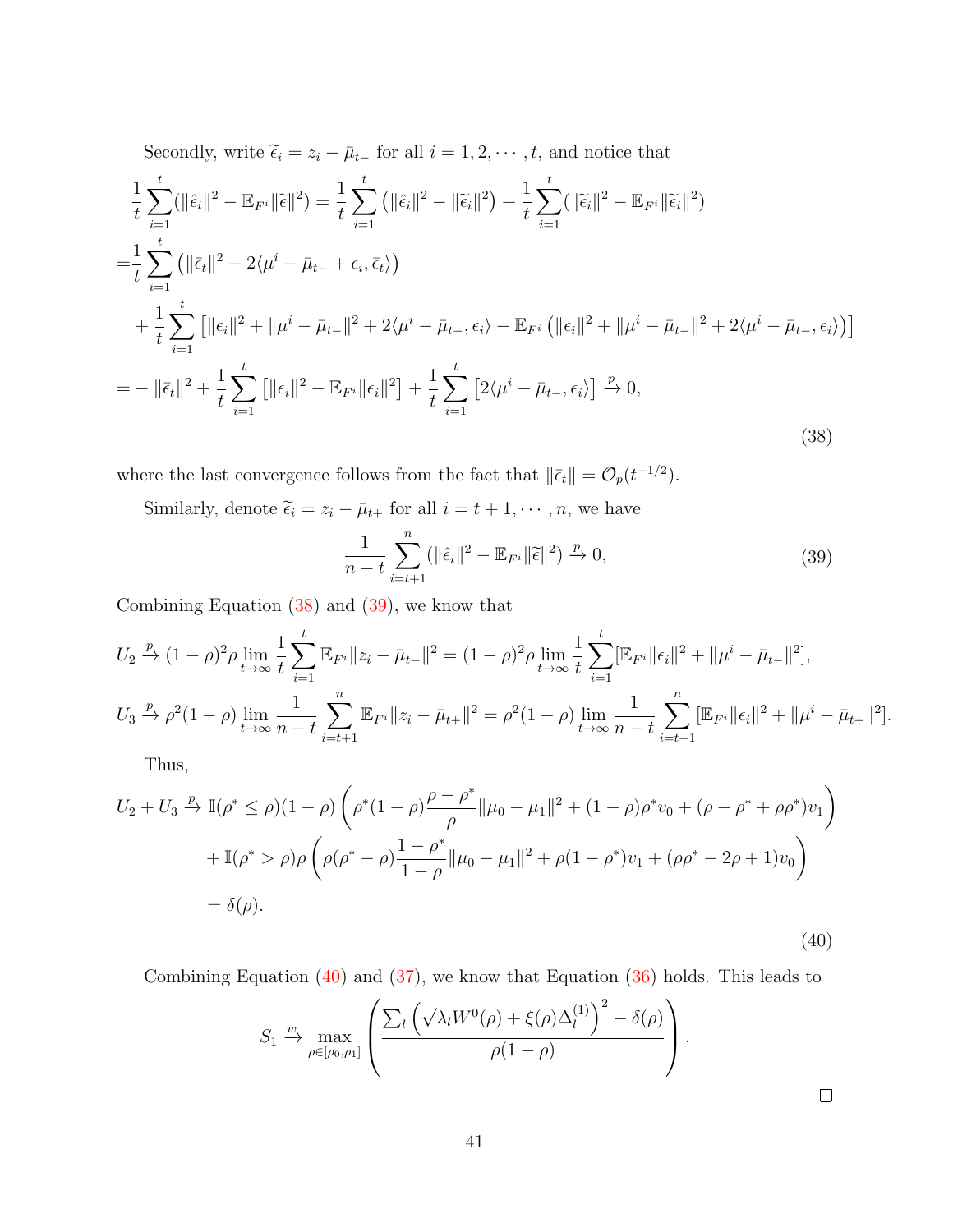Secondly, write $\widetilde{\epsilon}_i = z_i - \bar{\mu}_{t-}$ for all $i = 1, 2, \cdots, t$, and notice that

$$
\begin{aligned}
&\frac{1}{t}\sum_{i=1}^{t}(\|\hat{\epsilon}_i\|^2 - \mathbb{E}_{F^i}\|\widetilde{\epsilon}\|^2) = \frac{1}{t}\sum_{i=1}^{t}\left(\|\hat{\epsilon}_i\|^2 - \|\widetilde{\epsilon}_i\|^2\right) + \frac{1}{t}\sum_{i=1}^{t}(\|\widetilde{\epsilon}_i\|^2 - \mathbb{E}_{F^i}\|\widetilde{\epsilon}_i\|^2) \\
=&\frac{1}{t}\sum_{i=1}^{t}\left(\|\bar{\epsilon}_t\|^2 - 2\langle \mu^i - \bar{\mu}_{t-} + \epsilon_i, \bar{\epsilon}_t\rangle\right) \\
&+ \frac{1}{t}\sum_{i=1}^{t}\left[\|\epsilon_i\|^2 + \|\mu^i - \bar{\mu}_{t-}\|^2 + 2\langle \mu^i - \bar{\mu}_{t-}, \epsilon_i\rangle - \mathbb{E}_{F^i}\left(\|\epsilon_i\|^2 + \|\mu^i - \bar{\mu}_{t-}\|^2 + 2\langle \mu^i - \bar{\mu}_{t-}, \epsilon_i\rangle\right)\right] \\
=& - \|\bar{\epsilon}_t\|^2 + \frac{1}{t}\sum_{i=1}^{t}\left[\|\epsilon_i\|^2 - \mathbb{E}_{F^i}\|\epsilon_i\|^2\right] + \frac{1}{t}\sum_{i=1}^{t}\left[2\langle \mu^i - \bar{\mu}_{t-}, \epsilon_i\rangle\right] \xrightarrow{p} 0,
\end{aligned}
\tag{38}
$$

where the last convergence follows from the fact that $\|\bar{\epsilon}_t\| = \mathcal{O}_p(t^{-1/2})$.

Similarly, denote $\widetilde{\epsilon}_i = z_i - \bar{\mu}_{t+}$ for all $i = t+1, \cdots, n$, we have

$$
\frac{1}{n-t}\sum_{i=t+1}^{n}(\|\hat{\epsilon}_i\|^2 - \mathbb{E}_{F^i}\|\widetilde{\epsilon}\|^2) \xrightarrow{p} 0, \tag{39}
$$

Combining Equation (38) and (39), we know that

$$
\begin{aligned}
U_2 &\xrightarrow{p} (1-\rho)^2\rho \lim_{t\to\infty}\frac{1}{t}\sum_{i=1}^{t}\mathbb{E}_{F^i}\|z_i - \bar{\mu}_{t-}\|^2 = (1-\rho)^2\rho\lim_{t\to\infty}\frac{1}{t}\sum_{i=1}^{t}[\mathbb{E}_{F^i}\|\epsilon_i\|^2 + \|\mu^i - \bar{\mu}_{t-}\|^2], \\
U_3 &\xrightarrow{p} \rho^2(1-\rho)\lim_{t\to\infty}\frac{1}{n-t}\sum_{i=t+1}^{n}\mathbb{E}_{F^i}\|z_i - \bar{\mu}_{t+}\|^2 = \rho^2(1-\rho)\lim_{t\to\infty}\frac{1}{n-t}\sum_{i=t+1}^{n}[\mathbb{E}_{F^i}\|\epsilon_i\|^2 + \|\mu^i - \bar{\mu}_{t+}\|^2].
\end{aligned}
$$

Thus,

$$
\begin{aligned}
U_2 + U_3 &\xrightarrow{p} \mathbb{I}(\rho^* \le \rho)(1-\rho)\left(\rho^*(1-\rho)\frac{\rho-\rho^*}{\rho}\|\mu_0 - \mu_1\|^2 + (1-\rho)\rho^* v_0 + (\rho - \rho^* + \rho\rho^*)v_1\right) \\
&+ \mathbb{I}(\rho^* > \rho)\rho\left(\rho(\rho^* - \rho)\frac{1-\rho^*}{1-\rho}\|\mu_0 - \mu_1\|^2 + \rho(1-\rho^*)v_1 + (\rho\rho^* - 2\rho + 1)v_0\right) \\
&= \delta(\rho).
\end{aligned}
\tag{40}
$$

Combining Equation (40) and (37), we know that Equation (36) holds. This leads to

$$
S_1 \xrightarrow{w} \max_{\rho\in[\rho_0,\rho_1]}\left(\frac{\sum_l\left(\sqrt{\lambda_l}W^0(\rho) + \xi(\rho)\Delta_l^{(1)}\right)^2 - \delta(\rho)}{\rho(1-\rho)}\right).
$$

□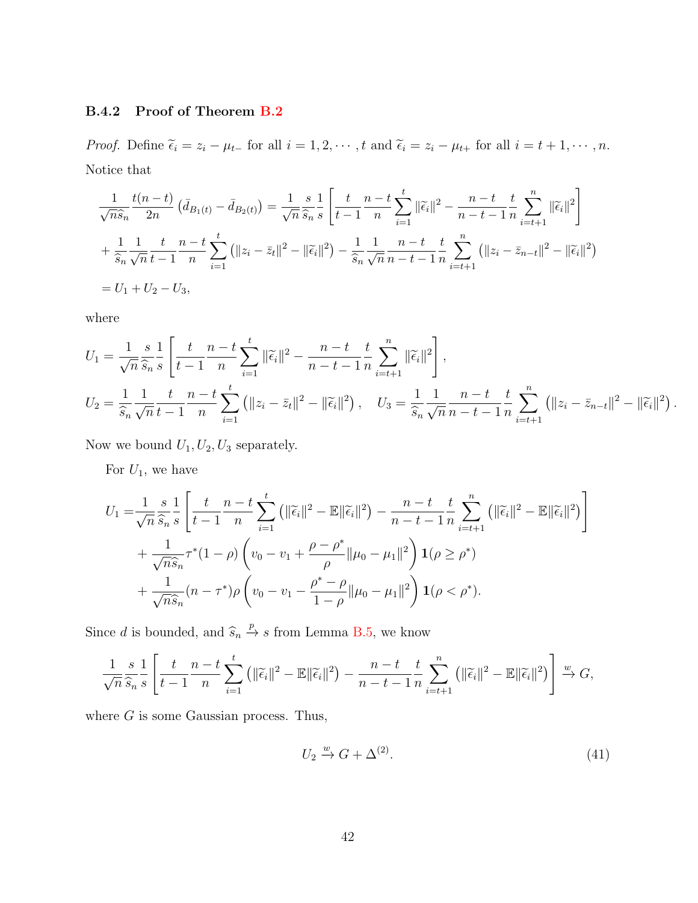### B.4.2 Proof of Theorem B.2

*Proof.* Define $\widetilde{\epsilon}_i = z_i - \mu_{t-}$ for all $i = 1, 2, \cdots, t$ and $\widetilde{\epsilon}_i = z_i - \mu_{t+}$ for all $i = t+1, \cdots, n$. Notice that

$$
\begin{aligned}
&\frac{1}{\sqrt{n}\widehat{s}_n}\frac{t(n-t)}{2n}\left(\bar{d}_{B_1(t)} - \bar{d}_{B_2(t)}\right) = \frac{1}{\sqrt{n}}\frac{s}{\widehat{s}_n}\frac{1}{s}\left[\frac{t}{t-1}\frac{n-t}{n}\sum_{i=1}^{t}\|\widetilde{\epsilon}_i\|^2 - \frac{n-t}{n-t-1}\frac{t}{n}\sum_{i=t+1}^{n}\|\widetilde{\epsilon}_i\|^2\right] \\
&+ \frac{1}{\widehat{s}_n}\frac{1}{\sqrt{n}}\frac{t}{t-1}\frac{n-t}{n}\sum_{i=1}^{t}\left(\|z_i - \bar{z}_t\|^2 - \|\widetilde{\epsilon}_i\|^2\right) - \frac{1}{\widehat{s}_n}\frac{1}{\sqrt{n}}\frac{n-t}{n-t-1}\frac{t}{n}\sum_{i=t+1}^{n}\left(\|z_i - \bar{z}_{n-t}\|^2 - \|\widetilde{\epsilon}_i\|^2\right) \\
&= U_1 + U_2 - U_3,
\end{aligned}
$$

where

$$
\begin{aligned}
U_1 &= \frac{1}{\sqrt{n}}\frac{s}{\widehat{s}_n}\frac{1}{s}\left[\frac{t}{t-1}\frac{n-t}{n}\sum_{i=1}^{t}\|\widetilde{\epsilon}_i\|^2 - \frac{n-t}{n-t-1}\frac{t}{n}\sum_{i=t+1}^{n}\|\widetilde{\epsilon}_i\|^2\right], \\
U_2 &= \frac{1}{\widehat{s}_n}\frac{1}{\sqrt{n}}\frac{t}{t-1}\frac{n-t}{n}\sum_{i=1}^{t}\left(\|z_i - \bar{z}_t\|^2 - \|\widetilde{\epsilon}_i\|^2\right), \quad U_3 = \frac{1}{\widehat{s}_n}\frac{1}{\sqrt{n}}\frac{n-t}{n-t-1}\frac{t}{n}\sum_{i=t+1}^{n}\left(\|z_i - \bar{z}_{n-t}\|^2 - \|\widetilde{\epsilon}_i\|^2\right).
\end{aligned}
$$

Now we bound $U_1, U_2, U_3$ separately.

For $U_1$, we have

$$
\begin{aligned}
U_1 = &\frac{1}{\sqrt{n}}\frac{s}{\widehat{s}_n}\frac{1}{s}\left[\frac{t}{t-1}\frac{n-t}{n}\sum_{i=1}^{t}\left(\|\widetilde{\epsilon}_i\|^2 - \mathbb{E}\|\widetilde{\epsilon}_i\|^2\right) - \frac{n-t}{n-t-1}\frac{t}{n}\sum_{i=t+1}^{n}\left(\|\widetilde{\epsilon}_i\|^2 - \mathbb{E}\|\widetilde{\epsilon}_i\|^2\right)\right] \\
&+ \frac{1}{\sqrt{n}\widehat{s}_n}\tau^*(1-\rho)\left(v_0 - v_1 + \frac{\rho - \rho^*}{\rho}\|\mu_0 - \mu_1\|^2\right)\mathbf{1}(\rho \geq \rho^*) \\
&+ \frac{1}{\sqrt{n}\widehat{s}_n}(n - \tau^*)\rho\left(v_0 - v_1 - \frac{\rho^* - \rho}{1-\rho}\|\mu_0 - \mu_1\|^2\right)\mathbf{1}(\rho < \rho^*).
\end{aligned}
$$

Since $d$ is bounded, and $\widehat{s}_n \xrightarrow{p} s$ from Lemma B.5, we know

$$
\frac{1}{\sqrt{n}}\frac{s}{\widehat{s}_n}\frac{1}{s}\left[\frac{t}{t-1}\frac{n-t}{n}\sum_{i=1}^{t}\left(\|\widetilde{\epsilon}_i\|^2 - \mathbb{E}\|\widetilde{\epsilon}_i\|^2\right) - \frac{n-t}{n-t-1}\frac{t}{n}\sum_{i=t+1}^{n}\left(\|\widetilde{\epsilon}_i\|^2 - \mathbb{E}\|\widetilde{\epsilon}_i\|^2\right)\right] \xrightarrow{w} G,
$$

where $G$ is some Gaussian process. Thus,

$$
U_2 \xrightarrow{w} G + \Delta^{(2)}. \tag{41}
$$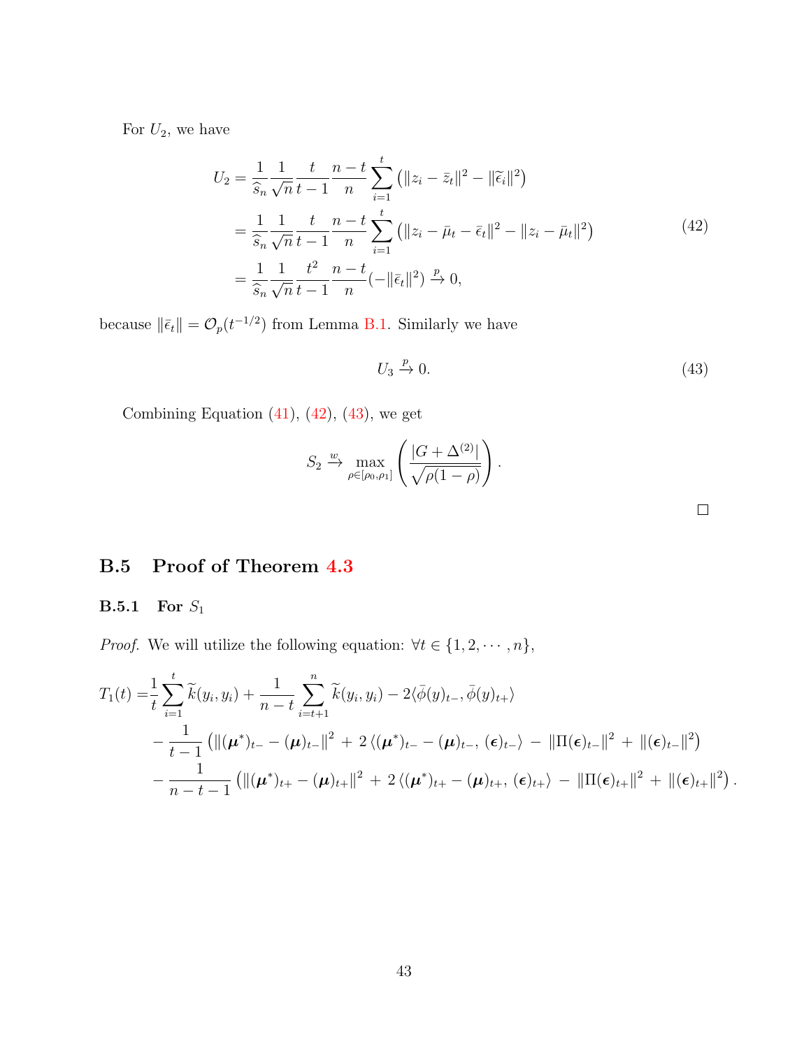For $U_2$, we have

$$
\begin{aligned}
U_2 &= \frac{1}{\widehat{s}_n} \frac{1}{\sqrt{n}} \frac{t}{t-1} \frac{n-t}{n} \sum_{i=1}^{t} \left( \|z_i - \bar{z}_t\|^2 - \|\widetilde{\epsilon}_i\|^2 \right) \\
&= \frac{1}{\widehat{s}_n} \frac{1}{\sqrt{n}} \frac{t}{t-1} \frac{n-t}{n} \sum_{i=1}^{t} \left( \|z_i - \bar{\mu}_t - \bar{\epsilon}_t\|^2 - \|z_i - \bar{\mu}_t\|^2 \right) \\
&= \frac{1}{\widehat{s}_n} \frac{1}{\sqrt{n}} \frac{t^2}{t-1} \frac{n-t}{n} (-\|\bar{\epsilon}_t\|^2) \xrightarrow{p} 0,
\end{aligned}
\tag{42}
$$

because $\|\bar{\epsilon}_t\| = \mathcal{O}_p(t^{-1/2})$ from Lemma B.1. Similarly we have

$$
U_3 \xrightarrow{p} 0. \tag{43}
$$

Combining Equation (41), (42), (43), we get

$$
S_2 \xrightarrow{w} \max_{\rho \in [\rho_0, \rho_1]} \left( \frac{|G + \Delta^{(2)}|}{\sqrt{\rho(1-\rho)}} \right).
$$

□

## B.5 Proof of Theorem 4.3

### B.5.1 For $S_1$

*Proof.* We will utilize the following equation: $\forall t \in \{1, 2, \cdots, n\}$,

$$
\begin{aligned}
T_1(t) =& \frac{1}{t} \sum_{i=1}^{t} \widetilde{k}(y_i, y_i) + \frac{1}{n-t} \sum_{i=t+1}^{n} \widetilde{k}(y_i, y_i) - 2 \langle \bar{\phi}(y)_{t-}, \bar{\phi}(y)_{t+} \rangle \\
& - \frac{1}{t-1} \left( \|(\boldsymbol{\mu}^*)_{t-} - (\boldsymbol{\mu})_{t-}\|^2 + 2 \left\langle (\boldsymbol{\mu}^*)_{t-} - (\boldsymbol{\mu})_{t-}, (\boldsymbol{\epsilon})_{t-} \right\rangle - \|\Pi(\boldsymbol{\epsilon})_{t-}\|^2 + \|(\boldsymbol{\epsilon})_{t-}\|^2 \right) \\
& - \frac{1}{n-t-1} \left( \|(\boldsymbol{\mu}^*)_{t+} - (\boldsymbol{\mu})_{t+}\|^2 + 2 \left\langle (\boldsymbol{\mu}^*)_{t+} - (\boldsymbol{\mu})_{t+}, (\boldsymbol{\epsilon})_{t+} \right\rangle - \|\Pi(\boldsymbol{\epsilon})_{t+}\|^2 + \|(\boldsymbol{\epsilon})_{t+}\|^2 \right).
\end{aligned}
$$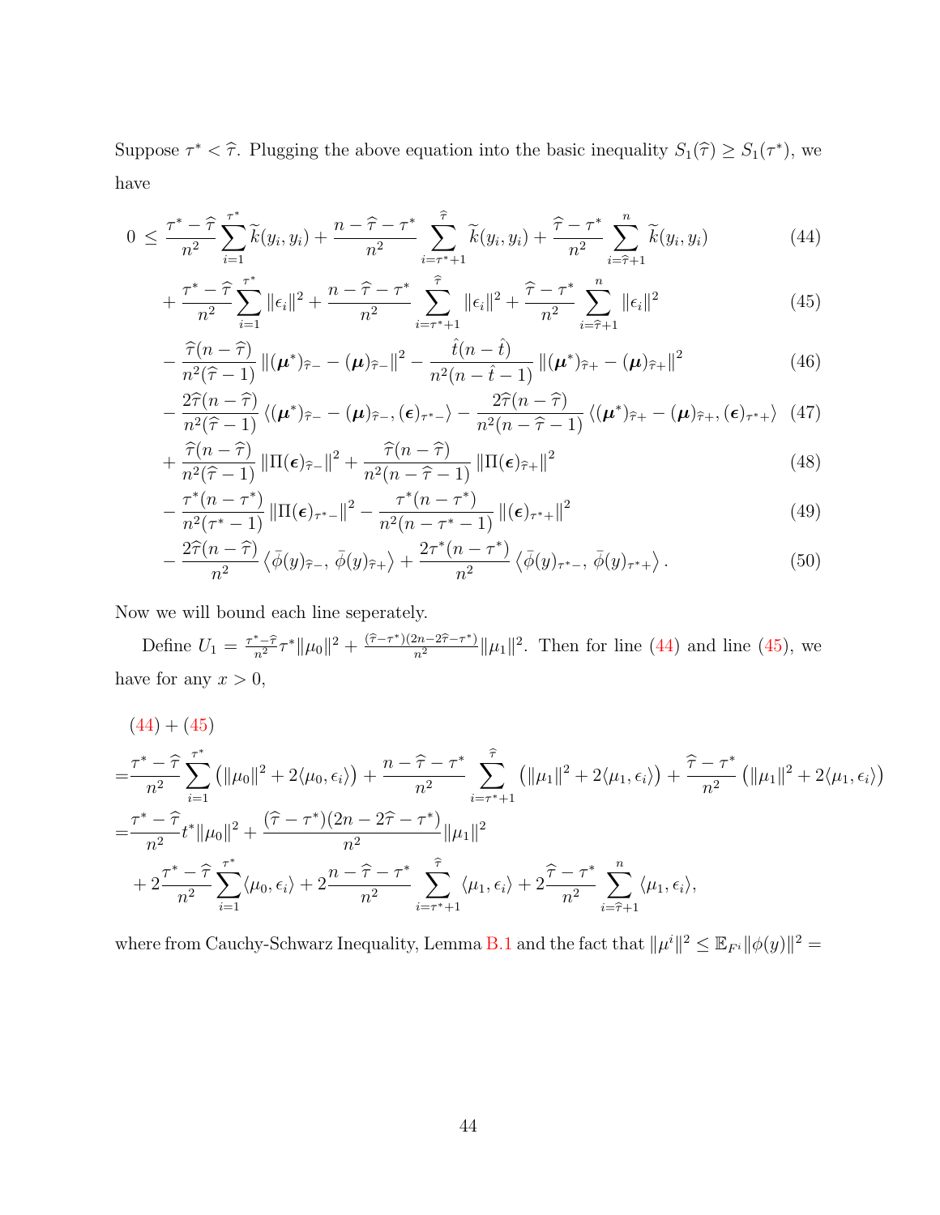Suppose $\tau^* < \widehat{\tau}$. Plugging the above equation into the basic inequality $S_1(\widehat{\tau}) \geq S_1(\tau^*)$, we have

$$
\begin{aligned}
0 \leq & \frac{\tau^* - \widehat{\tau}}{n^2} \sum_{i=1}^{\tau^*} \widetilde{k}(y_i, y_i) + \frac{n - \widehat{\tau} - \tau^*}{n^2} \sum_{i=\tau^*+1}^{\widehat{\tau}} \widetilde{k}(y_i, y_i) + \frac{\widehat{\tau} - \tau^*}{n^2} \sum_{i=\widehat{\tau}+1}^{n} \widetilde{k}(y_i, y_i) && (44) \\
& + \frac{\tau^* - \widehat{\tau}}{n^2} \sum_{i=1}^{\tau^*} \|\epsilon_i\|^2 + \frac{n - \widehat{\tau} - \tau^*}{n^2} \sum_{i=\tau^*+1}^{\widehat{\tau}} \|\epsilon_i\|^2 + \frac{\widehat{\tau} - \tau^*}{n^2} \sum_{i=\widehat{\tau}+1}^{n} \|\epsilon_i\|^2 && (45) \\
& - \frac{\widehat{\tau}(n - \widehat{\tau})}{n^2(\widehat{\tau} - 1)} \|(\boldsymbol{\mu}^*)_{\widehat{\tau}-} - (\boldsymbol{\mu})_{\widehat{\tau}-}\|^2 - \frac{\hat{t}(n - \hat{t})}{n^2(n - \hat{t} - 1)} \|(\boldsymbol{\mu}^*)_{\widehat{\tau}+} - (\boldsymbol{\mu})_{\widehat{\tau}+}\|^2 && (46) \\
& - \frac{2\widehat{\tau}(n - \widehat{\tau})}{n^2(\widehat{\tau} - 1)} \langle (\boldsymbol{\mu}^*)_{\widehat{\tau}-} - (\boldsymbol{\mu})_{\widehat{\tau}-}, (\boldsymbol{\epsilon})_{\tau^*-} \rangle - \frac{2\widehat{\tau}(n - \widehat{\tau})}{n^2(n - \widehat{\tau} - 1)} \langle (\boldsymbol{\mu}^*)_{\widehat{\tau}+} - (\boldsymbol{\mu})_{\widehat{\tau}+}, (\boldsymbol{\epsilon})_{\tau^*+} \rangle && (47) \\
& + \frac{\widehat{\tau}(n - \widehat{\tau})}{n^2(\widehat{\tau} - 1)} \|\Pi(\boldsymbol{\epsilon})_{\widehat{\tau}-}\|^2 + \frac{\widehat{\tau}(n - \widehat{\tau})}{n^2(n - \widehat{\tau} - 1)} \|\Pi(\boldsymbol{\epsilon})_{\widehat{\tau}+}\|^2 && (48) \\
& - \frac{\tau^*(n - \tau^*)}{n^2(\tau^* - 1)} \|\Pi(\boldsymbol{\epsilon})_{\tau^*-}\|^2 - \frac{\tau^*(n - \tau^*)}{n^2(n - \tau^* - 1)} \|(\boldsymbol{\epsilon})_{\tau^*+}\|^2 && (49) \\
& - \frac{2\widehat{\tau}(n - \widehat{\tau})}{n^2} \langle \bar{\phi}(y)_{\widehat{\tau}-}, \bar{\phi}(y)_{\widehat{\tau}+} \rangle + \frac{2\tau^*(n - \tau^*)}{n^2} \langle \bar{\phi}(y)_{\tau^*-}, \bar{\phi}(y)_{\tau^*+} \rangle. && (50)
\end{aligned}
$$

Now we will bound each line seperately.

Define $U_1 = \frac{\tau^* - \widehat{\tau}}{n^2} \tau^* \|\mu_0\|^2 + \frac{(\widehat{\tau} - \tau^*)(2n - 2\widehat{\tau} - \tau^*)}{n^2} \|\mu_1\|^2$. Then for line (44) and line (45), we have for any $x > 0$,

$$
\begin{aligned}
& (44) + (45) \\
= & \frac{\tau^* - \widehat{\tau}}{n^2} \sum_{i=1}^{\tau^*} \left( \|\mu_0\|^2 + 2\langle \mu_0, \epsilon_i \rangle \right) + \frac{n - \widehat{\tau} - \tau^*}{n^2} \sum_{i=\tau^*+1}^{\widehat{\tau}} \left( \|\mu_1\|^2 + 2\langle \mu_1, \epsilon_i \rangle \right) + \frac{\widehat{\tau} - \tau^*}{n^2} \left( \|\mu_1\|^2 + 2\langle \mu_1, \epsilon_i \rangle \right) \\
= & \frac{\tau^* - \widehat{\tau}}{n^2} t^* \|\mu_0\|^2 + \frac{(\widehat{\tau} - \tau^*)(2n - 2\widehat{\tau} - \tau^*)}{n^2} \|\mu_1\|^2 \\
& + 2 \frac{\tau^* - \widehat{\tau}}{n^2} \sum_{i=1}^{\tau^*} \langle \mu_0, \epsilon_i \rangle + 2 \frac{n - \widehat{\tau} - \tau^*}{n^2} \sum_{i=\tau^*+1}^{\widehat{\tau}} \langle \mu_1, \epsilon_i \rangle + 2 \frac{\widehat{\tau} - \tau^*}{n^2} \sum_{i=\widehat{\tau}+1}^{n} \langle \mu_1, \epsilon_i \rangle,
\end{aligned}
$$

where from Cauchy-Schwarz Inequality, Lemma B.1 and the fact that $\|\mu^i\|^2 \leq \mathbb{E}_{F^i} \|\phi(y)\|^2 =$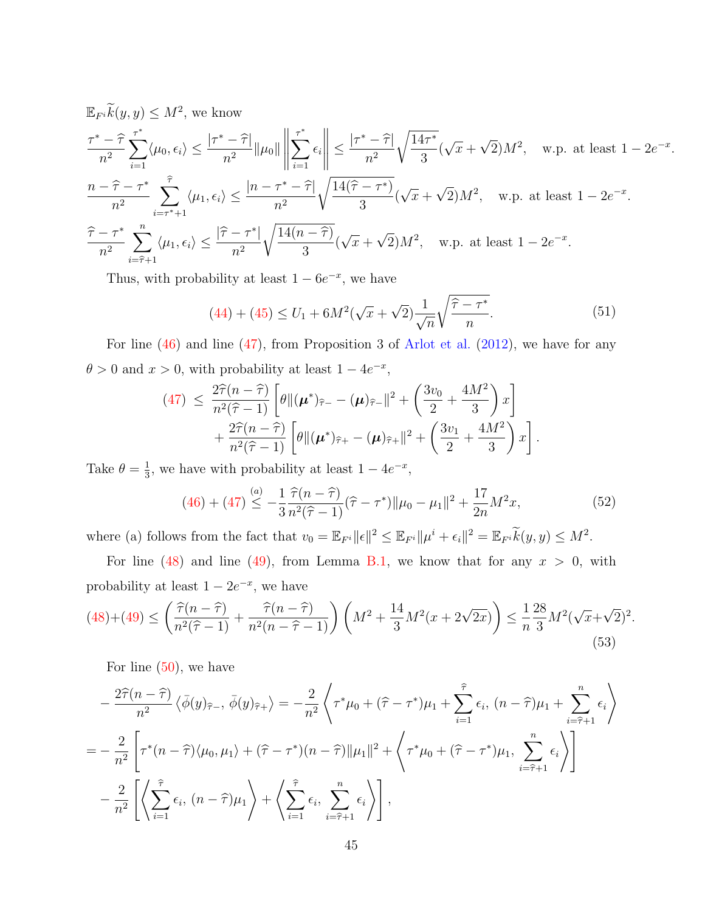$\mathbb{E}_{F^i}\widetilde{k}(y,y) \leq M^2$, we know

$$\frac{\tau^* - \widehat{\tau}}{n^2}\sum_{i=1}^{\tau^*}\langle \mu_0, \epsilon_i\rangle \leq \frac{|\tau^* - \widehat{\tau}|}{n^2}\|\mu_0\|\left\|\sum_{i=1}^{\tau^*}\epsilon_i\right\| \leq \frac{|\tau^* - \widehat{\tau}|}{n^2}\sqrt{\frac{14\tau^*}{3}}(\sqrt{x}+\sqrt{2})M^2, \quad \text{w.p. at least } 1-2e^{-x}.$$

$$\frac{n - \widehat{\tau} - \tau^*}{n^2}\sum_{i=\tau^*+1}^{\widehat{\tau}}\langle \mu_1, \epsilon_i\rangle \leq \frac{|n - \tau^* - \widehat{\tau}|}{n^2}\sqrt{\frac{14(\widehat{\tau} - \tau^*)}{3}}(\sqrt{x}+\sqrt{2})M^2, \quad \text{w.p. at least } 1-2e^{-x}.$$

$$\frac{\widehat{\tau} - \tau^*}{n^2}\sum_{i=\widehat{\tau}+1}^{n}\langle \mu_1, \epsilon_i\rangle \leq \frac{|\widehat{\tau} - \tau^*|}{n^2}\sqrt{\frac{14(n - \widehat{\tau})}{3}}(\sqrt{x}+\sqrt{2})M^2, \quad \text{w.p. at least } 1-2e^{-x}.$$

Thus, with probability at least $1-6e^{-x}$, we have

$$(44) + (45) \leq U_1 + 6M^2(\sqrt{x}+\sqrt{2})\frac{1}{\sqrt{n}}\sqrt{\frac{\widehat{\tau} - \tau^*}{n}}. \tag{51}$$

For line (46) and line (47), from Proposition 3 of Arlot et al. (2012), we have for any $\theta > 0$ and $x > 0$, with probability at least $1-4e^{-x}$,

$$\begin{aligned}
(47) \;\leq\; & \frac{2\widehat{\tau}(n-\widehat{\tau})}{n^2(\widehat{\tau}-1)}\left[\theta\|(\boldsymbol{\mu}^*)_{\widehat{\tau}-} - (\boldsymbol{\mu})_{\widehat{\tau}-}\|^2 + \left(\frac{3v_0}{2} + \frac{4M^2}{3}\right)x\right] \\
& + \frac{2\widehat{\tau}(n-\widehat{\tau})}{n^2(\widehat{\tau}-1)}\left[\theta\|(\boldsymbol{\mu}^*)_{\widehat{\tau}+} - (\boldsymbol{\mu})_{\widehat{\tau}+}\|^2 + \left(\frac{3v_1}{2} + \frac{4M^2}{3}\right)x\right].
\end{aligned}$$

Take $\theta = \frac{1}{3}$, we have with probability at least $1-4e^{-x}$,

$$(46) + (47) \overset{(a)}{\leq} -\frac{1}{3}\frac{\widehat{\tau}(n-\widehat{\tau})}{n^2(\widehat{\tau}-1)}(\widehat{\tau} - \tau^*)\|\mu_0 - \mu_1\|^2 + \frac{17}{2n}M^2 x, \tag{52}$$

where (a) follows from the fact that $v_0 = \mathbb{E}_{F^i}\|\epsilon\|^2 \leq \mathbb{E}_{F^i}\|\mu^i + \epsilon_i\|^2 = \mathbb{E}_{F^i}\widetilde{k}(y,y) \leq M^2$.

For line (48) and line (49), from Lemma B.1, we know that for any $x > 0$, with probability at least $1-2e^{-x}$, we have

$$(48)+(49) \leq \left(\frac{\widehat{\tau}(n-\widehat{\tau})}{n^2(\widehat{\tau}-1)} + \frac{\widehat{\tau}(n-\widehat{\tau})}{n^2(n-\widehat{\tau}-1)}\right)\left(M^2 + \frac{14}{3}M^2(x+2\sqrt{2x})\right) \leq \frac{1}{n}\frac{28}{3}M^2(\sqrt{x}+\sqrt{2})^2. \tag{53}$$

For line (50), we have

$$\begin{aligned}
& -\frac{2\widehat{\tau}(n-\widehat{\tau})}{n^2}\left\langle \bar{\phi}(y)_{\widehat{\tau}-}, \bar{\phi}(y)_{\widehat{\tau}+}\right\rangle = -\frac{2}{n^2}\left\langle \tau^*\mu_0 + (\widehat{\tau} - \tau^*)\mu_1 + \sum_{i=1}^{\widehat{\tau}}\epsilon_i,\, (n-\widehat{\tau})\mu_1 + \sum_{i=\widehat{\tau}+1}^{n}\epsilon_i\right\rangle \\
= & -\frac{2}{n^2}\left[\tau^*(n-\widehat{\tau})\langle\mu_0,\mu_1\rangle + (\widehat{\tau} - \tau^*)(n-\widehat{\tau})\|\mu_1\|^2 + \left\langle \tau^*\mu_0 + (\widehat{\tau} - \tau^*)\mu_1,\, \sum_{i=\widehat{\tau}+1}^{n}\epsilon_i\right\rangle\right] \\
& -\frac{2}{n^2}\left[\left\langle \sum_{i=1}^{\widehat{\tau}}\epsilon_i,\, (n-\widehat{\tau})\mu_1\right\rangle + \left\langle \sum_{i=1}^{\widehat{\tau}}\epsilon_i,\, \sum_{i=\widehat{\tau}+1}^{n}\epsilon_i\right\rangle\right],
\end{aligned}$$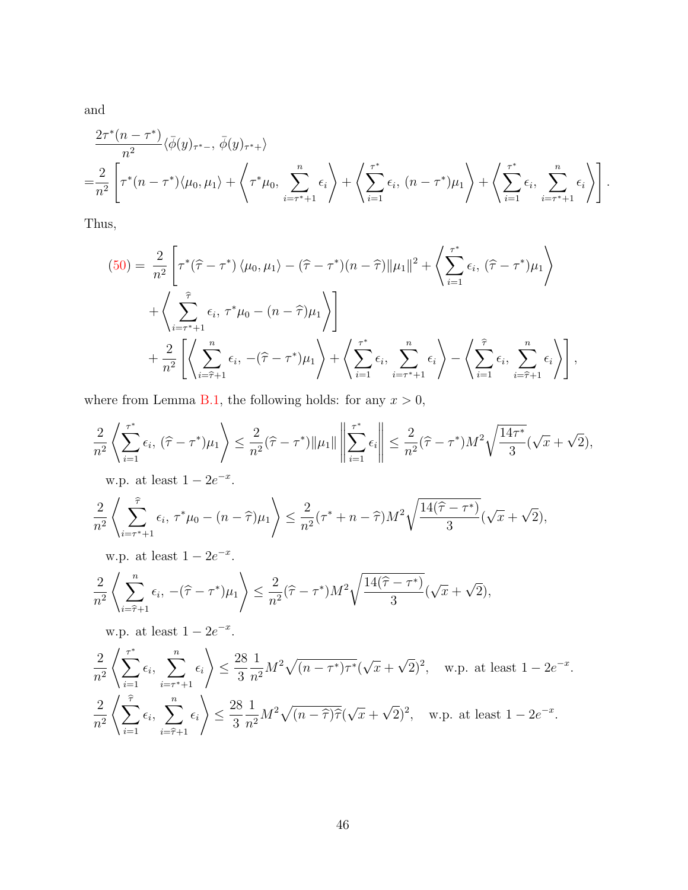and

$$
\begin{aligned}
&\frac{2\tau^*(n-\tau^*)}{n^2}\langle \bar{\phi}(y)_{\tau^*-}, \bar{\phi}(y)_{\tau^*+}\rangle \\
=&\frac{2}{n^2}\left[\tau^*(n-\tau^*)\langle \mu_0, \mu_1\rangle + \left\langle \tau^*\mu_0, \sum_{i=\tau^*+1}^{n}\epsilon_i\right\rangle + \left\langle \sum_{i=1}^{\tau^*}\epsilon_i, (n-\tau^*)\mu_1\right\rangle + \left\langle \sum_{i=1}^{\tau^*}\epsilon_i, \sum_{i=\tau^*+1}^{n}\epsilon_i\right\rangle\right].
\end{aligned}
$$

Thus,

$$
\begin{aligned}
(50) = \; & \frac{2}{n^2}\left[\tau^*(\widehat{\tau}-\tau^*)\langle \mu_0, \mu_1\rangle - (\widehat{\tau}-\tau^*)(n-\widehat{\tau})\|\mu_1\|^2 + \left\langle \sum_{i=1}^{\tau^*}\epsilon_i, (\widehat{\tau}-\tau^*)\mu_1\right\rangle \right.\\
&\left. + \left\langle \sum_{i=\tau^*+1}^{\widehat{\tau}}\epsilon_i, \tau^*\mu_0 - (n-\widehat{\tau})\mu_1\right\rangle\right]\\
&+\frac{2}{n^2}\left[\left\langle \sum_{i=\widehat{\tau}+1}^{n}\epsilon_i, -(\widehat{\tau}-\tau^*)\mu_1\right\rangle + \left\langle \sum_{i=1}^{\tau^*}\epsilon_i, \sum_{i=\tau^*+1}^{n}\epsilon_i\right\rangle - \left\langle \sum_{i=1}^{\widehat{\tau}}\epsilon_i, \sum_{i=\widehat{\tau}+1}^{n}\epsilon_i\right\rangle\right],
\end{aligned}
$$

where from Lemma B.1, the following holds: for any $x > 0$,

$$
\frac{2}{n^2}\left\langle \sum_{i=1}^{\tau^*}\epsilon_i, (\widehat{\tau}-\tau^*)\mu_1\right\rangle \le \frac{2}{n^2}(\widehat{\tau}-\tau^*)\|\mu_1\|\left\|\sum_{i=1}^{\tau^*}\epsilon_i\right\| \le \frac{2}{n^2}(\widehat{\tau}-\tau^*)M^2\sqrt{\frac{14\tau^*}{3}}(\sqrt{x}+\sqrt{2}),
$$

w.p. at least $1-2e^{-x}$.

$$
\frac{2}{n^2}\left\langle \sum_{i=\tau^*+1}^{\widehat{\tau}}\epsilon_i, \tau^*\mu_0-(n-\widehat{\tau})\mu_1\right\rangle \le \frac{2}{n^2}(\tau^*+n-\widehat{\tau})M^2\sqrt{\frac{14(\widehat{\tau}-\tau^*)}{3}}(\sqrt{x}+\sqrt{2}),
$$

w.p. at least $1-2e^{-x}$.

$$
\frac{2}{n^2}\left\langle \sum_{i=\widehat{\tau}+1}^{n}\epsilon_i, -(\widehat{\tau}-\tau^*)\mu_1\right\rangle \le \frac{2}{n^2}(\widehat{\tau}-\tau^*)M^2\sqrt{\frac{14(\widehat{\tau}-\tau^*)}{3}}(\sqrt{x}+\sqrt{2}),
$$

w.p. at least $1-2e^{-x}$.

$$
\frac{2}{n^2}\left\langle \sum_{i=1}^{\tau^*}\epsilon_i, \sum_{i=\tau^*+1}^{n}\epsilon_i\right\rangle \le \frac{28}{3}\frac{1}{n^2}M^2\sqrt{(n-\tau^*)\tau^*}(\sqrt{x}+\sqrt{2})^2, \quad \text{w.p. at least } 1-2e^{-x}.
$$

$$
\frac{2}{n^2}\left\langle \sum_{i=1}^{\widehat{\tau}}\epsilon_i, \sum_{i=\widehat{\tau}+1}^{n}\epsilon_i\right\rangle \le \frac{28}{3}\frac{1}{n^2}M^2\sqrt{(n-\widehat{\tau})\widehat{\tau}}(\sqrt{x}+\sqrt{2})^2, \quad \text{w.p. at least } 1-2e^{-x}.
$$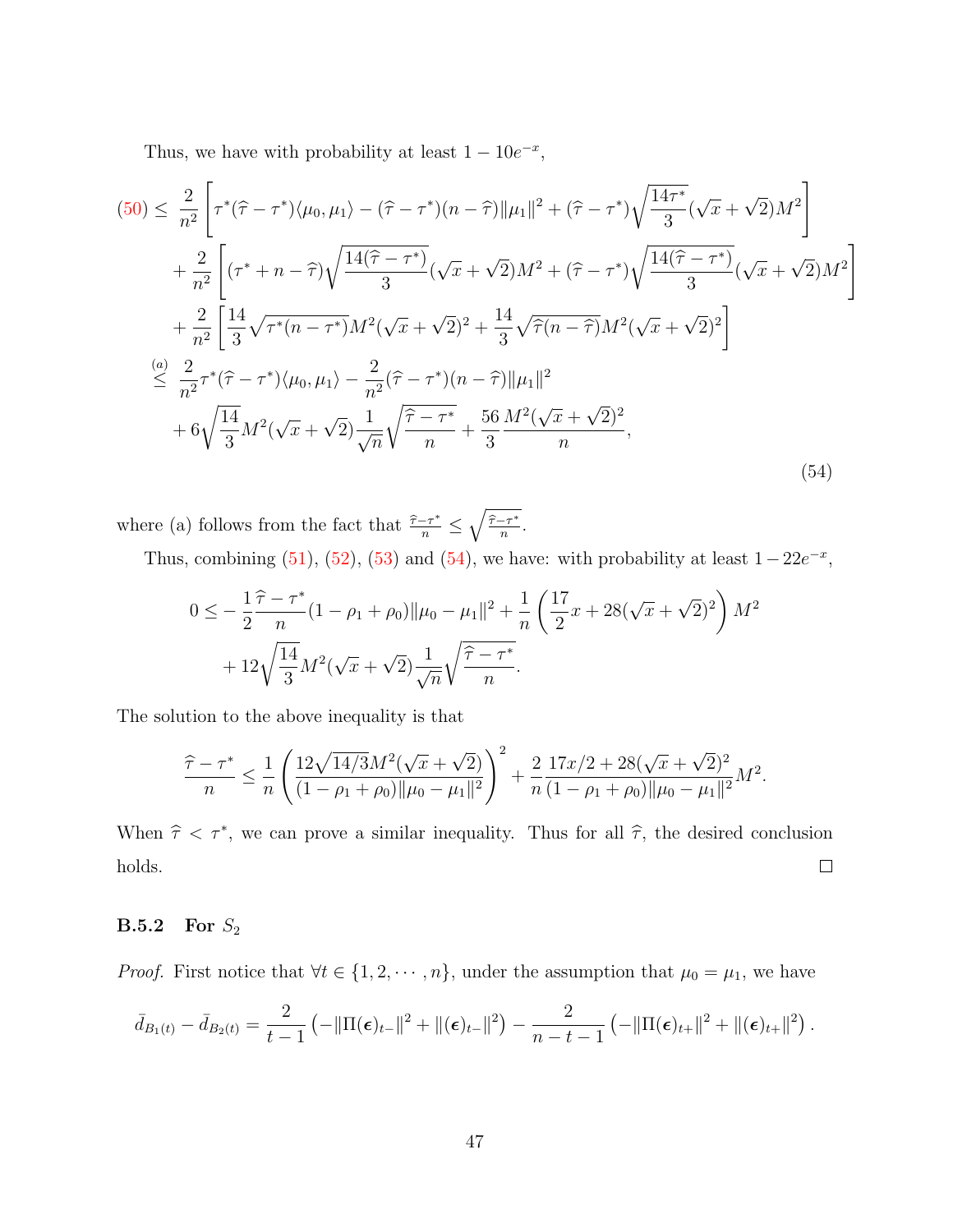Thus, we have with probability at least $1 - 10e^{-x}$,

$$
\begin{aligned}
(50) \leq\ & \frac{2}{n^2}\left[\tau^*(\widehat{\tau} - \tau^*)\langle \mu_0, \mu_1\rangle - (\widehat{\tau} - \tau^*)(n - \widehat{\tau})\|\mu_1\|^2 + (\widehat{\tau} - \tau^*)\sqrt{\frac{14\tau^*}{3}}(\sqrt{x} + \sqrt{2})M^2\right] \\
& + \frac{2}{n^2}\left[(\tau^* + n - \widehat{\tau})\sqrt{\frac{14(\widehat{\tau} - \tau^*)}{3}}(\sqrt{x} + \sqrt{2})M^2 + (\widehat{\tau} - \tau^*)\sqrt{\frac{14(\widehat{\tau} - \tau^*)}{3}}(\sqrt{x} + \sqrt{2})M^2\right] \\
& + \frac{2}{n^2}\left[\frac{14}{3}\sqrt{\tau^*(n - \tau^*)}M^2(\sqrt{x} + \sqrt{2})^2 + \frac{14}{3}\sqrt{\widehat{\tau}(n - \widehat{\tau})}M^2(\sqrt{x} + \sqrt{2})^2\right] \\
\overset{(a)}{\leq}\ & \frac{2}{n^2}\tau^*(\widehat{\tau} - \tau^*)\langle \mu_0, \mu_1\rangle - \frac{2}{n^2}(\widehat{\tau} - \tau^*)(n - \widehat{\tau})\|\mu_1\|^2 \\
& + 6\sqrt{\frac{14}{3}}M^2(\sqrt{x} + \sqrt{2})\frac{1}{\sqrt{n}}\sqrt{\frac{\widehat{\tau} - \tau^*}{n}} + \frac{56}{3}\frac{M^2(\sqrt{x} + \sqrt{2})^2}{n},
\end{aligned}
\tag{54}
$$

where (a) follows from the fact that $\frac{\widehat{\tau} - \tau^*}{n} \leq \sqrt{\frac{\widehat{\tau} - \tau^*}{n}}$.

Thus, combining (51), (52), (53) and (54), we have: with probability at least $1 - 22e^{-x}$,

$$
\begin{aligned}
0 \leq & -\frac{1}{2}\frac{\widehat{\tau} - \tau^*}{n}(1 - \rho_1 + \rho_0)\|\mu_0 - \mu_1\|^2 + \frac{1}{n}\left(\frac{17}{2}x + 28(\sqrt{x} + \sqrt{2})^2\right)M^2 \\
& + 12\sqrt{\frac{14}{3}}M^2(\sqrt{x} + \sqrt{2})\frac{1}{\sqrt{n}}\sqrt{\frac{\widehat{\tau} - \tau^*}{n}}.
\end{aligned}
$$

The solution to the above inequality is that

$$
\frac{\widehat{\tau} - \tau^*}{n} \leq \frac{1}{n}\left(\frac{12\sqrt{14/3}M^2(\sqrt{x} + \sqrt{2})}{(1 - \rho_1 + \rho_0)\|\mu_0 - \mu_1\|^2}\right)^2 + \frac{2}{n}\frac{17x/2 + 28(\sqrt{x} + \sqrt{2})^2}{(1 - \rho_1 + \rho_0)\|\mu_0 - \mu_1\|^2}M^2.
$$

When $\widehat{\tau} < \tau^*$, we can prove a similar inequality. Thus for all $\widehat{\tau}$, the desired conclusion holds. ◻

### B.5.2 For $S_2$

*Proof.* First notice that $\forall t \in \{1, 2, \cdots, n\}$, under the assumption that $\mu_0 = \mu_1$, we have

$$
\bar{d}_{B_1(t)} - \bar{d}_{B_2(t)} = \frac{2}{t-1}\left(-\|\Pi(\boldsymbol{\epsilon})_{t-}\|^2 + \|(\boldsymbol{\epsilon})_{t-}\|^2\right) - \frac{2}{n-t-1}\left(-\|\Pi(\boldsymbol{\epsilon})_{t+}\|^2 + \|(\boldsymbol{\epsilon})_{t+}\|^2\right).
$$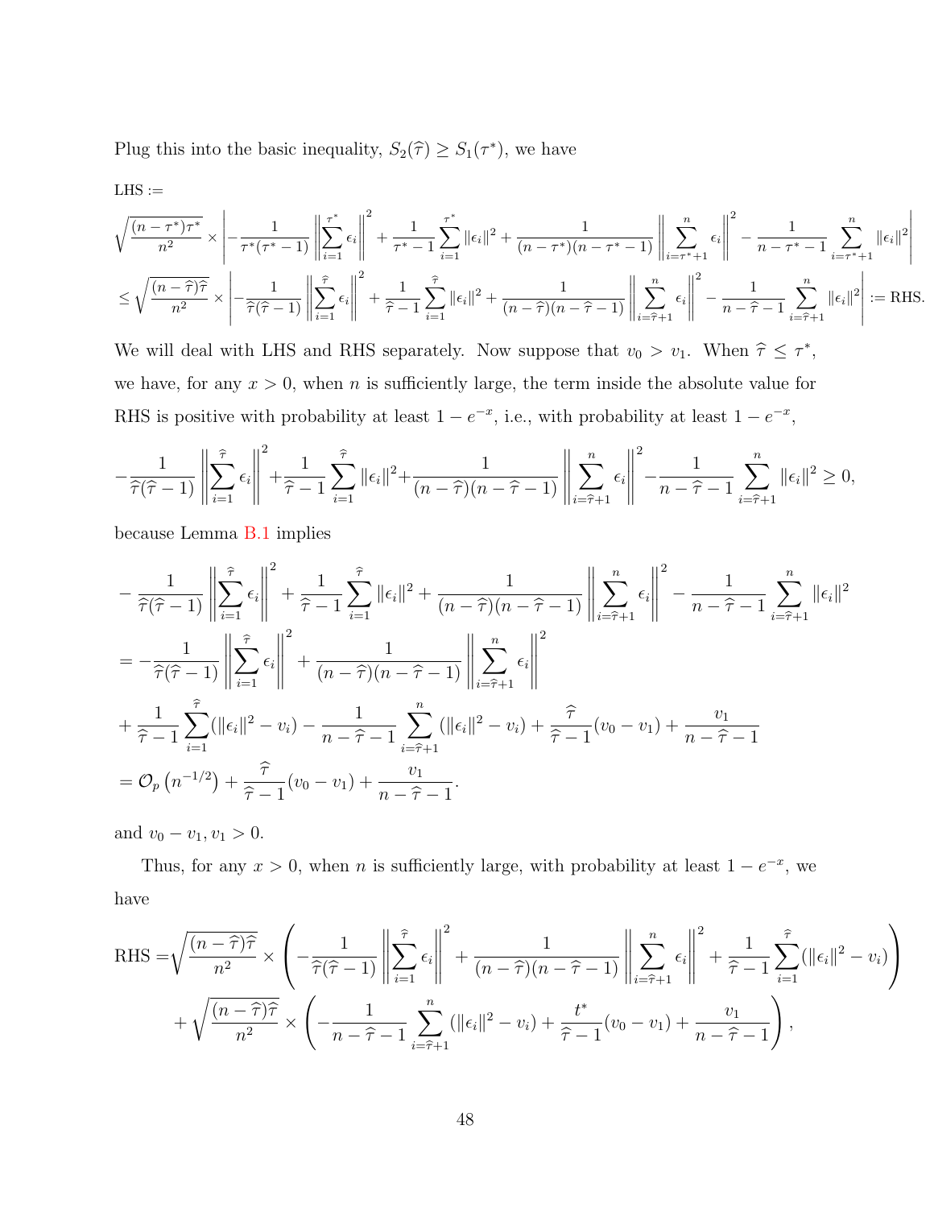Plug this into the basic inequality, $S_2(\widehat{\tau}) \geq S_1(\tau^*)$, we have

LHS :=

$$
\begin{aligned}
&\sqrt{\frac{(n-\tau^*)\tau^*}{n^2}} \times \left| -\frac{1}{\tau^*(\tau^*-1)} \left\| \sum_{i=1}^{\tau^*} \epsilon_i \right\|^2 + \frac{1}{\tau^*-1} \sum_{i=1}^{\tau^*} \|\epsilon_i\|^2 + \frac{1}{(n-\tau^*)(n-\tau^*-1)} \left\| \sum_{i=\tau^*+1}^{n} \epsilon_i \right\|^2 - \frac{1}{n-\tau^*-1} \sum_{i=\tau^*+1}^{n} \|\epsilon_i\|^2 \right| \\
&\leq \sqrt{\frac{(n-\widehat{\tau})\widehat{\tau}}{n^2}} \times \left| -\frac{1}{\widehat{\tau}(\widehat{\tau}-1)} \left\| \sum_{i=1}^{\widehat{\tau}} \epsilon_i \right\|^2 + \frac{1}{\widehat{\tau}-1} \sum_{i=1}^{\widehat{\tau}} \|\epsilon_i\|^2 + \frac{1}{(n-\widehat{\tau})(n-\widehat{\tau}-1)} \left\| \sum_{i=\widehat{\tau}+1}^{n} \epsilon_i \right\|^2 - \frac{1}{n-\widehat{\tau}-1} \sum_{i=\widehat{\tau}+1}^{n} \|\epsilon_i\|^2 \right| := \text{RHS}.
\end{aligned}
$$

We will deal with LHS and RHS separately. Now suppose that $v_0 > v_1$. When $\widehat{\tau} \leq \tau^*$, we have, for any $x > 0$, when $n$ is sufficiently large, the term inside the absolute value for RHS is positive with probability at least $1 - e^{-x}$, i.e., with probability at least $1 - e^{-x}$,

$$
-\frac{1}{\widehat{\tau}(\widehat{\tau}-1)} \left\| \sum_{i=1}^{\widehat{\tau}} \epsilon_i \right\|^2 + \frac{1}{\widehat{\tau}-1} \sum_{i=1}^{\widehat{\tau}} \|\epsilon_i\|^2 + \frac{1}{(n-\widehat{\tau})(n-\widehat{\tau}-1)} \left\| \sum_{i=\widehat{\tau}+1}^{n} \epsilon_i \right\|^2 - \frac{1}{n-\widehat{\tau}-1} \sum_{i=\widehat{\tau}+1}^{n} \|\epsilon_i\|^2 \geq 0,
$$

because Lemma B.1 implies

$$
\begin{aligned}
&-\frac{1}{\widehat{\tau}(\widehat{\tau}-1)} \left\| \sum_{i=1}^{\widehat{\tau}} \epsilon_i \right\|^2 + \frac{1}{\widehat{\tau}-1} \sum_{i=1}^{\widehat{\tau}} \|\epsilon_i\|^2 + \frac{1}{(n-\widehat{\tau})(n-\widehat{\tau}-1)} \left\| \sum_{i=\widehat{\tau}+1}^{n} \epsilon_i \right\|^2 - \frac{1}{n-\widehat{\tau}-1} \sum_{i=\widehat{\tau}+1}^{n} \|\epsilon_i\|^2 \\
&= -\frac{1}{\widehat{\tau}(\widehat{\tau}-1)} \left\| \sum_{i=1}^{\widehat{\tau}} \epsilon_i \right\|^2 + \frac{1}{(n-\widehat{\tau})(n-\widehat{\tau}-1)} \left\| \sum_{i=\widehat{\tau}+1}^{n} \epsilon_i \right\|^2 \\
&+ \frac{1}{\widehat{\tau}-1} \sum_{i=1}^{\widehat{\tau}} (\|\epsilon_i\|^2 - v_i) - \frac{1}{n-\widehat{\tau}-1} \sum_{i=\widehat{\tau}+1}^{n} (\|\epsilon_i\|^2 - v_i) + \frac{\widehat{\tau}}{\widehat{\tau}-1}(v_0 - v_1) + \frac{v_1}{n-\widehat{\tau}-1} \\
&= \mathcal{O}_p\left(n^{-1/2}\right) + \frac{\widehat{\tau}}{\widehat{\tau}-1}(v_0 - v_1) + \frac{v_1}{n-\widehat{\tau}-1}.
\end{aligned}
$$

and $v_0 - v_1, v_1 > 0$.

Thus, for any $x > 0$, when $n$ is sufficiently large, with probability at least $1 - e^{-x}$, we have

$$
\begin{aligned}
\text{RHS} =& \sqrt{\frac{(n-\widehat{\tau})\widehat{\tau}}{n^2}} \times \left( -\frac{1}{\widehat{\tau}(\widehat{\tau}-1)} \left\| \sum_{i=1}^{\widehat{\tau}} \epsilon_i \right\|^2 + \frac{1}{(n-\widehat{\tau})(n-\widehat{\tau}-1)} \left\| \sum_{i=\widehat{\tau}+1}^{n} \epsilon_i \right\|^2 + \frac{1}{\widehat{\tau}-1} \sum_{i=1}^{\widehat{\tau}} (\|\epsilon_i\|^2 - v_i) \right) \\
&+ \sqrt{\frac{(n-\widehat{\tau})\widehat{\tau}}{n^2}} \times \left( -\frac{1}{n-\widehat{\tau}-1} \sum_{i=\widehat{\tau}+1}^{n} (\|\epsilon_i\|^2 - v_i) + \frac{t^*}{\widehat{\tau}-1}(v_0 - v_1) + \frac{v_1}{n-\widehat{\tau}-1} \right),
\end{aligned}
$$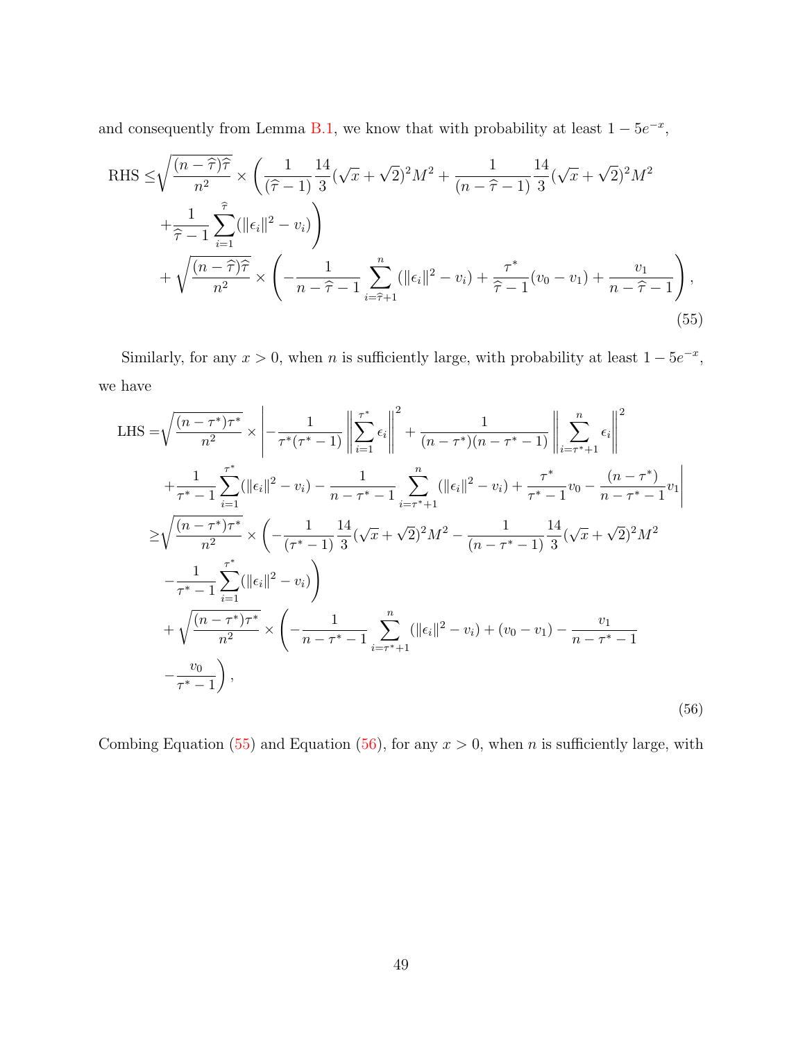and consequently from Lemma B.1, we know that with probability at least $1 - 5e^{-x}$,

$$
\begin{aligned}
\text{RHS} \leq & \sqrt{\frac{(n-\widehat{\tau})\widehat{\tau}}{n^2}} \times \left( \frac{1}{(\widehat{\tau}-1)} \frac{14}{3} (\sqrt{x} + \sqrt{2})^2 M^2 + \frac{1}{(n-\widehat{\tau}-1)} \frac{14}{3} (\sqrt{x} + \sqrt{2})^2 M^2 \right. \\
& \left. + \frac{1}{\widehat{\tau}-1} \sum_{i=1}^{\widehat{\tau}} (\|\epsilon_i\|^2 - v_i) \right) \\
& + \sqrt{\frac{(n-\widehat{\tau})\widehat{\tau}}{n^2}} \times \left( -\frac{1}{n-\widehat{\tau}-1} \sum_{i=\widehat{\tau}+1}^{n} (\|\epsilon_i\|^2 - v_i) + \frac{\tau^*}{\widehat{\tau}-1}(v_0 - v_1) + \frac{v_1}{n-\widehat{\tau}-1} \right),
\end{aligned}
\tag{55}
$$

Similarly, for any $x > 0$, when $n$ is sufficiently large, with probability at least $1 - 5e^{-x}$, we have

$$
\begin{aligned}
\text{LHS} = & \sqrt{\frac{(n-\tau^*)\tau^*}{n^2}} \times \left| -\frac{1}{\tau^*(\tau^*-1)} \left\| \sum_{i=1}^{\tau^*} \epsilon_i \right\|^2 + \frac{1}{(n-\tau^*)(n-\tau^*-1)} \left\| \sum_{i=\tau^*+1}^{n} \epsilon_i \right\|^2 \right. \\
& \left. + \frac{1}{\tau^*-1} \sum_{i=1}^{\tau^*} (\|\epsilon_i\|^2 - v_i) - \frac{1}{n-\tau^*-1} \sum_{i=\tau^*+1}^{n} (\|\epsilon_i\|^2 - v_i) + \frac{\tau^*}{\tau^*-1} v_0 - \frac{(n-\tau^*)}{n-\tau^*-1} v_1 \right| \\
\geq & \sqrt{\frac{(n-\tau^*)\tau^*}{n^2}} \times \left( -\frac{1}{(\tau^*-1)} \frac{14}{3} (\sqrt{x} + \sqrt{2})^2 M^2 - \frac{1}{(n-\tau^*-1)} \frac{14}{3} (\sqrt{x} + \sqrt{2})^2 M^2 \right. \\
& \left. - \frac{1}{\tau^*-1} \sum_{i=1}^{\tau^*} (\|\epsilon_i\|^2 - v_i) \right) \\
& + \sqrt{\frac{(n-\tau^*)\tau^*}{n^2}} \times \left( -\frac{1}{n-\tau^*-1} \sum_{i=\tau^*+1}^{n} (\|\epsilon_i\|^2 - v_i) + (v_0 - v_1) - \frac{v_1}{n-\tau^*-1} \right. \\
& \left. - \frac{v_0}{\tau^*-1} \right),
\end{aligned}
\tag{56}
$$

Combing Equation (55) and Equation (56), for any $x > 0$, when $n$ is sufficiently large, with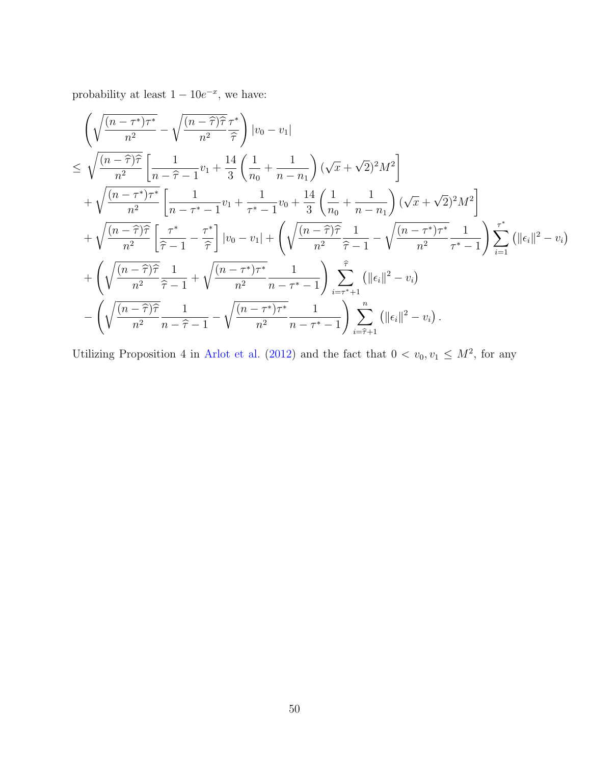probability at least $1 - 10e^{-x}$, we have:

$$
\begin{aligned}
&\left( \sqrt{\frac{(n-\tau^*)\tau^*}{n^2}} - \sqrt{\frac{(n-\widehat{\tau})\widehat{\tau}}{n^2}} \frac{\tau^*}{\widehat{\tau}} \right) |v_0 - v_1| \\
\leq\ & \sqrt{\frac{(n-\widehat{\tau})\widehat{\tau}}{n^2}} \left[ \frac{1}{n-\widehat{\tau}-1} v_1 + \frac{14}{3} \left( \frac{1}{n_0} + \frac{1}{n-n_1} \right) (\sqrt{x} + \sqrt{2})^2 M^2 \right] \\
&+ \sqrt{\frac{(n-\tau^*)\tau^*}{n^2}} \left[ \frac{1}{n-\tau^*-1} v_1 + \frac{1}{\tau^*-1} v_0 + \frac{14}{3} \left( \frac{1}{n_0} + \frac{1}{n-n_1} \right) (\sqrt{x} + \sqrt{2})^2 M^2 \right] \\
&+ \sqrt{\frac{(n-\widehat{\tau})\widehat{\tau}}{n^2}} \left[ \frac{\tau^*}{\widehat{\tau}-1} - \frac{\tau^*}{\widehat{\tau}} \right] |v_0 - v_1| + \left( \sqrt{\frac{(n-\widehat{\tau})\widehat{\tau}}{n^2}} \frac{1}{\widehat{\tau}-1} - \sqrt{\frac{(n-\tau^*)\tau^*}{n^2}} \frac{1}{\tau^*-1} \right) \sum_{i=1}^{\tau^*} \left( \|\epsilon_i\|^2 - v_i \right) \\
&+ \left( \sqrt{\frac{(n-\widehat{\tau})\widehat{\tau}}{n^2}} \frac{1}{\widehat{\tau}-1} + \sqrt{\frac{(n-\tau^*)\tau^*}{n^2}} \frac{1}{n-\tau^*-1} \right) \sum_{i=\tau^*+1}^{\widehat{\tau}} \left( \|\epsilon_i\|^2 - v_i \right) \\
&- \left( \sqrt{\frac{(n-\widehat{\tau})\widehat{\tau}}{n^2}} \frac{1}{n-\widehat{\tau}-1} - \sqrt{\frac{(n-\tau^*)\tau^*}{n^2}} \frac{1}{n-\tau^*-1} \right) \sum_{i=\widehat{\tau}+1}^{n} \left( \|\epsilon_i\|^2 - v_i \right).
\end{aligned}
$$

Utilizing Proposition 4 in Arlot et al. (2012) and the fact that $0 < v_0, v_1 \leq M^2$, for any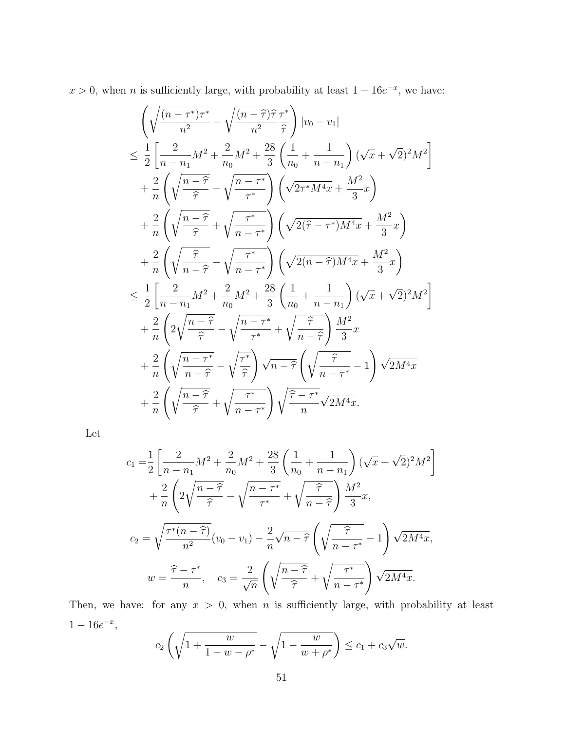$x > 0$, when $n$ is sufficiently large, with probability at least $1 - 16e^{-x}$, we have:

$$
\begin{aligned}
&\left( \sqrt{\frac{(n-\tau^*)\tau^*}{n^2}} - \sqrt{\frac{(n-\widehat{\tau})\widehat{\tau}}{n^2}} \frac{\tau^*}{\widehat{\tau}} \right) |v_0 - v_1| \\
\le\ & \frac{1}{2} \left[ \frac{2}{n-n_1} M^2 + \frac{2}{n_0} M^2 + \frac{28}{3} \left( \frac{1}{n_0} + \frac{1}{n-n_1} \right) (\sqrt{x} + \sqrt{2})^2 M^2 \right] \\
&+ \frac{2}{n} \left( \sqrt{\frac{n-\widehat{\tau}}{\widehat{\tau}}} - \sqrt{\frac{n-\tau^*}{\tau^*}} \right) \left( \sqrt{2\tau^* M^4 x} + \frac{M^2}{3} x \right) \\
&+ \frac{2}{n} \left( \sqrt{\frac{n-\widehat{\tau}}{\widehat{\tau}}} + \sqrt{\frac{\tau^*}{n-\tau^*}} \right) \left( \sqrt{2(\widehat{\tau}-\tau^*) M^4 x} + \frac{M^2}{3} x \right) \\
&+ \frac{2}{n} \left( \sqrt{\frac{\widehat{\tau}}{n-\widehat{\tau}}} - \sqrt{\frac{\tau^*}{n-\tau^*}} \right) \left( \sqrt{2(n-\widehat{\tau}) M^4 x} + \frac{M^2}{3} x \right) \\
\le\ & \frac{1}{2} \left[ \frac{2}{n-n_1} M^2 + \frac{2}{n_0} M^2 + \frac{28}{3} \left( \frac{1}{n_0} + \frac{1}{n-n_1} \right) (\sqrt{x} + \sqrt{2})^2 M^2 \right] \\
&+ \frac{2}{n} \left( 2\sqrt{\frac{n-\widehat{\tau}}{\widehat{\tau}}} - \sqrt{\frac{n-\tau^*}{\tau^*}} + \sqrt{\frac{\widehat{\tau}}{n-\widehat{\tau}}} \right) \frac{M^2}{3} x \\
&+ \frac{2}{n} \left( \sqrt{\frac{n-\tau^*}{n-\widehat{\tau}}} - \sqrt{\frac{\tau^*}{\widehat{\tau}}} \right) \sqrt{n-\widehat{\tau}} \left( \sqrt{\frac{\widehat{\tau}}{n-\tau^*}} - 1 \right) \sqrt{2M^4 x} \\
&+ \frac{2}{n} \left( \sqrt{\frac{n-\widehat{\tau}}{\widehat{\tau}}} + \sqrt{\frac{\tau^*}{n-\tau^*}} \right) \sqrt{\frac{\widehat{\tau}-\tau^*}{n}} \sqrt{2M^4 x}.
\end{aligned}
$$

Let

$$
\begin{aligned}
c_1 =& \frac{1}{2} \left[ \frac{2}{n-n_1} M^2 + \frac{2}{n_0} M^2 + \frac{28}{3} \left( \frac{1}{n_0} + \frac{1}{n-n_1} \right) (\sqrt{x} + \sqrt{2})^2 M^2 \right] \\
&+ \frac{2}{n} \left( 2\sqrt{\frac{n-\widehat{\tau}}{\widehat{\tau}}} - \sqrt{\frac{n-\tau^*}{\tau^*}} + \sqrt{\frac{\widehat{\tau}}{n-\widehat{\tau}}} \right) \frac{M^2}{3} x,
\end{aligned}
$$

$$
c_2 = \sqrt{\frac{\tau^*(n-\widehat{\tau})}{n^2}} (v_0 - v_1) - \frac{2}{n} \sqrt{n-\widehat{\tau}} \left( \sqrt{\frac{\widehat{\tau}}{n-\tau^*}} - 1 \right) \sqrt{2M^4 x},
$$

$$
w = \frac{\widehat{\tau} - \tau^*}{n}, \quad c_3 = \frac{2}{\sqrt{n}} \left( \sqrt{\frac{n-\widehat{\tau}}{\widehat{\tau}}} + \sqrt{\frac{\tau^*}{n-\tau^*}} \right) \sqrt{2M^4 x}.
$$

Then, we have: for any $x > 0$, when $n$ is sufficiently large, with probability at least $1 - 16e^{-x}$,

$$
c_2 \left( \sqrt{1 + \frac{w}{1 - w - \rho^*}} - \sqrt{1 - \frac{w}{w + \rho^*}} \right) \le c_1 + c_3 \sqrt{w}.
$$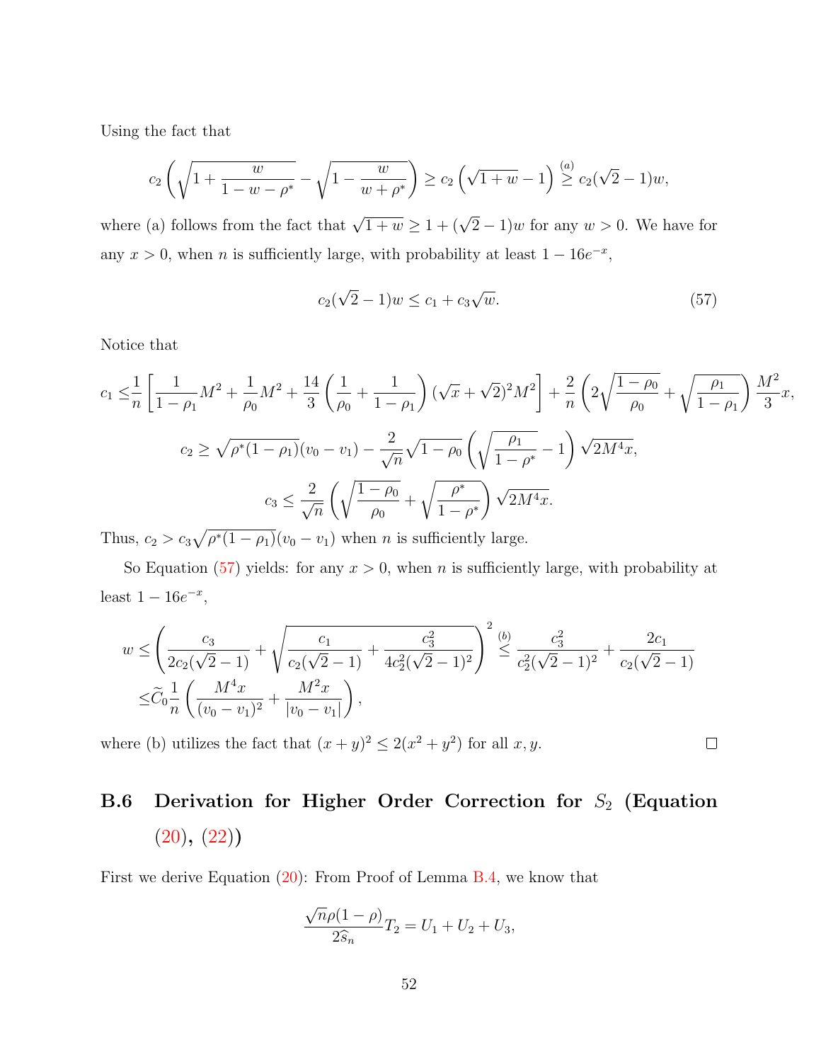Using the fact that

$$c_2\left(\sqrt{1+\frac{w}{1-w-\rho^*}}-\sqrt{1-\frac{w}{w+\rho^*}}\right)\geq c_2\left(\sqrt{1+w}-1\right)\stackrel{(a)}{\geq} c_2(\sqrt{2}-1)w,$$

where (a) follows from the fact that $\sqrt{1+w}\geq 1+(\sqrt{2}-1)w$ for any $w>0$. We have for any $x>0$, when $n$ is sufficiently large, with probability at least $1-16e^{-x}$,

$$c_2(\sqrt{2}-1)w\leq c_1+c_3\sqrt{w}. \tag{57}$$

Notice that

$$c_1 \leq \frac{1}{n}\left[\frac{1}{1-\rho_1}M^2+\frac{1}{\rho_0}M^2+\frac{14}{3}\left(\frac{1}{\rho_0}+\frac{1}{1-\rho_1}\right)(\sqrt{x}+\sqrt{2})^2M^2\right]+\frac{2}{n}\left(2\sqrt{\frac{1-\rho_0}{\rho_0}}+\sqrt{\frac{\rho_1}{1-\rho_1}}\right)\frac{M^2}{3}x,$$

$$c_2\geq\sqrt{\rho^*(1-\rho_1)}(v_0-v_1)-\frac{2}{\sqrt{n}}\sqrt{1-\rho_0}\left(\sqrt{\frac{\rho_1}{1-\rho^*}}-1\right)\sqrt{2M^4x},$$

$$c_3\leq\frac{2}{\sqrt{n}}\left(\sqrt{\frac{1-\rho_0}{\rho_0}}+\sqrt{\frac{\rho^*}{1-\rho^*}}\right)\sqrt{2M^4x}.$$

Thus, $c_2>c_3\sqrt{\rho^*(1-\rho_1)}(v_0-v_1)$ when $n$ is sufficiently large.

So Equation (57) yields: for any $x>0$, when $n$ is sufficiently large, with probability at least $1-16e^{-x}$,

$$\begin{aligned}w\leq&\left(\frac{c_3}{2c_2(\sqrt{2}-1)}+\sqrt{\frac{c_1}{c_2(\sqrt{2}-1)}+\frac{c_3^2}{4c_2^2(\sqrt{2}-1)^2}}\right)^2\stackrel{(b)}{\leq}\frac{c_3^2}{c_2^2(\sqrt{2}-1)^2}+\frac{2c_1}{c_2(\sqrt{2}-1)}\\ \leq&\widetilde{C}_0\frac{1}{n}\left(\frac{M^4x}{(v_0-v_1)^2}+\frac{M^2x}{|v_0-v_1|}\right),\end{aligned}$$

where (b) utilizes the fact that $(x+y)^2\leq 2(x^2+y^2)$ for all $x,y$. □

### B.6 Derivation for Higher Order Correction for $S_2$ (Equation (20), (22))

First we derive Equation (20): From Proof of Lemma B.4, we know that

$$\frac{\sqrt{n}\rho(1-\rho)}{2\widehat{s}_n}T_2=U_1+U_2+U_3,$$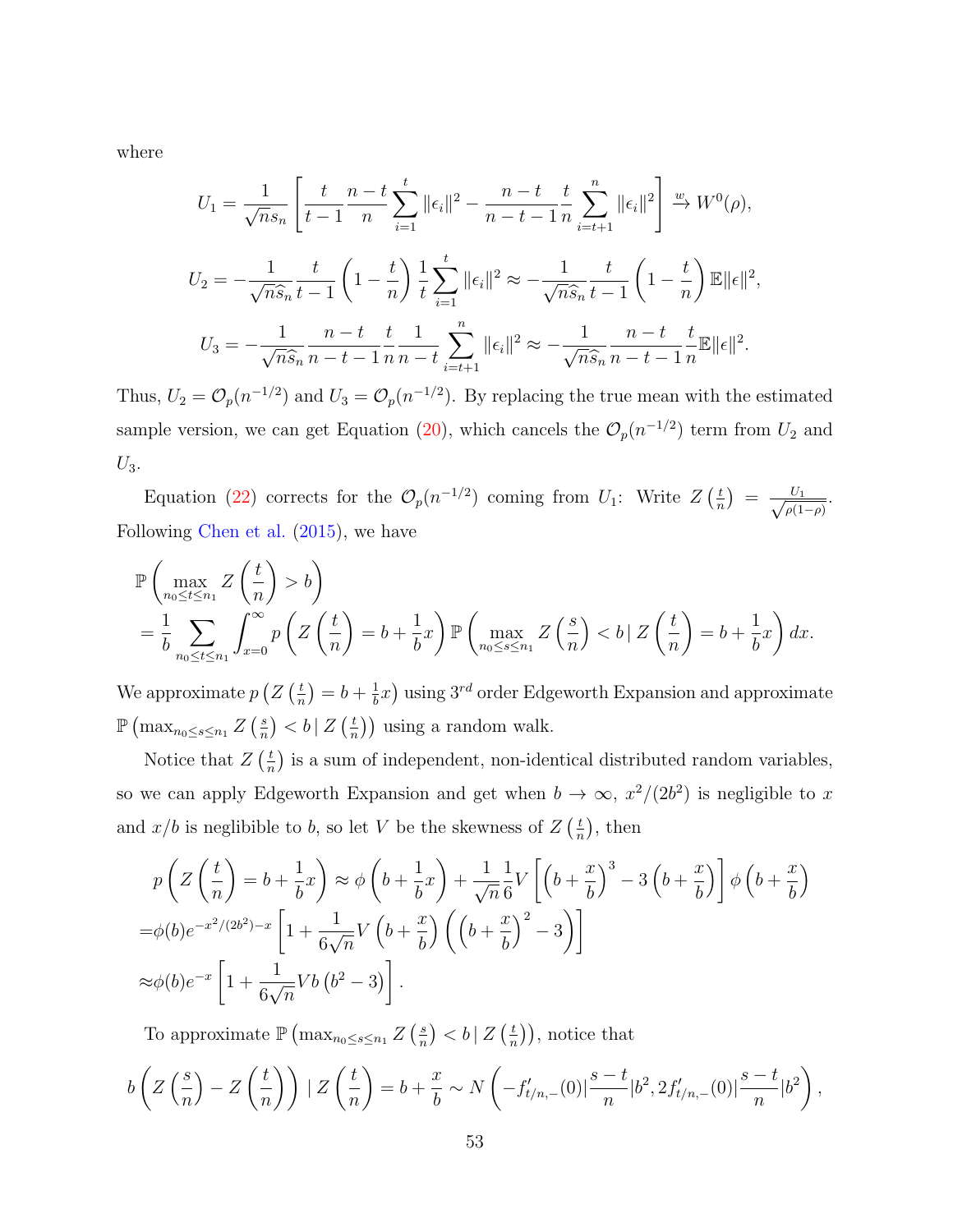where

$$U_1 = \frac{1}{\sqrt{n}s_n}\left[\frac{t}{t-1}\frac{n-t}{n}\sum_{i=1}^{t}\|\epsilon_i\|^2 - \frac{n-t}{n-t-1}\frac{t}{n}\sum_{i=t+1}^{n}\|\epsilon_i\|^2\right] \xrightarrow{w} W^0(\rho),$$

$$U_2 = -\frac{1}{\sqrt{n}\widehat{s}_n}\frac{t}{t-1}\left(1-\frac{t}{n}\right)\frac{1}{t}\sum_{i=1}^{t}\|\epsilon_i\|^2 \approx -\frac{1}{\sqrt{n}\widehat{s}_n}\frac{t}{t-1}\left(1-\frac{t}{n}\right)\mathbb{E}\|\epsilon\|^2,$$

$$U_3 = -\frac{1}{\sqrt{n}\widehat{s}_n}\frac{n-t}{n-t-1}\frac{t}{n}\frac{1}{n-t}\sum_{i=t+1}^{n}\|\epsilon_i\|^2 \approx -\frac{1}{\sqrt{n}\widehat{s}_n}\frac{n-t}{n-t-1}\frac{t}{n}\mathbb{E}\|\epsilon\|^2.$$

Thus, $U_2 = \mathcal{O}_p(n^{-1/2})$ and $U_3 = \mathcal{O}_p(n^{-1/2})$. By replacing the true mean with the estimated sample version, we can get Equation (20), which cancels the $\mathcal{O}_p(n^{-1/2})$ term from $U_2$ and $U_3$.

Equation (22) corrects for the $\mathcal{O}_p(n^{-1/2})$ coming from $U_1$: Write $Z\left(\frac{t}{n}\right) = \frac{U_1}{\sqrt{\rho(1-\rho)}}$. Following Chen et al. (2015), we have

$$\begin{aligned}
&\mathbb{P}\left(\max_{n_0\le t\le n_1} Z\left(\frac{t}{n}\right) > b\right) \\
&= \frac{1}{b}\sum_{n_0\le t\le n_1}\int_{x=0}^{\infty} p\left(Z\left(\frac{t}{n}\right) = b + \frac{1}{b}x\right)\mathbb{P}\left(\max_{n_0\le s\le n_1} Z\left(\frac{s}{n}\right) < b \,\Big|\, Z\left(\frac{t}{n}\right) = b + \frac{1}{b}x\right)dx.
\end{aligned}$$

We approximate $p\left(Z\left(\frac{t}{n}\right) = b + \frac{1}{b}x\right)$ using $3^{rd}$ order Edgeworth Expansion and approximate $\mathbb{P}\left(\max_{n_0\le s\le n_1} Z\left(\frac{s}{n}\right) < b \,|\, Z\left(\frac{t}{n}\right)\right)$ using a random walk.

Notice that $Z\left(\frac{t}{n}\right)$ is a sum of independent, non-identical distributed random variables, so we can apply Edgeworth Expansion and get when $b \to \infty$, $x^2/(2b^2)$ is negligible to $x$ and $x/b$ is neglibible to $b$, so let $V$ be the skewness of $Z\left(\frac{t}{n}\right)$, then

$$\begin{aligned}
&p\left(Z\left(\frac{t}{n}\right) = b + \frac{1}{b}x\right) \approx \phi\left(b + \frac{1}{b}x\right) + \frac{1}{\sqrt{n}}\frac{1}{6}V\left[\left(b+\frac{x}{b}\right)^3 - 3\left(b+\frac{x}{b}\right)\right]\phi\left(b+\frac{x}{b}\right) \\
=&\phi(b)e^{-x^2/(2b^2)-x}\left[1 + \frac{1}{6\sqrt{n}}V\left(b+\frac{x}{b}\right)\left(\left(b+\frac{x}{b}\right)^2 - 3\right)\right] \\
\approx&\phi(b)e^{-x}\left[1 + \frac{1}{6\sqrt{n}}Vb\left(b^2-3\right)\right].
\end{aligned}$$

To approximate $\mathbb{P}\left(\max_{n_0\le s\le n_1} Z\left(\frac{s}{n}\right) < b \,|\, Z\left(\frac{t}{n}\right)\right)$, notice that

$$b\left(Z\left(\frac{s}{n}\right) - Z\left(\frac{t}{n}\right)\right) \mid Z\left(\frac{t}{n}\right) = b + \frac{x}{b} \sim N\left(-f'_{t/n,-}(0)\left|\frac{s-t}{n}\right|b^2, 2f'_{t/n,-}(0)\left|\frac{s-t}{n}\right|b^2\right),$$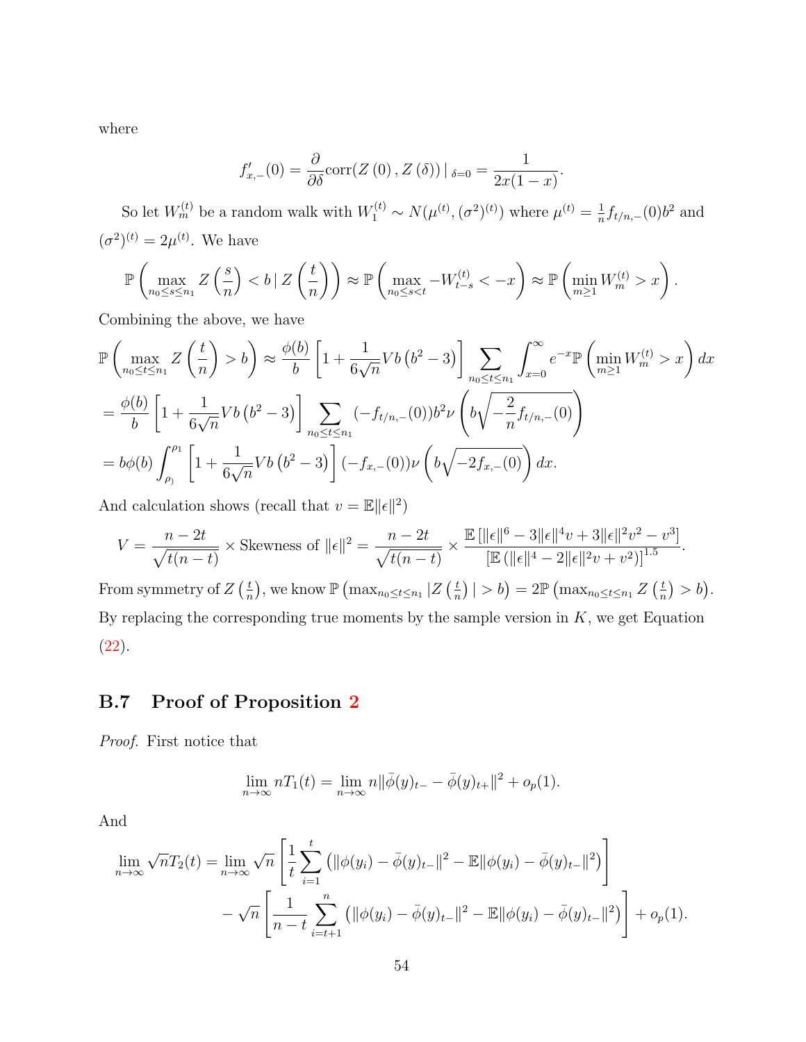where

$$f'_{x,-}(0) = \frac{\partial}{\partial \delta} \text{corr}(Z(0), Z(\delta)) \mid_{\delta=0} = \frac{1}{2x(1-x)}.$$

So let $W_m^{(t)}$ be a random walk with $W_1^{(t)} \sim N(\mu^{(t)}, (\sigma^2)^{(t)})$ where $\mu^{(t)} = \frac{1}{n} f_{t/n,-}(0) b^2$ and $(\sigma^2)^{(t)} = 2\mu^{(t)}$. We have

$$\mathbb{P}\left(\max_{n_0 \le s \le n_1} Z\left(\frac{s}{n}\right) < b \,|\, Z\left(\frac{t}{n}\right)\right) \approx \mathbb{P}\left(\max_{n_0 \le s < t} -W_{t-s}^{(t)} < -x\right) \approx \mathbb{P}\left(\min_{m \ge 1} W_m^{(t)} > x\right).$$

Combining the above, we have

$$\mathbb{P}\left(\max_{n_0 \le t \le n_1} Z\left(\frac{t}{n}\right) > b\right) \approx \frac{\phi(b)}{b}\left[1 + \frac{1}{6\sqrt{n}} V b\left(b^2 - 3\right)\right] \sum_{n_0 \le t \le n_1} \int_{x=0}^{\infty} e^{-x} \mathbb{P}\left(\min_{m \ge 1} W_m^{(t)} > x\right) dx$$

$$= \frac{\phi(b)}{b}\left[1 + \frac{1}{6\sqrt{n}} V b\left(b^2 - 3\right)\right] \sum_{n_0 \le t \le n_1} (-f_{t/n,-}(0)) b^2 \nu\left(b\sqrt{-\frac{2}{n} f_{t/n,-}(0)}\right)$$

$$= b\phi(b) \int_{\rho_)}^{\rho_1} \left[1 + \frac{1}{6\sqrt{n}} V b\left(b^2 - 3\right)\right] (-f_{x,-}(0)) \nu\left(b\sqrt{-2 f_{x,-}(0)}\right) dx.$$

And calculation shows (recall that $v = \mathbb{E}\|\epsilon\|^2$)

$$V = \frac{n-2t}{\sqrt{t(n-t)}} \times \text{Skewness of } \|\epsilon\|^2 = \frac{n-2t}{\sqrt{t(n-t)}} \times \frac{\mathbb{E}\left[\|\epsilon\|^6 - 3\|\epsilon\|^4 v + 3\|\epsilon\|^2 v^2 - v^3\right]}{\left[\mathbb{E}\left(\|\epsilon\|^4 - 2\|\epsilon\|^2 v + v^2\right)\right]^{1.5}}.$$

From symmetry of $Z\left(\frac{t}{n}\right)$, we know $\mathbb{P}\left(\max_{n_0 \le t \le n_1} |Z\left(\frac{t}{n}\right)| > b\right) = 2\mathbb{P}\left(\max_{n_0 \le t \le n_1} Z\left(\frac{t}{n}\right) > b\right)$. By replacing the corresponding true moments by the sample version in $K$, we get Equation (22).

## B.7 Proof of Proposition 2

*Proof.* First notice that

$$\lim_{n \to \infty} n T_1(t) = \lim_{n \to \infty} n \|\bar{\phi}(y)_{t-} - \bar{\phi}(y)_{t+}\|^2 + o_p(1).$$

And

$$\lim_{n \to \infty} \sqrt{n} T_2(t) = \lim_{n \to \infty} \sqrt{n}\left[\frac{1}{t}\sum_{i=1}^{t}\left(\|\phi(y_i) - \bar{\phi}(y)_{t-}\|^2 - \mathbb{E}\|\phi(y_i) - \bar{\phi}(y)_{t-}\|^2\right)\right]$$
$$- \sqrt{n}\left[\frac{1}{n-t}\sum_{i=t+1}^{n}\left(\|\phi(y_i) - \bar{\phi}(y)_{t-}\|^2 - \mathbb{E}\|\phi(y_i) - \bar{\phi}(y)_{t-}\|^2\right)\right] + o_p(1).$$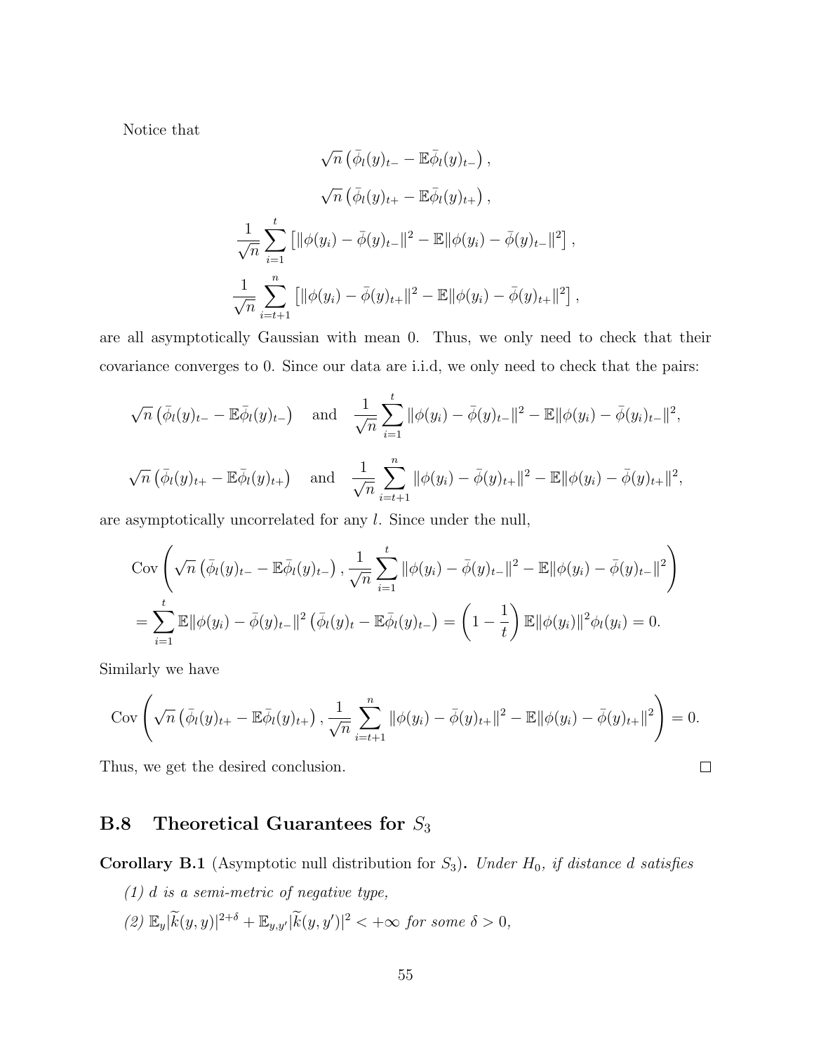Notice that

$$\sqrt{n}\left(\bar{\phi}_l(y)_{t-} - \mathbb{E}\bar{\phi}_l(y)_{t-}\right),$$

$$\sqrt{n}\left(\bar{\phi}_l(y)_{t+} - \mathbb{E}\bar{\phi}_l(y)_{t+}\right),$$

$$\frac{1}{\sqrt{n}}\sum_{i=1}^{t}\left[\|\phi(y_i) - \bar{\phi}(y)_{t-}\|^2 - \mathbb{E}\|\phi(y_i) - \bar{\phi}(y)_{t-}\|^2\right],$$

$$\frac{1}{\sqrt{n}}\sum_{i=t+1}^{n}\left[\|\phi(y_i) - \bar{\phi}(y)_{t+}\|^2 - \mathbb{E}\|\phi(y_i) - \bar{\phi}(y)_{t+}\|^2\right],$$

are all asymptotically Gaussian with mean 0. Thus, we only need to check that their covariance converges to 0. Since our data are i.i.d, we only need to check that the pairs:

$$\sqrt{n}\left(\bar{\phi}_l(y)_{t-} - \mathbb{E}\bar{\phi}_l(y)_{t-}\right) \quad \text{and} \quad \frac{1}{\sqrt{n}}\sum_{i=1}^{t}\|\phi(y_i) - \bar{\phi}(y)_{t-}\|^2 - \mathbb{E}\|\phi(y_i) - \bar{\phi}(y_i)_{t-}\|^2,$$

$$\sqrt{n}\left(\bar{\phi}_l(y)_{t+} - \mathbb{E}\bar{\phi}_l(y)_{t+}\right) \quad \text{and} \quad \frac{1}{\sqrt{n}}\sum_{i=t+1}^{n}\|\phi(y_i) - \bar{\phi}(y)_{t+}\|^2 - \mathbb{E}\|\phi(y_i) - \bar{\phi}(y)_{t+}\|^2,$$

are asymptotically uncorrelated for any $l$. Since under the null,

$$\begin{aligned}
&\operatorname{Cov}\left(\sqrt{n}\left(\bar{\phi}_l(y)_{t-} - \mathbb{E}\bar{\phi}_l(y)_{t-}\right), \frac{1}{\sqrt{n}}\sum_{i=1}^{t}\|\phi(y_i) - \bar{\phi}(y)_{t-}\|^2 - \mathbb{E}\|\phi(y_i) - \bar{\phi}(y)_{t-}\|^2\right) \\
&= \sum_{i=1}^{t}\mathbb{E}\|\phi(y_i) - \bar{\phi}(y)_{t-}\|^2\left(\bar{\phi}_l(y)_t - \mathbb{E}\bar{\phi}_l(y)_{t-}\right) = \left(1 - \frac{1}{t}\right)\mathbb{E}\|\phi(y_i)\|^2\phi_l(y_i) = 0.
\end{aligned}$$

Similarly we have

$$\operatorname{Cov}\left(\sqrt{n}\left(\bar{\phi}_l(y)_{t+} - \mathbb{E}\bar{\phi}_l(y)_{t+}\right), \frac{1}{\sqrt{n}}\sum_{i=t+1}^{n}\|\phi(y_i) - \bar{\phi}(y)_{t+}\|^2 - \mathbb{E}\|\phi(y_i) - \bar{\phi}(y)_{t+}\|^2\right) = 0.$$

Thus, we get the desired conclusion. $\square$

## B.8 Theoretical Guarantees for $S_3$

**Corollary B.1** (Asymptotic null distribution for $S_3$)**.** *Under $H_0$, if distance $d$ satisfies*

*(1) $d$ is a semi-metric of negative type,*

*(2) $\mathbb{E}_y|\widetilde{k}(y,y)|^{2+\delta} + \mathbb{E}_{y,y'}|\widetilde{k}(y,y')|^2 < +\infty$ for some $\delta > 0$,*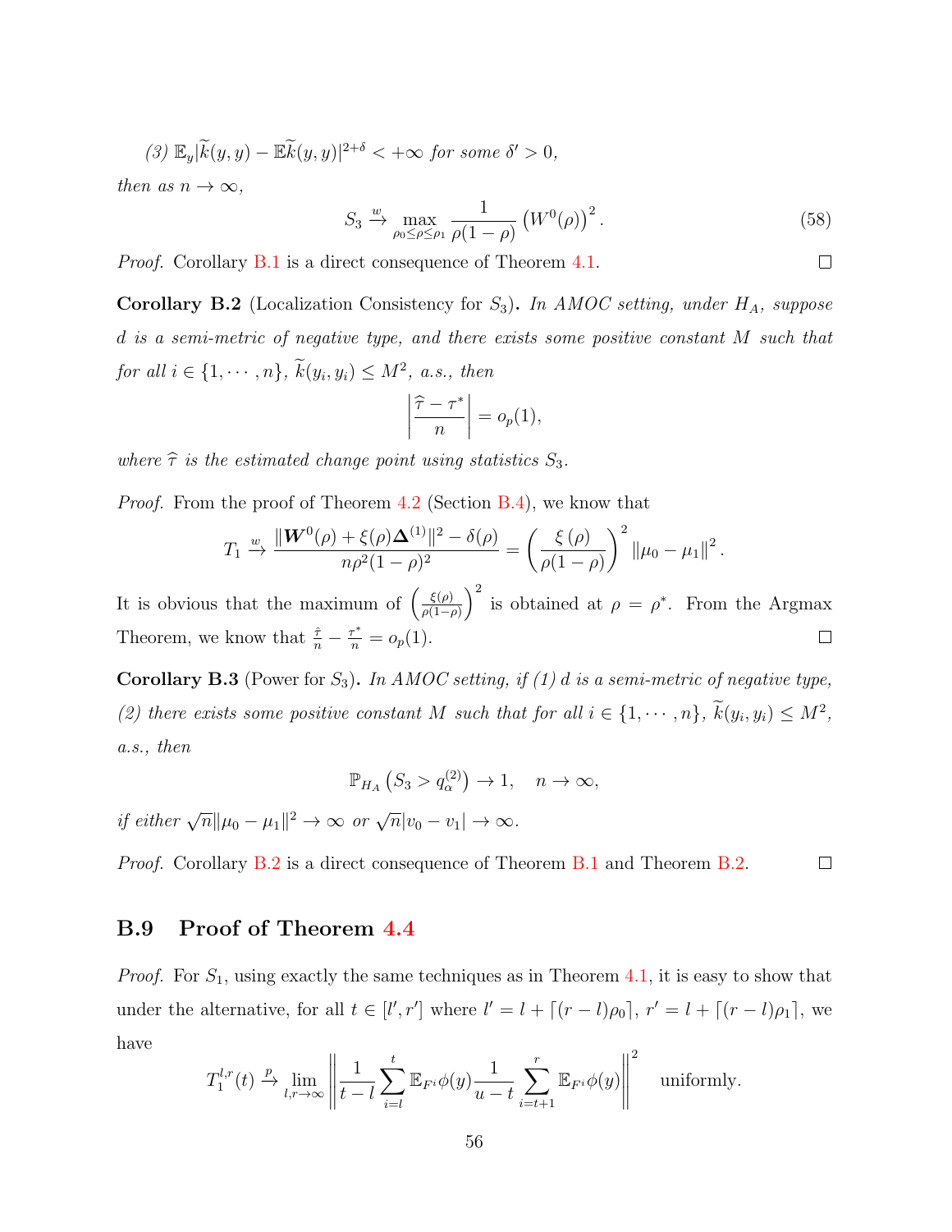*(3)* $\mathbb{E}_y|\widetilde{k}(y,y) - \mathbb{E}\widetilde{k}(y,y)|^{2+\delta} < +\infty$ *for some* $\delta' > 0$,

*then as* $n \to \infty$,

$$S_3 \xrightarrow{w} \max_{\rho_0 \le \rho \le \rho_1} \frac{1}{\rho(1-\rho)} \left(W^0(\rho)\right)^2. \tag{58}$$

*Proof.* Corollary B.1 is a direct consequence of Theorem 4.1. ◻

**Corollary B.2** (Localization Consistency for $S_3$)**.** *In AMOC setting, under* $H_A$*, suppose* $d$ *is a semi-metric of negative type, and there exists some positive constant* $M$ *such that for all* $i \in \{1, \cdots, n\}$, $\widetilde{k}(y_i, y_i) \le M^2$*, a.s., then*

$$\left|\frac{\widehat{\tau} - \tau^*}{n}\right| = o_p(1),$$

*where* $\widehat{\tau}$ *is the estimated change point using statistics* $S_3$*.*

*Proof.* From the proof of Theorem 4.2 (Section B.4), we know that

$$T_1 \xrightarrow{w} \frac{\|\boldsymbol{W}^0(\rho) + \xi(\rho)\boldsymbol{\Delta}^{(1)}\|^2 - \delta(\rho)}{n\rho^2(1-\rho)^2} = \left(\frac{\xi(\rho)}{\rho(1-\rho)}\right)^2 \|\mu_0 - \mu_1\|^2.$$

It is obvious that the maximum of $\left(\frac{\xi(\rho)}{\rho(1-\rho)}\right)^2$ is obtained at $\rho = \rho^*$. From the Argmax Theorem, we know that $\frac{\hat{\tau}}{n} - \frac{\tau^*}{n} = o_p(1)$. ◻

**Corollary B.3** (Power for $S_3$)**.** *In AMOC setting, if (1)* $d$ *is a semi-metric of negative type, (2) there exists some positive constant* $M$ *such that for all* $i \in \{1, \cdots, n\}$, $\widetilde{k}(y_i, y_i) \le M^2$*, a.s., then*

$$\mathbb{P}_{H_A}\left(S_3 > q_\alpha^{(2)}\right) \to 1, \quad n \to \infty,$$

*if either* $\sqrt{n}\|\mu_0 - \mu_1\|^2 \to \infty$ *or* $\sqrt{n}|v_0 - v_1| \to \infty$*.*

*Proof.* Corollary B.2 is a direct consequence of Theorem B.1 and Theorem B.2. ◻

## B.9 Proof of Theorem 4.4

*Proof.* For $S_1$, using exactly the same techniques as in Theorem 4.1, it is easy to show that under the alternative, for all $t \in [l', r']$ where $l' = l + \lceil (r-l)\rho_0 \rceil$, $r' = l + \lceil (r-l)\rho_1 \rceil$, we have

$$T_1^{l,r}(t) \xrightarrow{p} \lim_{l,r \to \infty} \left\| \frac{1}{t-l} \sum_{i=l}^{t} \mathbb{E}_{F^i}\phi(y) \frac{1}{u-t} \sum_{i=t+1}^{r} \mathbb{E}_{F^i}\phi(y) \right\|^2 \quad \text{uniformly}.$$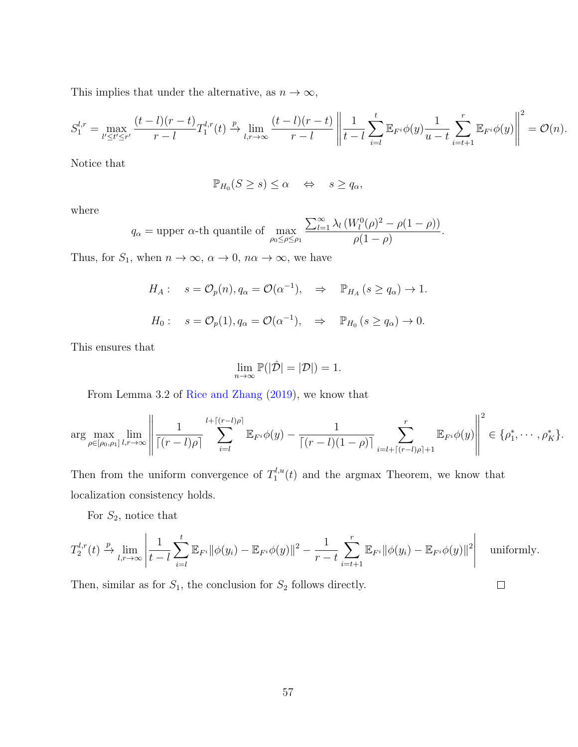This implies that under the alternative, as $n \to \infty$,

$$S_1^{l,r} = \max_{l' \le t' \le r'} \frac{(t-l)(r-t)}{r-l} T_1^{l,r}(t) \xrightarrow{p} \lim_{l,r\to\infty} \frac{(t-l)(r-t)}{r-l} \left\| \frac{1}{t-l} \sum_{i=l}^{t} \mathbb{E}_{F^i}\phi(y) \frac{1}{u-t} \sum_{i=t+1}^{r} \mathbb{E}_{F^i}\phi(y) \right\|^2 = \mathcal{O}(n).$$

Notice that

$$\mathbb{P}_{H_0}(S \ge s) \le \alpha \quad \Leftrightarrow \quad s \ge q_\alpha,$$

where

$$q_\alpha = \text{upper } \alpha\text{-th quantile of } \max_{\rho_0 \le \rho \le \rho_1} \frac{\sum_{l=1}^{\infty} \lambda_l \left(W_l^0(\rho)^2 - \rho(1-\rho)\right)}{\rho(1-\rho)}.$$

Thus, for $S_1$, when $n \to \infty$, $\alpha \to 0$, $n\alpha \to \infty$, we have

$$H_A: \quad s = \mathcal{O}_p(n), q_\alpha = \mathcal{O}(\alpha^{-1}), \quad \Rightarrow \quad \mathbb{P}_{H_A}(s \ge q_\alpha) \to 1.$$

$$H_0: \quad s = \mathcal{O}_p(1), q_\alpha = \mathcal{O}(\alpha^{-1}), \quad \Rightarrow \quad \mathbb{P}_{H_0}(s \ge q_\alpha) \to 0.$$

This ensures that

$$\lim_{n\to\infty} \mathbb{P}(|\hat{\mathcal{D}}| = |\mathcal{D}|) = 1.$$

From Lemma 3.2 of Rice and Zhang (2019), we know that

$$\arg\max_{\rho\in[\rho_0,\rho_1]} \lim_{l,r\to\infty} \left\| \frac{1}{\lceil (r-l)\rho \rceil} \sum_{i=l}^{l+\lceil (r-l)\rho \rceil} \mathbb{E}_{F^i}\phi(y) - \frac{1}{\lceil (r-l)(1-\rho) \rceil} \sum_{i=l+\lceil (r-l)\rho \rceil+1}^{r} \mathbb{E}_{F^i}\phi(y) \right\|^2 \in \{\rho_1^*, \cdots, \rho_K^*\}.$$

Then from the uniform convergence of $T_1^{l,u}(t)$ and the argmax Theorem, we know that localization consistency holds.

For $S_2$, notice that

$$T_2^{l,r}(t) \xrightarrow{p} \lim_{l,r\to\infty} \left| \frac{1}{t-l} \sum_{i=l}^{t} \mathbb{E}_{F^i}\|\phi(y_i) - \mathbb{E}_{F^i}\phi(y)\|^2 - \frac{1}{r-t} \sum_{i=t+1}^{r} \mathbb{E}_{F^i}\|\phi(y_i) - \mathbb{E}_{F^i}\phi(y)\|^2 \right| \quad \text{uniformly.}$$

Then, similar as for $S_1$, the conclusion for $S_2$ follows directly. □